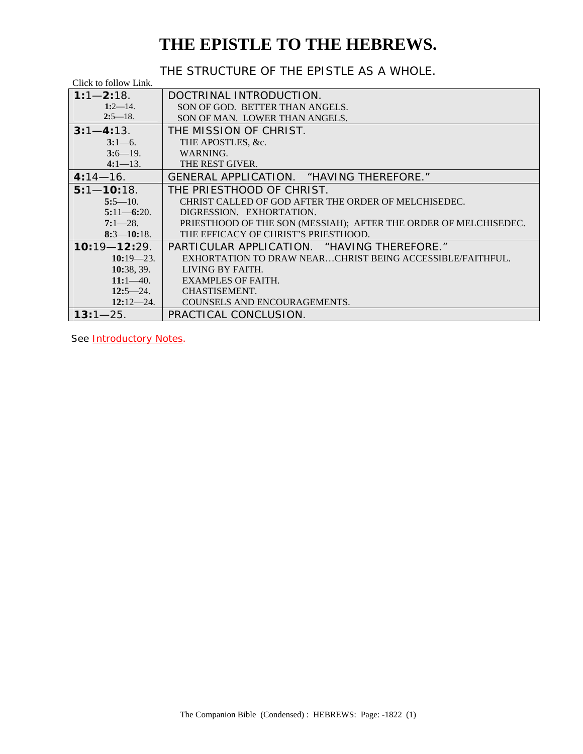# THE EPISTLE TO THE HEBREWS.

## THE STRUCTURE OF THE EPISTLE AS A WHOLE.

Click to follow Link.

| | |
|---|---|
| **1:**1—**2:**18. | DOCTRINAL INTRODUCTION. |
| **1:**2—14. | SON OF GOD. BETTER THAN ANGELS. |
| **2:**5—18. | SON OF MAN. LOWER THAN ANGELS. |
| **3:**1—**4:**13. | THE MISSION OF CHRIST. |
| **3:**1—6. | THE APOSTLES, &c. |
| **3:**6—19. | WARNING. |
| **4:**1—13. | THE REST GIVER. |
| **4:**14—16. | GENERAL APPLICATION. "HAVING THEREFORE." |
| **5:**1—**10:**18. | THE PRIESTHOOD OF CHRIST. |
| **5:**5—10. | CHRIST CALLED OF GOD AFTER THE ORDER OF MELCHISEDEC. |
| **5:**11—**6:**20. | DIGRESSION. EXHORTATION. |
| **7:**1—28. | PRIESTHOOD OF THE SON (MESSIAH); AFTER THE ORDER OF MELCHISEDEC. |
| **8:**3—**10:**18. | THE EFFICACY OF CHRIST'S PRIESTHOOD. |
| **10:**19—**12:**29. | PARTICULAR APPLICATION. "HAVING THEREFORE." |
| **10:**19—23. | EXHORTATION TO DRAW NEAR…CHRIST BEING ACCESSIBLE/FAITHFUL. |
| **10:**38, 39. | LIVING BY FAITH. |
| **11:**1—40. | EXAMPLES OF FAITH. |
| **12:**5—24. | CHASTISEMENT. |
| **12:**12—24. | COUNSELS AND ENCOURAGEMENTS. |
| **13:**1—25. | PRACTICAL CONCLUSION. |

See Introductory Notes.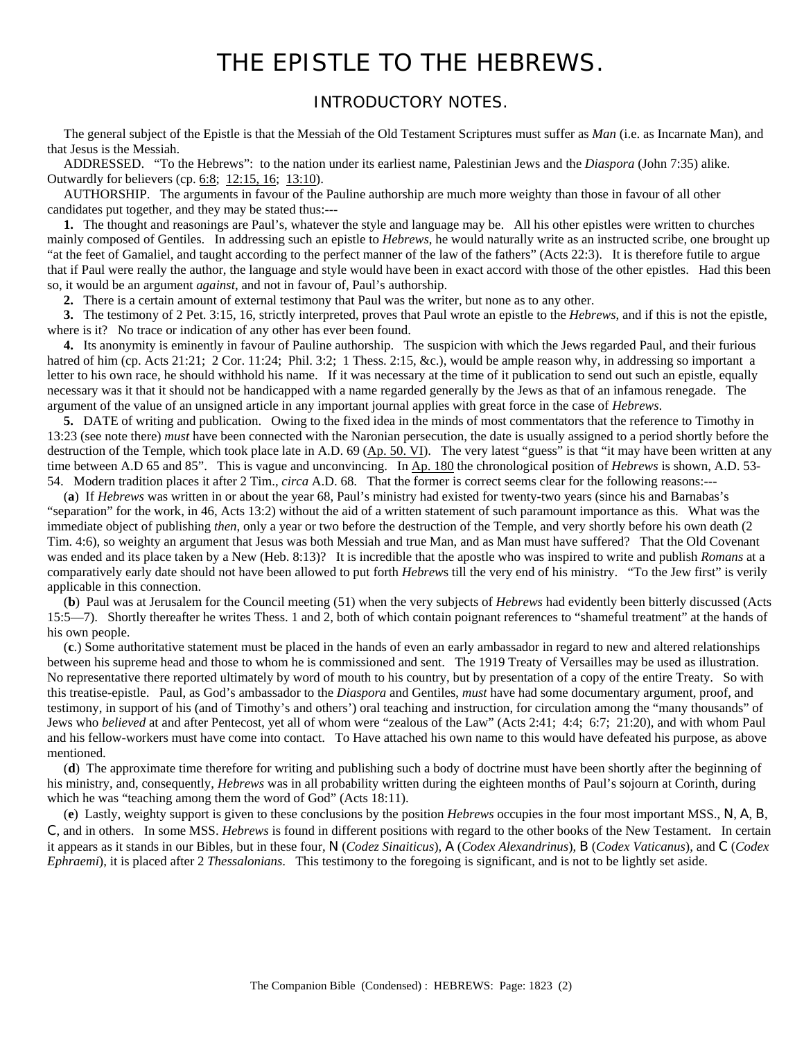# THE EPISTLE TO THE HEBREWS.

## INTRODUCTORY NOTES.

The general subject of the Epistle is that the Messiah of the Old Testament Scriptures must suffer as *Man* (i.e. as Incarnate Man), and that Jesus is the Messiah.

ADDRESSED. "To the Hebrews": to the nation under its earliest name, Palestinian Jews and the *Diaspora* (John 7:35) alike. Outwardly for believers (cp. 6:8; 12:15, 16; 13:10).

AUTHORSHIP. The arguments in favour of the Pauline authorship are much more weighty than those in favour of all other candidates put together, and they may be stated thus:---

**1.** The thought and reasonings are Paul's, whatever the style and language may be. All his other epistles were written to churches mainly composed of Gentiles. In addressing such an epistle to *Hebrews*, he would naturally write as an instructed scribe, one brought up "at the feet of Gamaliel, and taught according to the perfect manner of the law of the fathers" (Acts 22:3). It is therefore futile to argue that if Paul were really the author, the language and style would have been in exact accord with those of the other epistles. Had this been so, it would be an argument *against*, and not in favour of, Paul's authorship.

**2.** There is a certain amount of external testimony that Paul was the writer, but none as to any other.

**3.** The testimony of 2 Pet. 3:15, 16, strictly interpreted, proves that Paul wrote an epistle to the *Hebrews*, and if this is not the epistle, where is it? No trace or indication of any other has ever been found.

**4.** Its anonymity is eminently in favour of Pauline authorship. The suspicion with which the Jews regarded Paul, and their furious hatred of him (cp. Acts 21:21; 2 Cor. 11:24; Phil. 3:2; 1 Thess. 2:15, &c.), would be ample reason why, in addressing so important a letter to his own race, he should withhold his name. If it was necessary at the time of it publication to send out such an epistle, equally necessary was it that it should not be handicapped with a name regarded generally by the Jews as that of an infamous renegade. The argument of the value of an unsigned article in any important journal applies with great force in the case of *Hebrews*.

**5.** DATE of writing and publication. Owing to the fixed idea in the minds of most commentators that the reference to Timothy in 13:23 (see note there) *must* have been connected with the Naronian persecution, the date is usually assigned to a period shortly before the destruction of the Temple, which took place late in A.D. 69 (Ap. 50. VI). The very latest "guess" is that "it may have been written at any time between A.D 65 and 85". This is vague and unconvincing. In Ap. 180 the chronological position of *Hebrews* is shown, A.D. 53-54. Modern tradition places it after 2 Tim., *circa* A.D. 68. That the former is correct seems clear for the following reasons:---

(**a**) If *Hebrews* was written in or about the year 68, Paul's ministry had existed for twenty-two years (since his and Barnabas's "separation" for the work, in 46, Acts 13:2) without the aid of a written statement of such paramount importance as this. What was the immediate object of publishing *then*, only a year or two before the destruction of the Temple, and very shortly before his own death (2 Tim. 4:6), so weighty an argument that Jesus was both Messiah and true Man, and as Man must have suffered? That the Old Covenant was ended and its place taken by a New (Heb. 8:13)? It is incredible that the apostle who was inspired to write and publish *Romans* at a comparatively early date should not have been allowed to put forth *Hebrews* till the very end of his ministry. "To the Jew first" is verily applicable in this connection.

(**b**) Paul was at Jerusalem for the Council meeting (51) when the very subjects of *Hebrews* had evidently been bitterly discussed (Acts 15:5—7). Shortly thereafter he writes Thess. 1 and 2, both of which contain poignant references to "shameful treatment" at the hands of his own people.

(**c**.) Some authoritative statement must be placed in the hands of even an early ambassador in regard to new and altered relationships between his supreme head and those to whom he is commissioned and sent. The 1919 Treaty of Versailles may be used as illustration. No representative there reported ultimately by word of mouth to his country, but by presentation of a copy of the entire Treaty. So with this treatise-epistle. Paul, as God's ambassador to the *Diaspora* and Gentiles, *must* have had some documentary argument, proof, and testimony, in support of his (and of Timothy's and others') oral teaching and instruction, for circulation among the "many thousands" of Jews who *believed* at and after Pentecost, yet all of whom were "zealous of the Law" (Acts 2:41; 4:4; 6:7; 21:20), and with whom Paul and his fellow-workers must have come into contact. To Have attached his own name to this would have defeated his purpose, as above mentioned.

(**d**) The approximate time therefore for writing and publishing such a body of doctrine must have been shortly after the beginning of his ministry, and, consequently, *Hebrews* was in all probability written during the eighteen months of Paul's sojourn at Corinth, during which he was "teaching among them the word of God" (Acts 18:11).

(**e**) Lastly, weighty support is given to these conclusions by the position *Hebrews* occupies in the four most important MSS., N, A, B, C, and in others. In some MSS. *Hebrews* is found in different positions with regard to the other books of the New Testament. In certain it appears as it stands in our Bibles, but in these four, N (*Codez Sinaiticus*), A (*Codex Alexandrinus*), B (*Codex Vaticanus*), and C (*Codex Ephraemi*), it is placed after 2 *Thessalonians*. This testimony to the foregoing is significant, and is not to be lightly set aside.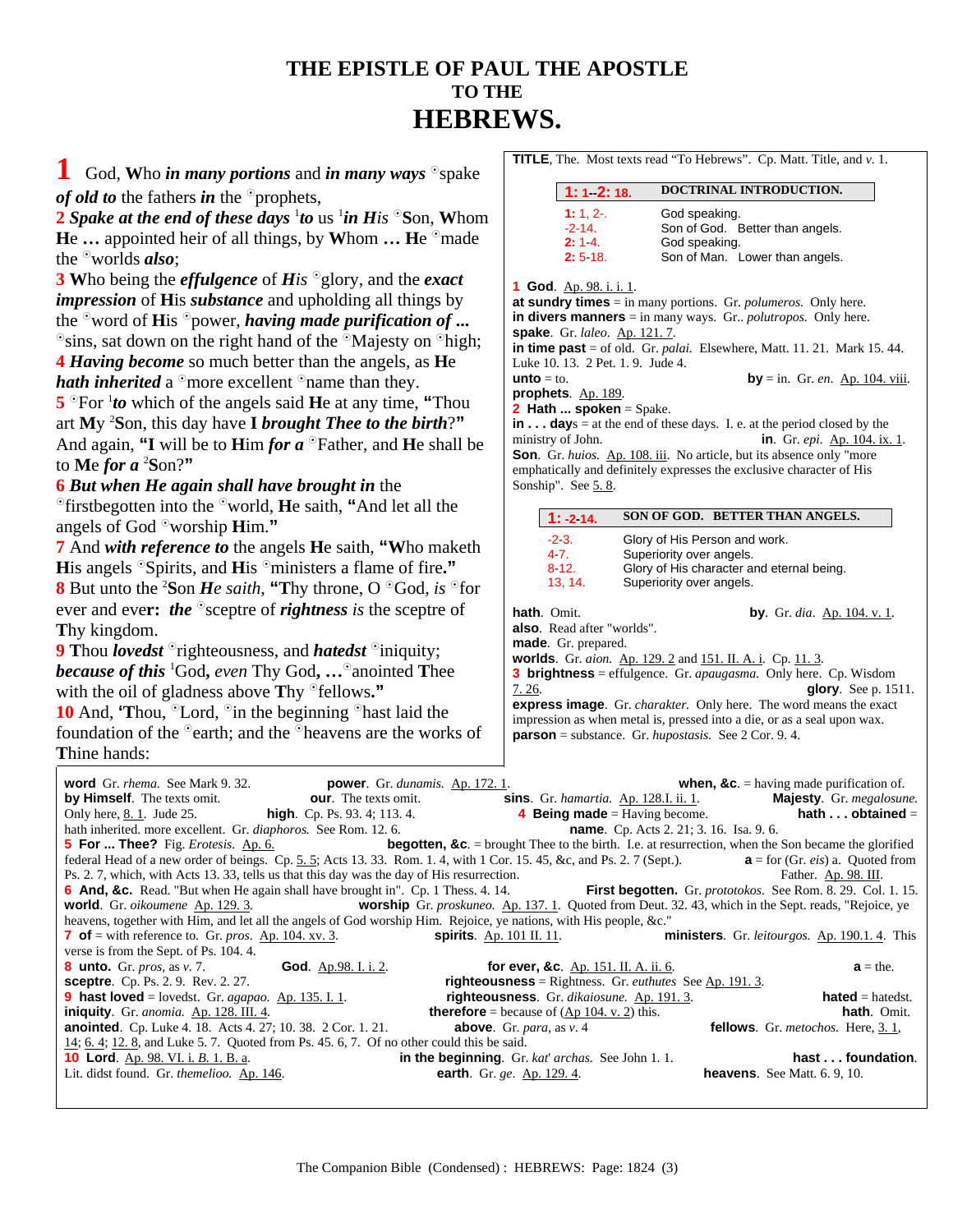# THE EPISTLE OF PAUL THE APOSTLE
## TO THE
# HEBREWS.

**1** God, **W**ho ***in many portions*** and ***in many ways*** °spake ***of old to*** the fathers ***in*** the °prophets,
**2** ***Spake at the end of these days*** [1]***to*** us [1]***in His*** °Son, **W**hom **H**e **…** appointed heir of all things, by **W**hom **… H**e °made the °worlds ***also***;
**3 W**ho being the ***effulgence*** of ***His*** °glory, and the ***exact impression*** of **H**is ***substance*** and upholding all things by the °word of **H**is °power, ***having made purification of ...*** °sins, sat down on the right hand of the °Majesty on °high;
**4** ***Having become*** so much better than the angels, as **H**e ***hath inherited*** a °more excellent °name than they.
**5** °For [1]***to*** which of the angels said **H**e at any time, **"**Thou art **M**y [2]**S**on, this day have **I** ***brought Thee to the birth***?**"** And again, **"I** will be to **H**im ***for a*** °Father, and **H**e shall be to **M**e ***for a*** [2]**S**on?**"**
**6** ***But when He again shall have brought in*** the °firstbegotten into the °world, **H**e saith, **"**And let all the angels of God °worship **H**im.**"**
**7** And ***with reference to*** the angels **H**e saith, **"W**ho maketh **H**is angels °Spirits, and **H**is °ministers a flame of fire.**"**
**8** But unto the [2]**S**on ***He saith***, **"T**hy throne, O °God, ***is*** °for ever and ever**:** ***the*** °sceptre of ***rightness is*** the sceptre of **T**hy kingdom.
**9 T**hou ***lovedst*** °righteousness, and ***hatedst*** °iniquity; ***because of this*** [1]God**,** ***even*** Thy God**, …**°anointed **T**hee with the oil of gladness above **T**hy °fellows.**"**
**10** And, **'T**hou, °Lord, °in the beginning °hast laid the foundation of the °earth; and the °heavens are the works of **T**hine hands:

**TITLE**, The. Most texts read "To Hebrews". Cp. Matt. Title, and *v.* 1.

| **1: 1--2: 18.** | **DOCTRINAL INTRODUCTION.** |
|---|---|
| 1: 1, 2-. | God speaking. |
| -2-14. | Son of God. Better than angels. |
| 2: 1-4. | God speaking. |
| 2: 5-18. | Son of Man. Lower than angels. |

**1 God**. Ap. 98. i. i. 1.
**at sundry times** = in many portions. Gr. *polumeros*. Only here.
**in divers manners** = in many ways. Gr.. *polutropos*. Only here.
**spake**. Gr. *laleo*. Ap. 121. 7.
**in time past** = of old. Gr. *palai*. Elsewhere, Matt. 11. 21. Mark 15. 44. Luke 10. 13. 2 Pet. 1. 9. Jude 4.
**unto** = to. **by** = in. Gr. *en*. Ap. 104. viii.
**prophets**. Ap. 189.
**2 Hath ... spoken** = Spake.
**in . . . days** = at the end of these days. I. e. at the period closed by the ministry of John. **in**. Gr. *epi*. Ap. 104. ix. 1.
**Son**. Gr. *huios*. Ap. 108. iii. No article, but its absence only "more emphatically and definitely expresses the exclusive character of His Sonship". See 5. 8.

| **1: -2-14.** | **SON OF GOD. BETTER THAN ANGELS.** |
|---|---|
| -2-3. | Glory of His Person and work. |
| 4-7. | Superiority over angels. |
| 8-12. | Glory of His character and eternal being. |
| 13, 14. | Superiority over angels. |

**hath**. Omit. **by**. Gr. *dia*. Ap. 104. v. 1.
**also**. Read after "worlds".
**made**. Gr. prepared.
**worlds**. Gr. *aion*. Ap. 129. 2 and 151. II. A. i. Cp. 11. 3.
**3 brightness** = effulgence. Gr. *apaugasma*. Only here. Cp. Wisdom 7. 26. **glory**. See p. 1511.
**express image**. Gr. *charakter*. Only here. The word means the exact impression as when metal is, pressed into a die, or as a seal upon wax.
**parson** = substance. Gr. *hupostasis*. See 2 Cor. 9. 4.

**word** Gr. *rhema*. See Mark 9. 32. **power**. Gr. *dunamis*. Ap. 172. 1. **when, &c**. = having made purification of. **by Himself**. The texts omit. **our**. The texts omit. **sins**. Gr. *hamartia*. Ap. 128.I. ii. 1. **Majesty**. Gr. *megalosune*. Only here, 8. 1. Jude 25. **high**. Cp. Ps. 93. 4; 113. 4. **4 Being made** = Having become. **hath . . . obtained** = hath inherited. more excellent. Gr. *diaphoros*. See Rom. 12. 6. **name**. Cp. Acts 2. 21; 3. 16. Isa. 9. 6.
**5 For ... Thee?** Fig. *Erotesis*. Ap. 6. **begotten, &c**. = brought Thee to the birth. I.e. at resurrection, when the Son became the glorified federal Head of a new order of beings. Cp. 5. 5; Acts 13. 33. Rom. 1. 4, with 1 Cor. 15. 45, &c, and Ps. 2. 7 (Sept.). **a** = for (Gr. *eis*) a. Quoted from Ps. 2. 7, which, with Acts 13. 33, tells us that this day was the day of His resurrection. Father. Ap. 98. III.
**6 And, &c.** Read. "But when He again shall have brought in". Cp. 1 Thess. 4. 14. **First begotten.** Gr. *prototokos*. See Rom. 8. 29. Col. 1. 15. **world**. Gr. *oikoumene* Ap. 129. 3. **worship** Gr. *proskuneo*. Ap. 137. 1. Quoted from Deut. 32. 43, which in the Sept. reads, "Rejoice, ye heavens, together with Him, and let all the angels of God worship Him. Rejoice, ye nations, with His people, &c."
**7 of** = with reference to. Gr. *pros*. Ap. 104. xv. 3. **spirits**. Ap. 101 II. 11. **ministers**. Gr. *leitourgos*. Ap. 190.1. 4. This verse is from the Sept. of Ps. 104. 4.
**8 unto.** Gr. *pros*, as *v.* 7. **God**. Ap.98. I. i. 2. **for ever, &c**. Ap. 151. II. A. ii. 6. **a** = the. **sceptre**. Cp. Ps. 2. 9. Rev. 2. 27. **righteousness** = Rightness. Gr. *euthutes* See Ap. 191. 3.
**9 hast loved** = lovedst. Gr. *agapao*. Ap. 135. I. 1. **righteousness**. Gr. *dikaiosune*. Ap. 191. 3. **hated** = hatedst. **iniquity**. Gr. *anomia*. Ap. 128. III. 4. **therefore** = because of (Ap 104. v. 2) this. **hath**. Omit. **anointed**. Cp. Luke 4. 18. Acts 4. 27; 10. 38. 2 Cor. 1. 21. **above**. Gr. *para*, as *v.* 4 **fellows**. Gr. *metochos*. Here, 3. 1, 14; 6. 4; 12. 8, and Luke 5. 7. Quoted from Ps. 45. 6, 7. Of no other could this be said.
**10 Lord**. Ap. 98. VI. i. *B*. 1. B. a. **in the beginning**. Gr. *kat' archas*. See John 1. 1. **hast . . . foundation**. Lit. didst found. Gr. *themelioo*. Ap. 146. **earth**. Gr. *ge*. Ap. 129. 4. **heavens**. See Matt. 6. 9, 10.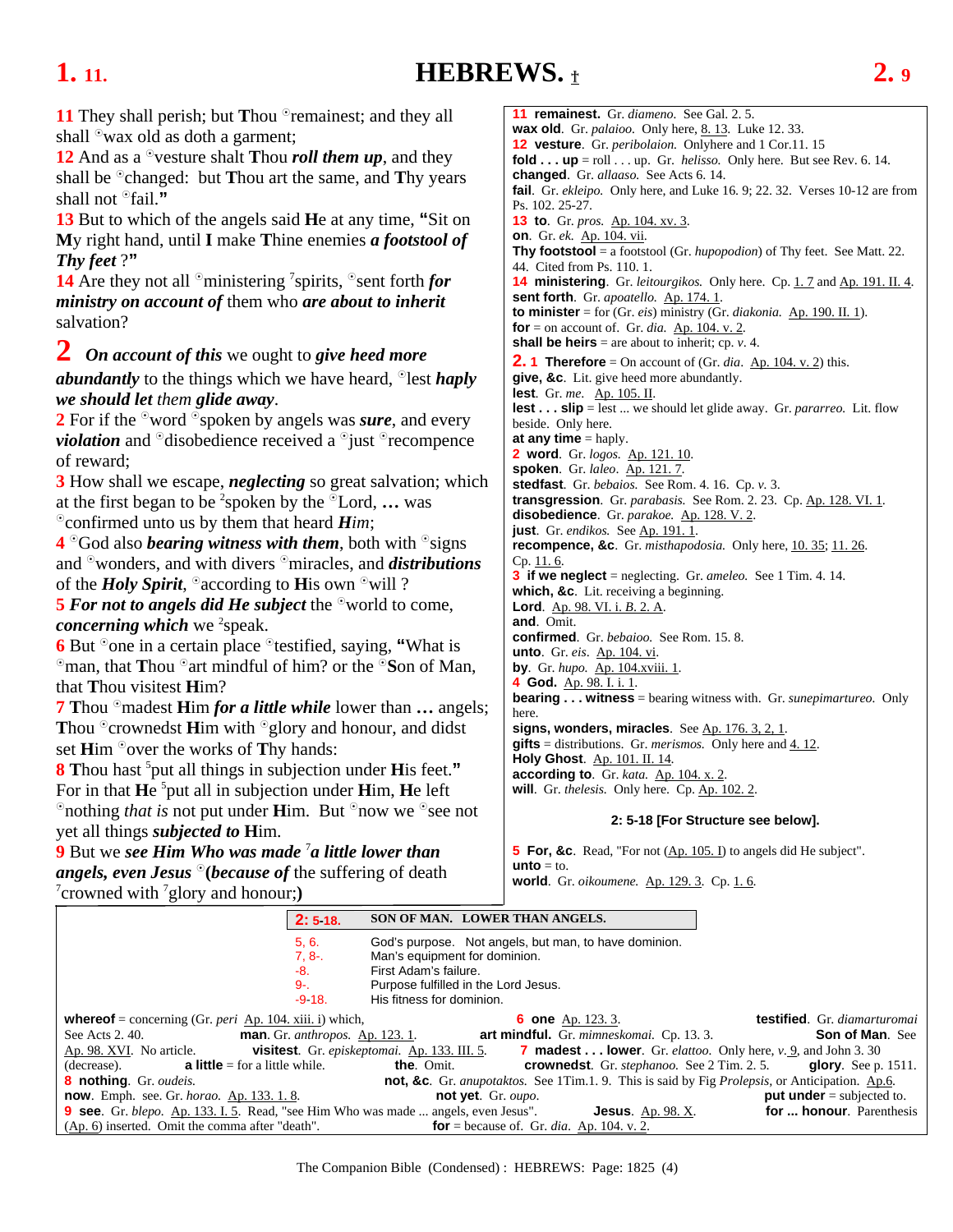**11** They shall perish; but Thou °remainest; and they all shall °wax old as doth a garment;
**12** And as a °vesture shalt Thou ***roll them up***, and they shall be °changed: but Thou art the same, and Thy years shall not °fail."
**13** But to which of the angels said He at any time, "Sit on My right hand, until I make Thine enemies ***a footstool of Thy feet*** ?"
**14** Are they not all °ministering [7]spirits, °sent forth ***for ministry on account of*** them who ***are about to inherit*** salvation?

## 2

**1** ***On account of this*** we ought to ***give heed more abundantly*** to the things which we have heard, °lest ***haply we should let*** *them* ***glide away***.
**2** For if the °word °spoken by angels was ***sure***, and every ***violation*** and °disobedience received a °just °recompence of reward;
**3** How shall we escape, ***neglecting*** so great salvation; which at the first began to be [2]spoken by the °Lord, **…** was °confirmed unto us by them that heard ***Him***;
**4** °God also ***bearing witness with them***, both with °signs and °wonders, and with divers °miracles, and ***distributions*** of the ***Holy Spirit***, °according to His own °will ?
**5** ***For not to angels did He subject*** the °world to come, ***concerning which*** we [2]speak.
**6** But °one in a certain place °testified, saying, "What is °man, that Thou °art mindful of him? or the °Son of Man, that Thou visitest Him?
**7** Thou °madest Him ***for a little while*** lower than **…** angels; Thou °crownedst Him with °glory and honour, and didst set Him °over the works of Thy hands:
**8** Thou hast [5]put all things in subjection under His feet." For in that He [5]put all in subjection under Him, He left °nothing *that is* not put under Him. But °now we °see not yet all things ***subjected to*** Him.
**9** But we ***see Him Who was made*** [7]***a little lower than angels, even Jesus*** °(***because of*** the suffering of death [7]crowned with [7]glory and honour;)

---

**11 remainest**. Gr. *diameno*. See Gal. 2. 5.
**wax old**. Gr. *palaioo*. Only here, 8. 13. Luke 12. 33.
**12 vesture**. Gr. *peribolaion*. Onlyhere and 1 Cor.11. 15
**fold . . . up** = roll . . . up. Gr. *helisso*. Only here. But see Rev. 6. 14.
**changed**. Gr. *allaaso*. See Acts 6. 14.
**fail**. Gr. *ekleipo*. Only here, and Luke 16. 9; 22. 32. Verses 10-12 are from Ps. 102. 25-27.
**13 to**. Gr. *pros*. Ap. 104. xv. 3.
**on**. Gr. *ek*. Ap. 104. vii.
**Thy footstool** = a footstool (Gr. *hupopodion*) of Thy feet. See Matt. 22. 44. Cited from Ps. 110. 1.
**14 ministering**. Gr. *leitourgikos*. Only here. Cp. 1. 7 and Ap. 191. II. 4.
**sent forth**. Gr. *apoatello*. Ap. 174. 1.
**to minister** = for (Gr. *eis*) ministry (Gr. *diakonia*. Ap. 190. II. 1).
**for** = on account of. Gr. *dia*. Ap. 104. v. 2.
**shall be heirs** = are about to inherit; cp. *v*. 4.

**2. 1 Therefore** = On account of (Gr. *dia*. Ap. 104. v. 2) this.
**give, &c**. Lit. give heed more abundantly.
**lest**. Gr. *me*. Ap. 105. II.
**lest . . . slip** = lest ... we should let glide away. Gr. *pararreo*. Lit. flow beside. Only here.
**at any time** = haply.
**2 word**. Gr. *logos*. Ap. 121. 10.
**spoken**. Gr. *laleo*. Ap. 121. 7.
**stedfast**. Gr. *bebaios*. See Rom. 4. 16. Cp. *v*. 3.
**transgression**. Gr. *parabasis*. See Rom. 2. 23. Cp. Ap. 128. VI. 1.
**disobedience**. Gr. *parakoe*. Ap. 128. V. 2.
**just**. Gr. *endikos*. See Ap. 191. 1.
**recompence, &c**. Gr. *misthapodosia*. Only here, 10. 35; 11. 26. Cp. 11. 6.
**3 if we neglect** = neglecting. Gr. *ameleo*. See 1 Tim. 4. 14.
**which, &c**. Lit. receiving a beginning.
**Lord**. Ap. 98. VI. i. *B*. 2. A.
**and**. Omit.
**confirmed**. Gr. *bebaioo*. See Rom. 15. 8.
**unto**. Gr. *eis*. Ap. 104. vi.
**by**. Gr. *hupo*. Ap. 104.xviii. 1.
**4 God**. Ap. 98. I. i. 1.
**bearing . . . witness** = bearing witness with. Gr. *sunepimartureo*. Only here.
**signs, wonders, miracles**. See Ap. 176. 3, 2, 1.
**gifts** = distributions. Gr. *merismos*. Only here and 4. 12.
**Holy Ghost**. Ap. 101. II. 14.
**according to**. Gr. *kata*. Ap. 104. x. 2.
**will**. Gr. *thelesis*. Only here. Cp. Ap. 102. 2.

**2: 5-18 [For Structure see below].**

**5 For, &c**. Read, "For not (Ap. 105. I) to angels did He subject".
**unto** = to.
**world**. Gr. *oikoumene*. Ap. 129. 3. Cp. 1. 6.

---

| **2: 5-18.** | **SON OF MAN. LOWER THAN ANGELS.** |
|---|---|
| 5, 6. | God's purpose. Not angels, but man, to have dominion. |
| 7, 8-. | Man's equipment for dominion. |
| -8. | First Adam's failure. |
| 9-. | Purpose fulfilled in the Lord Jesus. |
| -9-18. | His fitness for dominion. |

**whereof** = concerning (Gr. *peri* Ap. 104. xiii. i) which,
**6 one** Ap. 123. 3.
**testified**. Gr. *diamarturomai* See Acts 2. 40.
**man**. Gr. *anthropos*. Ap. 123. 1.
**art mindful**. Gr. *mimneskomai*. Cp. 13. 3.
**Son of Man**. See Ap. 98. XVI. No article.
**visitest**. Gr. *episkeptomai*. Ap. 133. III. 5.
**7 madest . . . lower**. Gr. *elattoo*. Only here, *v*. 9, and John 3. 30 (decrease).
**a little** = for a little while.
**the**. Omit.
**crownedst**. Gr. *stephanoo*. See 2 Tim. 2. 5.
**glory**. See p. 1511.
**8 nothing**. Gr. *oudeis*.
**not, &c**. Gr. *anupotaktos*. See 1Tim.1. 9. This is said by Fig *Prolepsis*, or Anticipation. Ap.6.
**now**. Emph. see. Gr. *horao*. Ap. 133. 1. 8.
**not yet**. Gr. *oupo*.
**put under** = subjected to.
**9 see**. Gr. *blepo*. Ap. 133. I. 5. Read, "see Him Who was made ... angels, even Jesus".
**Jesus**. Ap. 98. X.
**for ... honour**. Parenthesis (Ap. 6) inserted. Omit the comma after "death".
**for** = because of. Gr. *dia*. Ap. 104. v. 2.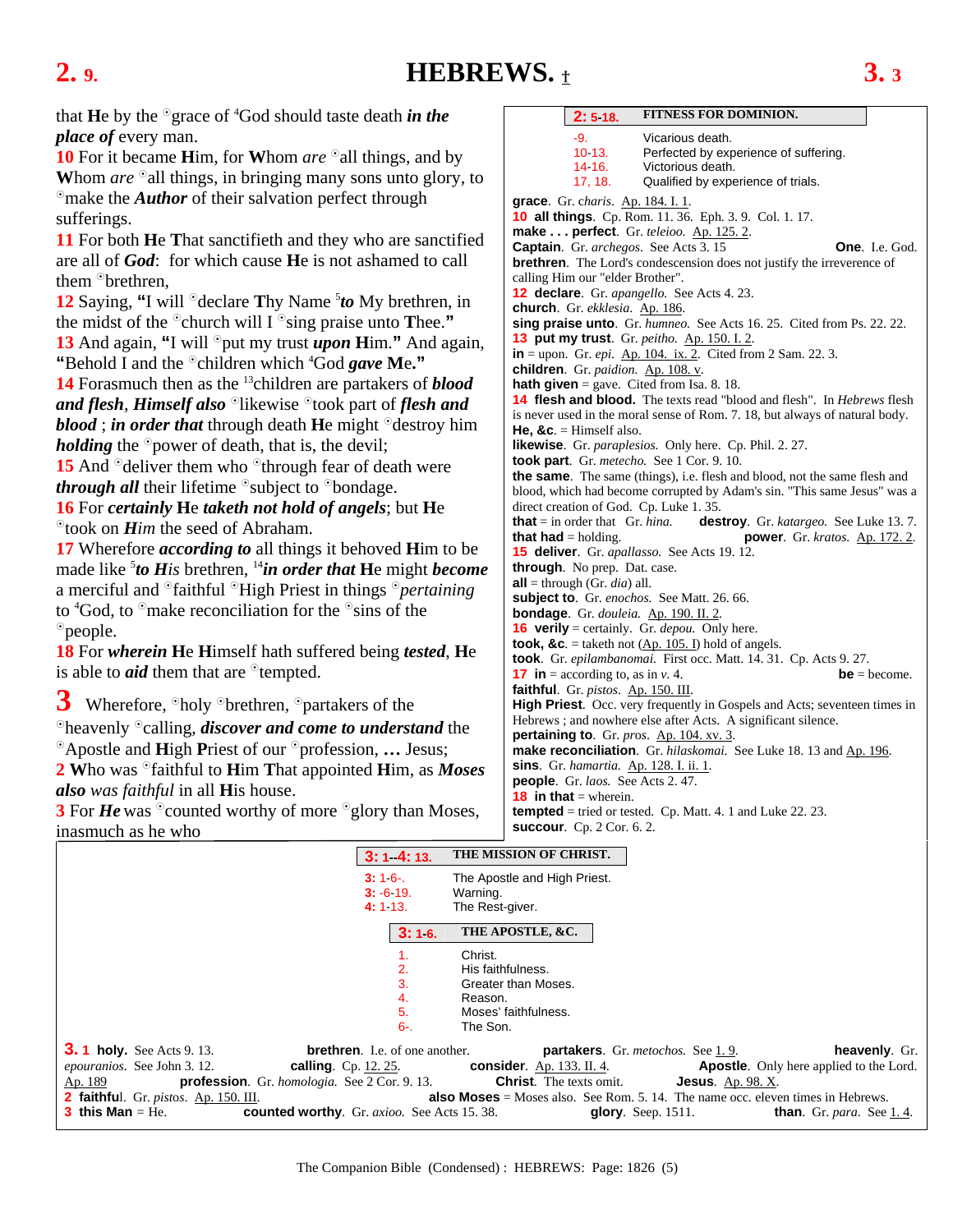that **He** by the °grace of [4]God should taste death ***in the place of*** every man.

**10** For it became **H**im, for **W**hom *are* °all things, and by **W**hom *are* °all things, in bringing many sons unto glory, to °make the ***Author*** of their salvation perfect through sufferings.

**11** For both **He** **T**hat sanctifieth and they who are sanctified are all of ***God***: for which cause **He** is not ashamed to call them °brethren,

**12** Saying, **"**I will °declare **T**hy Name [5]***to*** My brethren, in the midst of the °church will I °sing praise unto **T**hee.**"**

**13** And again, **"**I will °put my trust ***upon*** **H**im.**"** And again, **"**Behold I and the °children which [4]God ***gave*** **M**e.**"**

**14** Forasmuch then as the [13]children are partakers of ***blood and flesh***, ***Himself also*** °likewise °took part of ***flesh and blood*** ; ***in order that*** through death **H**e might °destroy him ***holding*** the °power of death, that is, the devil;

**15** And °deliver them who °through fear of death were ***through all*** their lifetime °subject to °bondage.

**16** For ***certainly*** **H**e ***taketh not hold of angels***; but **H**e °took on ***Him*** the seed of Abraham.

**17** Wherefore ***according to*** all things it behoved **H**im to be made like [5]***to His*** brethren, [14]***in order that*** **H**e might ***become*** a merciful and °faithful °High Priest in things °*pertaining* to [4]God, to °make reconciliation for the °sins of the °people.

**18** For ***wherein*** **H**e **H**imself hath suffered being ***tested***, **H**e is able to ***aid*** them that are °tempted.

**3** Wherefore, °holy °brethren, °partakers of the °heavenly °calling, ***discover and come to understand*** the °Apostle and **H**igh **P**riest of our °profession, **…** Jesus;

**2** **W**ho was °faithful to **H**im **T**hat appointed **H**im, as ***Moses also*** *was faithful* in all **H**is house.

**3** For ***He*** was °counted worthy of more °glory than Moses, inasmuch as he who

---

**2: 5-18. FITNESS FOR DOMINION.**

| | |
|---|---|
| -9. | Vicarious death. |
| 10-13. | Perfected by experience of suffering. |
| 14-16. | Victorious death. |
| 17, 18. | Qualified by experience of trials. |

**grace**. Gr. *charis*. Ap. 184. I. 1.
**10 all things**. Cp. Rom. 11. 36. Eph. 3. 9. Col. 1. 17.
**make . . . perfect**. Gr. *teleioo*. Ap. 125. 2.
**Captain**. Gr. *archegos*. See Acts 3. 15 **One**. I.e. God.
**brethren**. The Lord's condescension does not justify the irreverence of calling Him our "elder Brother".
**12 declare**. Gr. *apangello*. See Acts 4. 23.
**church**. Gr. *ekklesia*. Ap. 186.
**sing praise unto**. Gr. *humneo*. See Acts 16. 25. Cited from Ps. 22. 22.
**13 put my trust**. Gr. *peitho*. Ap. 150. I. 2.
**in** = upon. Gr. *epi*. Ap. 104. ix. 2. Cited from 2 Sam. 22. 3.
**children**. Gr. *paidion*. Ap. 108. v.
**hath given** = gave. Cited from Isa. 8. 18.
**14 flesh and blood.** The texts read "blood and flesh". In *Hebrews* flesh is never used in the moral sense of Rom. 7. 18, but always of natural body.
**He, &c**. = Himself also.
**likewise**. Gr. *paraplesios*. Only here. Cp. Phil. 2. 27.
**took part**. Gr. *metecho*. See 1 Cor. 9. 10.
**the same**. The same (things), i.e. flesh and blood, not the same flesh and blood, which had become corrupted by Adam's sin. "This same Jesus" was a direct creation of God. Cp. Luke 1. 35.
**that** = in order that Gr. *hina*. **destroy**. Gr. *katargeo*. See Luke 13. 7.
**that had** = holding. **power**. Gr. *kratos*. Ap. 172. 2.
**15 deliver**. Gr. *apallasso*. See Acts 19. 12.
**through**. No prep. Dat. case.
**all** = through (Gr. *dia*) all.
**subject to**. Gr. *enochos*. See Matt. 26. 66.
**bondage**. Gr. *douleia*. Ap. 190. II. 2.
**16 verily** = certainly. Gr. *depou*. Only here.
**took, &c**. = taketh not (Ap. 105. I) hold of angels.
**took**. Gr. *epilambanomai*. First occ. Matt. 14. 31. Cp. Acts 9. 27.
**17 in** = according to, as in *v*. 4. **be** = become.
**faithful**. Gr. *pistos*. Ap. 150. III.
**High Priest**. Occ. very frequently in Gospels and Acts; seventeen times in Hebrews ; and nowhere else after Acts. A significant silence.
**pertaining to**. Gr. *pros*. Ap. 104. xv. 3.
**make reconciliation**. Gr. *hilaskomai*. See Luke 18. 13 and Ap. 196.
**sins**. Gr. *hamartia*. Ap. 128. I. ii. 1.
**people**. Gr. *laos*. See Acts 2. 47.
**18 in that** = wherein.
**tempted** = tried or tested. Cp. Matt. 4. 1 and Luke 22. 23.
**succour**. Cp. 2 Cor. 6. 2.

---

**3: 1--4: 13. THE MISSION OF CHRIST.**

| | |
|---|---|
| 3: 1-6-. | The Apostle and High Priest. |
| 3: -6-19. | Warning. |
| 4: 1-13. | The Rest-giver. |

**3: 1-6. THE APOSTLE, &C.**

| | |
|---|---|
| 1. | Christ. |
| 2. | His faithfulness. |
| 3. | Greater than Moses. |
| 4. | Reason. |
| 5. | Moses' faithfulness. |
| 6-. | The Son. |

**3. 1 holy.** See Acts 9. 13. **brethren**. I.e. of one another. **partakers**. Gr. *metochos*. See 1. 9. **heavenly**. Gr. *epouranios*. See John 3. 12. **calling**. Cp. 12. 25. **consider**. Ap. 133. II. 4. **Apostle**. Only here applied to the Lord. Ap. 189 **profession**. Gr. *homologia*. See 2 Cor. 9. 13. **Christ**. The texts omit. **Jesus**. Ap. 98. X.
**2 faithful**. Gr. *pistos*. Ap. 150. III. **also Moses** = Moses also. See Rom. 5. 14. The name occ. eleven times in Hebrews.
**3 this Man** = He. **counted worthy**. Gr. *axioo*. See Acts 15. 38. **glory**. Seep. 1511. **than**. Gr. *para*. See 1. 4.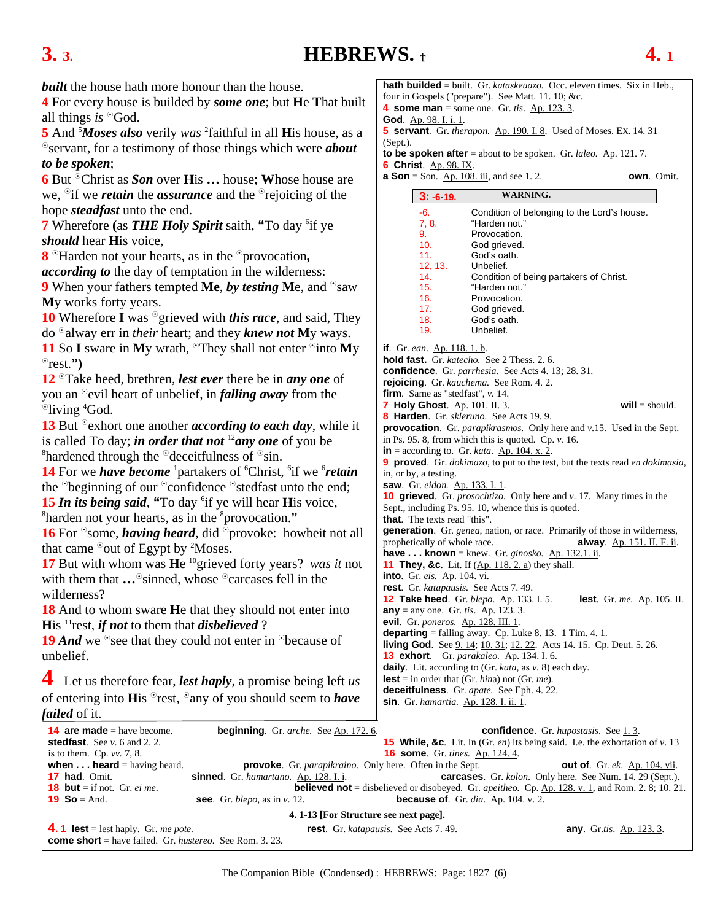***built*** the house hath more honour than the house.

**4** For every house is builded by ***some one***; but **He That** built all things *is* ⊙God.

**5** And [5]***Moses also*** verily *was* [2]faithful in all **H**is house, as a ⊙servant, for a testimony of those things which were ***about to be spoken***;

**6** But ⊙Christ as ***Son*** over **H**is **…** house; **W**hose house are we, ⊙if we ***retain*** the ***assurance*** and the ⊙rejoicing of the hope ***steadfast*** unto the end.

**7** Wherefore **(**as ***THE Holy Spirit*** saith, **"**To day [6]if ye ***should*** hear **H**is voice,

**8** ⊙Harden not your hearts, as in the ⊙provocation**,** ***according to*** the day of temptation in the wilderness:

**9** When your fathers tempted **Me**, ***by testing*** **M**e, and ⊙saw **M**y works forty years.

**10** Wherefore **I** was ⊙grieved with ***this race***, and said, They do ⊙alway err in *their* heart; and they ***knew not*** **M**y ways.

**11** So **I** sware in **M**y wrath, ⊙They shall not enter ⊙into **M**y ⊙rest.**")**

**12** ⊙Take heed, brethren, ***lest ever*** there be in ***any one*** of you an ⊙evil heart of unbelief, in ***falling away*** from the ⊙living [4]God.

**13** But ⊙exhort one another ***according to each day***, while it is called To day; ***in order that not*** [12]***any one*** of you be [8]hardened through the ⊙deceitfulness of ⊙sin.

**14** For we ***have become*** [1]partakers of [6]Christ, [6]if we ***retain*** the ⊙beginning of our ⊙confidence ⊙stedfast unto the end;

**15** ***In its being said***, **"**To day [6]if ye will hear **H**is voice, [8]harden not your hearts, as in the [8]provocation.**"**

**16** For ⊙some, ***having heard***, did ⊙provoke: howbeit not all that came ⊙out of Egypt by [2]Moses.

**17** But with whom was **He** [10]grieved forty years? *was it* not with them that **…**⊙sinned, whose ⊙carcases fell in the wilderness?

**18** And to whom sware **H**e that they should not enter into **H**is [11]rest, ***if not*** to them that ***disbelieved*** ?

**19** ***And*** we ⊙see that they could not enter in ⊙because of unbelief.

**4** Let us therefore fear, ***lest haply***, a promise being left *us* of entering into **H**is ⊙rest, ⊙any of you should seem to ***have failed*** of it.

---

**hath builded** = built. Gr. *kataskeuazo*. Occ. eleven times. Six in Heb., four in Gospels ("prepare"). See Matt. 11. 10; &c.
**4 some man** = some one. Gr. *tis*. Ap. 123. 3.
**God**. Ap. 98. I. i. 1.
**5 servant**. Gr. *therapon*. Ap. 190. I. 8. Used of Moses. EX. 14. 31 (Sept.).
**to be spoken after** = about to be spoken. Gr. *laleo*. Ap. 121. 7.
**6 Christ**. Ap. 98. IX.
**a Son** = Son. Ap. 108. iii, and see 1. 2. **own**. Omit.

**3: -6-19. WARNING.**

| | |
|---|---|
| -6. | Condition of belonging to the Lord's house. |
| 7, 8. | "Harden not." |
| 9. | Provocation. |
| 10. | God grieved. |
| 11. | God's oath. |
| 12, 13. | Unbelief. |
| 14. | Condition of being partakers of Christ. |
| 15. | "Harden not." |
| 16. | Provocation. |
| 17. | God grieved. |
| 18. | God's oath. |
| 19. | Unbelief. |

**if**. Gr. *ean*. Ap. 118. 1. b.
**hold fast**. Gr. *katecho*. See 2 Thess. 2. 6.
**confidence**. Gr. *parrhesia*. See Acts 4. 13; 28. 31.
**rejoicing**. Gr. *kauchema*. See Rom. 4. 2.
**firm**. Same as "stedfast", *v*. 14.
**7 Holy Ghost**. Ap. 101. II. 3. **will** = should.
**8 Harden**. Gr. *skleruno*. See Acts 19. 9.
**provocation**. Gr. *parapikrasmos*. Only here and *v*.15. Used in the Sept. in Ps. 95. 8, from which this is quoted. Cp. *v*. 16.
**in** = according to. Gr. *kata*. Ap. 104. x. 2.
**9 proved**. Gr. *dokimazo*, to put to the test, but the texts read *en dokimasia*, in, or by, a testing.
**saw**. Gr. *eidon*. Ap. 133. I. 1.
**10 grieved**. Gr. *prosochtizo*. Only here and *v*. 17. Many times in the Sept., including Ps. 95. 10, whence this is quoted.
**that**. The texts read "this".
**generation**. Gr. *genea*, nation, or race. Primarily of those in wilderness, prophetically of whole race. **alway**. Ap. 151. II. F. ii.
**have . . . known** = knew. Gr. *ginosko*. Ap. 132.1. ii.
**11 They, &c**. Lit. If (Ap. 118. 2. a) they shall.
**into**. Gr. *eis*. Ap. 104. vi.
**rest**. Gr. *katapausis*. See Acts 7. 49.
**12 Take heed**. Gr. *blepo*. Ap. 133. I. 5. **lest**. Gr. *me*. Ap. 105. II.
**any** = any one. Gr. *tis*. Ap. 123. 3.
**evil**. Gr. *poneros*. Ap. 128. III. 1.
**departing** = falling away. Cp. Luke 8. 13. 1 Tim. 4. 1.
**living God**. See 9. 14; 10. 31; 12. 22. Acts 14. 15. Cp. Deut. 5. 26.
**13 exhort**. Gr. *parakaleo*. Ap. 134. I. 6.
**daily**. Lit. according to (Gr. *kata*, as *v*. 8) each day.
**lest** = in order that (Gr. *hina*) not (Gr. *me*).
**deceitfulness**. Gr. *apate*. See Eph. 4. 22.
**sin**. Gr. *hamartia*. Ap. 128. I. ii. 1.

**14 are made** = have become. **beginning**. Gr. *arche*. See Ap. 172. 6. **confidence**. Gr. *hupostasis*. See 1. 3.
**stedfast**. See *v*. 6 and 2. 2. **15 While, &c**. Lit. In (Gr. *en*) its being said. I.e. the exhortation of *v*. 13 is to them. Cp. *vv*. 7, 8. **16 some**. Gr. *tines*. Ap. 124. 4.
**when . . . heard** = having heard. **provoke**. Gr. *parapikraino*. Only here. Often in the Sept. **out of**. Gr. *ek*. Ap. 104. vii.
**17 had**. Omit. **sinned**. Gr. *hamartano*. Ap. 128. I. i. **carcases**. Gr. *kolon*. Only here. See Num. 14. 29 (Sept.).
**18 but** = if not. Gr. *ei me*. **believed not** = disbelieved or disobeyed. Gr. *apeitheo*. Cp. Ap. 128. v. 1, and Rom. 2. 8; 10. 21.
**19 So** = And. **see**. Gr. *blepo*, as in *v*. 12. **because of**. Gr. *dia*. Ap. 104. v. 2.

**4. 1-13 [For Structure see next page].**

**4. 1 lest** = lest haply. Gr. *me pote*. **rest**. Gr. *katapausis*. See Acts 7. 49. **any**. Gr.*tis*. Ap. 123. 3.
**come short** = have failed. Gr. *hustereo*. See Rom. 3. 23.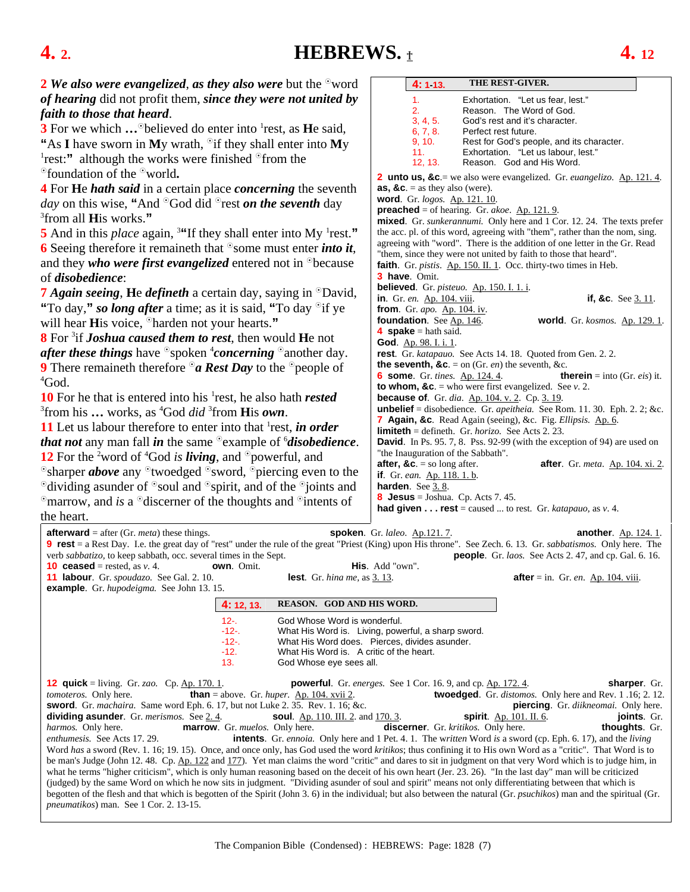**2** ***We also were evangelized***, ***as they also were*** but the ☉word ***of hearing*** did not profit them, ***since they were not united by faith to those that heard***.

**3** For we which **…**☉believed do enter into [1]rest, as **He** said, **"**As **I** have sworn in **M**y wrath, ☉if they shall enter into **M**y [1]rest:**"** although the works were finished ☉from the ☉foundation of the ☉world**.**

**4** For **He** ***hath said*** in a certain place ***concerning*** the seventh *day* on this wise, **"**And ☉God did ☉rest ***on the seventh*** day [3]from all **H**is works.**"**

**5** And in this *place* again, [3]**"**If they shall enter into My [1]rest.**"**

**6** Seeing therefore it remaineth that ☉some must enter ***into it***, and they ***who were first evangelized*** entered not in ☉because of ***disobedience***:

**7** ***Again seeing***, **H**e ***defineth*** a certain day, saying in ☉David, **"**To day,**"** ***so long after*** a time; as it is said, **"**To day ☉if ye will hear **H**is voice, ☉harden not your hearts.**"**

**8** For [3]if ***Joshua caused them to rest***, then would **H**e not ***after these things*** have ☉spoken [4]***concerning*** ☉another day.

**9** There remaineth therefore ☉***a Rest Day*** to the ☉people of [4]God.

**10** For he that is entered into his [1]rest, he also hath ***rested*** [3]from his **…** works, as [4]God *did* [3]from **H**is ***own***.

**11** Let us labour therefore to enter into that [1]rest, ***in order that not*** any man fall ***in*** the same ☉example of [6]***disobedience***.

**12** For the [2]word of [4]God *is* ***living***, and ☉powerful, and ☉sharper ***above*** any ☉twoedged ☉sword, ☉piercing even to the ☉dividing asunder of ☉soul and ☉spirit, and of the ☉joints and ☉marrow, and *is* a ☉discerner of the thoughts and ☉intents of the heart.

| **4: 1-13.** | **THE REST-GIVER.** |
|---|---|
| 1. | Exhortation. "Let us fear, lest." |
| 2. | Reason. The Word of God. |
| 3, 4, 5. | God's rest and it's character. |
| 6, 7, 8. | Perfect rest future. |
| 9, 10. | Rest for God's people, and its character. |
| 11. | Exhortation. "Let us labour, lest." |
| 12, 13. | Reason. God and His Word. |

**2 unto us, &c.**= we also were evangelized. Gr. *euangelizo*. Ap. 121. 4.
**as, &c.** = as they also (were).
**word**. Gr. *logos*. Ap. 121. 10.
**preached** = of hearing. Gr. *akoe*. Ap. 121. 9.
**mixed**. Gr. *sunkerannumi*. Only here and 1 Cor. 12. 24. The texts prefer the acc. pl. of this word, agreeing with "them", rather than the nom, sing. agreeing with "word". There is the addition of one letter in the Gr. Read "them, since they were not united by faith to those that heard".
**faith**. Gr. *pistis*. Ap. 150. II. 1. Occ. thirty-two times in Heb.
**3 have**. Omit.
**believed**. Gr. *pisteuo*. Ap. 150. I. 1. i.
**in**. Gr. *en*. Ap. 104. viii.
**if, &c.** See 3. 11.
**from**. Gr. *apo*. Ap. 104. iv.
**foundation**. See Ap. 146.
**world**. Gr. *kosmos*. Ap. 129. 1.
**4 spake** = hath said.
**God**. Ap. 98. I. i. 1.
**rest**. Gr. *katapauo*. See Acts 14. 18. Quoted from Gen. 2. 2.
**the seventh, &c.** = on (Gr. *en*) the seventh, &c.
**6 some**. Gr. *tines*. Ap. 124. 4.
**therein** = into (Gr. *eis*) it.
**to whom, &c.** = who were first evangelized. See *v.* 2.
**because of**. Gr. *dia*. Ap. 104. v. 2. Cp. 3. 19.
**unbelief** = disobedience. Gr. *apeitheia*. See Rom. 11. 30. Eph. 2. 2; &c.
**7 Again, &c.** Read Again (seeing), &c. Fig. *Ellipsis*. Ap. 6.
**limiteth** = defineth. Gr. *horizo*. See Acts 2. 23.
**David**. In Ps. 95. 7, 8. Pss. 92-99 (with the exception of 94) are used on "the Inauguration of the Sabbath".
**after, &c.** = so long after.
**after**. Gr. *meta*. Ap. 104. xi. 2.
**if**. Gr. *ean*. Ap. 118. 1. b.
**harden**. See 3. 8.
**8 Jesus** = Joshua. Cp. Acts 7. 45.
**had given . . . rest** = caused ... to rest. Gr. *katapauo*, as *v.* 4.

**afterward** = after (Gr. *meta*) these things.
**spoken**. Gr. *laleo*. Ap.121. 7.
**another**. Ap. 124. 1.
**9 rest** = a Rest Day. I.e. the great day of "rest" under the rule of the great "Priest (King) upon His throne". See Zech. 6. 13. Gr. *sabbatismos*. Only here. The verb *sabbatizo*, to keep sabbath, occ. several times in the Sept.
**people**. Gr. *laos*. See Acts 2. 47, and cp. Gal. 6. 16.
**10 ceased** = rested, as *v.* 4.
**own**. Omit.
**His**. Add "own".
**11 labour**. Gr. *spoudazo*. See Gal. 2. 10.
**lest**. Gr. *hina me*, as 3. 13.
**after** = in. Gr. *en*. Ap. 104. viii.
**example**. Gr. *hupodeigma*. See John 13. 15.

| **4: 12, 13.** | **REASON. GOD AND HIS WORD.** |
|---|---|
| 12-. | God Whose Word is wonderful. |
| -12-. | What His Word is. Living, powerful, a sharp sword. |
| -12-. | What His Word does. Pierces, divides asunder. |
| -12. | What His Word is. A critic of the heart. |
| 13. | God Whose eye sees all. |

**12 quick** = living. Gr. *zao*. Cp. Ap. 170. 1.
**powerful**. Gr. *energes*. See 1 Cor. 16. 9, and cp. Ap. 172. 4.
**sharper**. Gr. *tomoteros*. Only here.
**than** = above. Gr. *huper*. Ap. 104. xvii 2.
**twoedged**. Gr. *distomos*. Only here and Rev. 1 .16; 2. 12.
**sword**. Gr. *machaira*. Same word Eph. 6. 17, but not Luke 2. 35. Rev. 1. 16; &c.
**piercing**. Gr. *diikneomai*. Only here.
**dividing asunder**. Gr. *merismos*. See 2. 4.
**soul**. Ap. 110. III. 2. and 170. 3.
**spirit**. Ap. 101. II. 6.
**joints**. Gr. *harmos*. Only here.
**marrow**. Gr. *muelos*. Only here.
**discerner**. Gr. *kritikos*. Only here.
**thoughts**. Gr. *enthumesis*. See Acts 17. 29.
**intents**. Gr. *ennoia*. Only here and 1 Pet. 4. 1. The *written* Word *is* a sword (cp. Eph. 6. 17), and the *living* Word *has* a sword (Rev. 1. 16; 19. 15). Once, and once only, has God used the word *kritikos*; thus confining it to His own Word as a "critic". That Word is to be man's Judge (John 12. 48. Cp. Ap. 122 and 177). Yet man claims the word "critic" and dares to sit in judgment on that very Word which is to judge him, in what he terms "higher criticism", which is only human reasoning based on the deceit of his own heart (Jer. 23. 26). "In the last day" man will be criticized (judged) by the same Word on which he now sits in judgment. "Dividing asunder of soul and spirit" means not only differentiating between that which is begotten of the flesh and that which is begotten of the Spirit (John 3. 6) in the individual; but also between the natural (Gr. *psuchikos*) man and the spiritual (Gr. *pneumatikos*) man. See 1 Cor. 2. 13-15.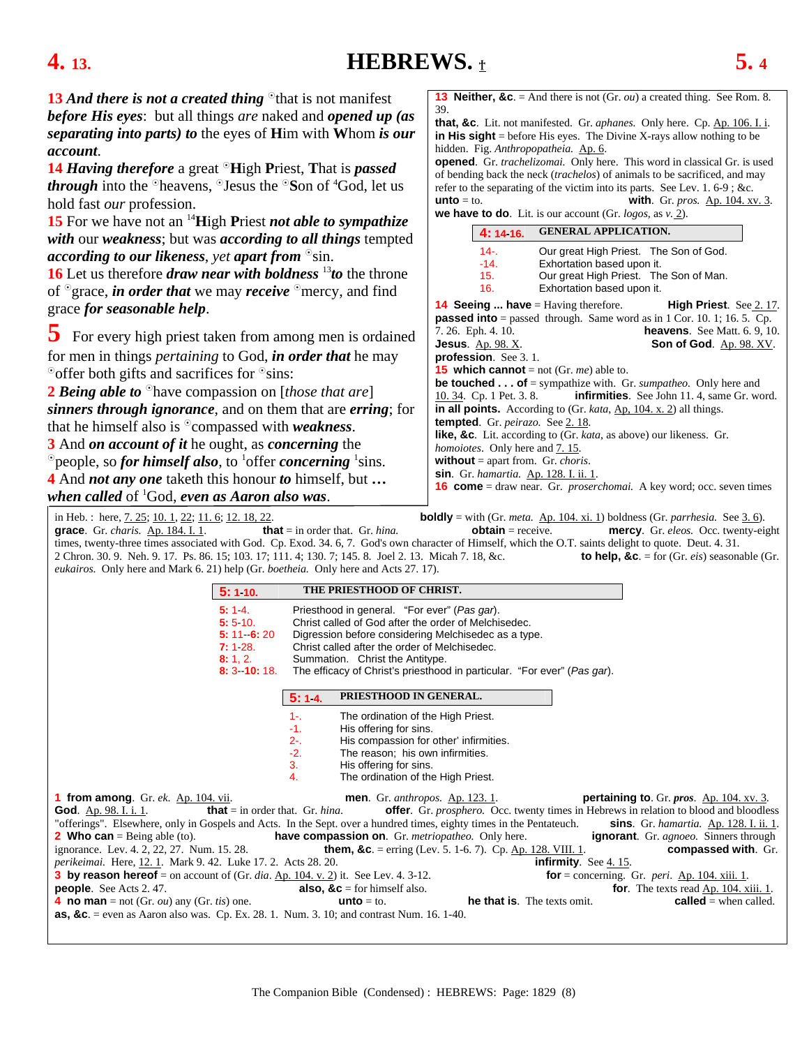**13** ***And there is not a created thing*** ◦that is not manifest ***before His eyes***: but all things *are* naked and ***opened up (as separating into parts) to*** the eyes of **H**im with **W**hom ***is our account***.

**14** ***Having therefore*** a great ◦**H**igh **P**riest, **T**hat is ***passed through*** into the ◦heavens, ◦Jesus the ◦**S**on of [4]God, let us hold fast *our* profession.

**15** For we have not an [14]**H**igh **P**riest ***not able to sympathize with*** our ***weakness***; but was ***according to all things*** tempted ***according to our likeness***, *yet* ***apart from*** ◦sin.

**16** Let us therefore ***draw near with boldness*** [13]***to*** the throne of ◦grace, ***in order that*** we may ***receive*** ◦mercy, and find grace ***for seasonable help***.

**5** For every high priest taken from among men is ordained for men in things *pertaining* to God, ***in order that*** he may ◦offer both gifts and sacrifices for ◦sins:

**2** ***Being able to*** ◦have compassion on [*those that are*] ***sinners through ignorance***, and on them that are ***erring***; for that he himself also is ◦compassed with ***weakness***.

**3** And ***on account of it*** he ought, as ***concerning*** the ◦people, so ***for himself also***, to [1]offer ***concerning*** [1]sins.

**4** And ***not any one*** taketh this honour ***to*** himself, but *...* ***when called*** of [1]God, ***even as Aaron also was***.

---

**13 Neither, &c.** = And there is not (Gr. *ou*) a created thing. See Rom. 8. 39.
**that, &c.** Lit. not manifested. Gr. *aphanes*. Only here. Cp. Ap. 106. I. i.
**in His sight** = before His eyes. The Divine X-rays allow nothing to be hidden. Fig. *Anthropopatheia*. Ap. 6.
**opened**. Gr. *trachelizomai*. Only here. This word in classical Gr. is used of bending back the neck (*trachelos*) of animals to be sacrificed, and may refer to the separating of the victim into its parts. See Lev. 1. 6-9 ; &c.
**unto** = to. **with**. Gr. *pros*. Ap. 104. xv. 3.
**we have to do**. Lit. is our account (Gr. *logos*, as *v.* 2).

**4: 14-16. GENERAL APPLICATION.**

| | |
|---|---|
| 14-. | Our great High Priest. The Son of God. |
| -14. | Exhortation based upon it. |
| 15. | Our great High Priest. The Son of Man. |
| 16. | Exhortation based upon it. |

**14 Seeing ... have** = Having therefore. **High Priest**. See 2. 17.
**passed into** = passed through. Same word as in 1 Cor. 10. 1; 16. 5. Cp. 7. 26. Eph. 4. 10. **heavens**. See Matt. 6. 9, 10.
**Jesus**. Ap. 98. X. **Son of God**. Ap. 98. XV.
**profession**. See 3. 1.
**15 which cannot** = not (Gr. *me*) able to.
**be touched . . . of** = sympathize with. Gr. *sumpatheo*. Only here and 10. 34. Cp. 1 Pet. 3. 8. **infirmities**. See John 11. 4, same Gr. word.
**in all points**. According to (Gr. *kata*, Ap. 104. x. 2) all things.
**tempted**. Gr. *peirazo*. See 2. 18.
**like, &c.** Lit. according to (Gr. *kata*, as above) our likeness. Gr. *homoiotes*. Only here and 7. 15.
**without** = apart from. Gr. *choris*.
**sin**. Gr. *hamartia*. Ap. 128. I. ii. 1.
**16 come** = draw near. Gr. *proserchomai*. A key word; occ. seven times in Heb. : here, 7. 25; 10. 1, 22; 11. 6; 12. 18, 22. **boldly** = with (Gr. *meta*. Ap. 104. xi. 1) boldness (Gr. *parrhesia*. See 3. 6).
**grace**. Gr. *charis*. Ap. 184. I. 1. **that** = in order that. Gr. *hina*. **obtain** = receive. **mercy**. Gr. *eleos*. Occ. twenty-eight times, twenty-three times associated with God. Cp. Exod. 34. 6, 7. God's own character of Himself, which the O.T. saints delight to quote. Deut. 4. 31. 2 Chron. 30. 9. Neh. 9. 17. Ps. 86. 15; 103. 17; 111. 4; 130. 7; 145. 8. Joel 2. 13. Micah 7. 18, &c. **to help, &c.** = for (Gr. *eis*) seasonable (Gr. *eukairos*. Only here and Mark 6. 21) help (Gr. *boetheia*. Only here and Acts 27. 17).

**5: 1-10. THE PRIESTHOOD OF CHRIST.**

| | |
|---|---|
| 5: 1-4. | Priesthood in general. "For ever" (*Pas gar*). |
| 5: 5-10. | Christ called of God after the order of Melchisedec. |
| 5: 11--6: 20 | Digression before considering Melchisedec as a type. |
| 7: 1-28. | Christ called after the order of Melchisedec. |
| 8: 1, 2. | Summation. Christ the Antitype. |
| 8: 3--10: 18. | The efficacy of Christ's priesthood in particular. "For ever" (*Pas gar*). |

**5: 1-4. PRIESTHOOD IN GENERAL.**

| | |
|---|---|
| 1-. | The ordination of the High Priest. |
| -1. | His offering for sins. |
| 2-. | His compassion for other' infirmities. |
| -2. | The reason; his own infirmities. |
| 3. | His offering for sins. |
| 4. | The ordination of the High Priest. |

**1 from among**. Gr. *ek*. Ap. 104. vii. **men**. Gr. *anthropos*. Ap. 123. 1. **pertaining to**. Gr. ***pros***. Ap. 104. xv. 3.
**God**. Ap. 98. I. i. 1. **that** = in order that. Gr. *hina*. **offer**. Gr. *prosphero*. Occ. twenty times in Hebrews in relation to blood and bloodless "offerings". Elsewhere, only in Gospels and Acts. In the Sept. over a hundred times, eighty times in the Pentateuch. **sins**. Gr. *hamartia*. Ap. 128. I. ii. 1.
**2 Who can** = Being able (to). **have compassion on**. Gr. *metriopatheo*. Only here. **ignorant**. Gr. *agnoeo*. Sinners through ignorance. Lev. 4. 2, 22, 27. Num. 15. 28. **them, &c.** = erring (Lev. 5. 1-6. 7). Cp. Ap. 128. VIII. 1. **compassed with**. Gr. *perikeimai*. Here, 12. 1. Mark 9. 42. Luke 17. 2. Acts 28. 20. **infirmity**. See 4. 15.
**3 by reason hereof** = on account of (Gr. *dia*. Ap. 104. v. 2) it. See Lev. 4. 3-12. **for** = concerning. Gr. *peri*. Ap. 104. xiii. 1.
**people**. See Acts 2. 47. **also, &c** = for himself also. **for**. The texts read Ap. 104. xiii. 1.
**4 no man** = not (Gr. *ou*) any (Gr. *tis*) one. **unto** = to. **he that is**. The texts omit. **called** = when called.
**as, &c.** = even as Aaron also was. Cp. Ex. 28. 1. Num. 3. 10; and contrast Num. 16. 1-40.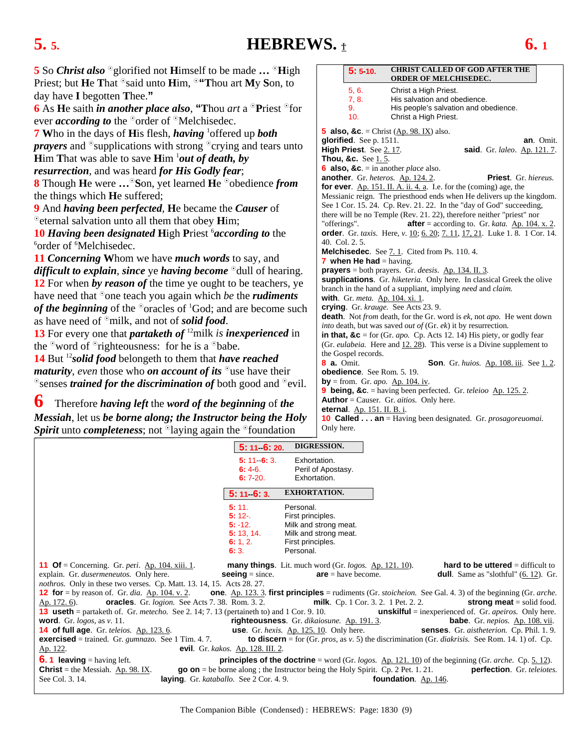# HEBREWS.

**5** So ***Christ also*** °glorified not **H**imself to be made **...** °**H**igh Priest; but **H**e **T**hat °said unto **H**im, °**"T**hou art **M**y **S**on, to day have **I** begotten **T**hee.**"**

**6** As **H**e saith ***in another place also***, **"T**hou *art* a °**P**riest °for ever ***according to*** the °order of °Melchisedec.

**7 W**ho in the days of **H**is flesh, ***having*** [1]offered up ***both prayers*** and °supplications with strong °crying and tears unto **H**im **T**hat was able to save **H**im [1]***out of death, by resurrection***, and was heard ***for His Godly fear***;

**8** Though **H**e were **...**°**S**on, yet learned **H**e °obedience ***from*** the things which **H**e suffered;

**9** And ***having been perfected***, **H**e became the ***Causer*** of °eternal salvation unto all them that obey **H**im;

**10** ***Having been designated*** **H**igh **P**riest [6]***according to*** the [6]order of [6]Melchisedec.

**11** ***Concerning*** **W**hom we have ***much words*** to say, and ***difficult to explain***, ***since*** ye ***having become*** °dull of hearing.

**12** For when ***by reason of*** the time ye ought to be teachers, ye have need that °one teach you again which *be* the ***rudiments of the beginning*** of the °oracles of [1]God; and are become such as have need of °milk, and not of ***solid food***.

**13** For every one that ***partaketh of*** [12]milk ***is inexperienced*** in the °word of °righteousness: for he is a °babe.

**14** But [12]***solid food*** belongeth to them that ***have reached maturity***, *even* those who ***on account of its*** °use have their °senses ***trained for the discrimination of*** both good and °evil.

**6** Therefore ***having left*** the ***word of the beginning*** of ***the Messiah***, let us ***be borne along; the Instructor being the Holy Spirit*** unto ***completeness***; not °laying again the °foundation

---

**5: 5-10. CHRIST CALLED OF GOD AFTER THE ORDER OF MELCHISEDEC.**

| | |
|---|---|
| 5, 6. | Christ a High Priest. |
| 7, 8. | His salvation and obedience. |
| 9. | His people's salvation and obedience. |
| 10. | Christ a High Priest. |

**5 also, &c.** = Christ (Ap. 98. IX) also. **glorified**. See p. 1511. **an**. Omit. **High Priest**. See 2. 17. **said**. Gr. *laleo*. Ap. 121. 7. **Thou, &c.** See 1. 5.

**6 also, &c.** = in another *place* also. **another**. Gr. *heteros*. Ap. 124. 2. **Priest**. Gr. *hiereus*. **for ever**. Ap. 151. II. A. ii. 4. a. I.e. for the (coming) age, the Messianic reign. The priesthood ends when He delivers up the kingdom. See 1 Cor. 15. 24. Cp. Rev. 21. 22. In the "day of God" succeeding, there will be no Temple (Rev. 21. 22), therefore neither "priest" nor "offerings". **after** = according to. Gr. *kata*. Ap. 104. x. 2. **order**. Gr. *taxis*. Here, *v.* 10; 6. 20; 7. 11, 17, 21. Luke 1. 8. 1 Cor. 14. 40. Col. 2. 5. **Melchisedec**. See 7. 1. Cited from Ps. 110. 4.

**7 when He had** = having. **prayers** = both prayers. Gr. *deesis*. Ap. 134. II. 3. **supplications**. Gr. *hiketeria*. Only here. In classical Greek the olive branch in the hand of a suppliant, implying *need* and *claim*. **with**. Gr. *meta*. Ap. 104. xi. 1. **crying**. Gr. *krauge*. See Acts 23. 9. **death**. Not *from* death, for the Gr. word is *ek*, not *apo*. He went down *into* death, but was saved *out of* (Gr. *ek*) it by resurrection. **in that, &c** = for (Gr. *apo*. Cp. Acts 12. 14) His piety, or godly fear (Gr. *eulabeia*. Here and 12. 28). This verse is a Divine supplement to the Gospel records.

**8 a.** Omit. **Son**. Gr. *huios*. Ap. 108. iii. See 1. 2. **obedience**. See Rom. 5. 19. **by** = from. Gr. *apo*. Ap. 104. iv.

**9 being, &c.** = having been perfected. Gr. *teleioo* Ap. 125. 2. **Author** = Causer. Gr. *aitios*. Only here. **eternal**. Ap. 151. II. B. i.

**10 Called . . . an** = Having been designated. Gr. *prosagoreuomai*. Only here.

---

**5: 11--6: 20. DIGRESSION.**

| | |
|---|---|
| 5: 11--6: 3. | Exhortation. |
| 6: 4-6. | Peril of Apostasy. |
| 6: 7-20. | Exhortation. |

**5: 11--6: 3. EXHORTATION.**

| | |
|---|---|
| 5: 11. | Personal. |
| 5: 12-. | First principles. |
| 5: -12. | Milk and strong meat. |
| 5: 13, 14. | Milk and strong meat. |
| 6: 1, 2. | First principles. |
| 6: 3. | Personal. |

**11 Of** = Concerning. Gr. *peri*. Ap. 104. xiii. 1. **many things**. Lit. much word (Gr. *logos*. Ap. 121. 10). **hard to be uttered** = difficult to explain. Gr. *dusermeneutos*. Only here. **seeing** = since. **are** = have become. **dull**. Same as "slothful" (6. 12). Gr. *nothros*. Only in these two verses. Cp. Matt. 13. 14, 15. Acts 28. 27.

**12 for** = by reason of. Gr. *dia*. Ap. 104. v. 2. **one**. Ap. 123. 3. **first principles** = rudiments (Gr. *stoicheion*. See Gal. 4. 3) of the beginning (Gr. *arche*. Ap. 172. 6). **oracles**. Gr. *logion*. See Acts 7. 38. Rom. 3. 2. **milk**. Cp. 1 Cor. 3. 2. 1 Pet. 2. 2. **strong meat** = solid food.

**13 useth** = partaketh of. Gr. *metecho*. See 2. 14; 7. 13 (pertaineth to) and 1 Cor. 9. 10. **unskilful** = inexperienced of. Gr. *apeiros*. Only here. **word**. Gr. *logos*, as *v.* 11. **righteousness**. Gr. *dikaiosune*. Ap. 191. 3. **babe**. Gr. *nepios*. Ap. 108. vii.

**14 of full age**. Gr. *teleios*. Ap. 123. 6. **use**. Gr. *hexis*. Ap. 125. 10. Only here. **senses**. Gr. *aistheterion*. Cp. Phil. 1. 9. **exercised** = trained. Gr. *gumnazo*. See 1 Tim. 4. 7. **to discern** = for (Gr. *pros*, as *v.* 5) the discrimination (Gr. *diakrisis*. See Rom. 14. 1) of. Cp. Ap. 122. **evil**. Gr. *kakos*. Ap. 128. III. 2.

**6. 1 leaving** = having left. **principles of the doctrine** = word (Gr. *logos*. Ap. 121. 10) of the beginning (Gr. *arche*. Cp. 5. 12). **Christ** = the Messiah. Ap. 98. IX. **go on** = be borne along ; the Instructor being the Holy Spirit. Cp. 2 Pet. 1. 21. **perfection**. Gr. *teleiotes*. See Col. 3. 14. **laying**. Gr. *kataballo*. See 2 Cor. 4. 9. **foundation**. Ap. 146.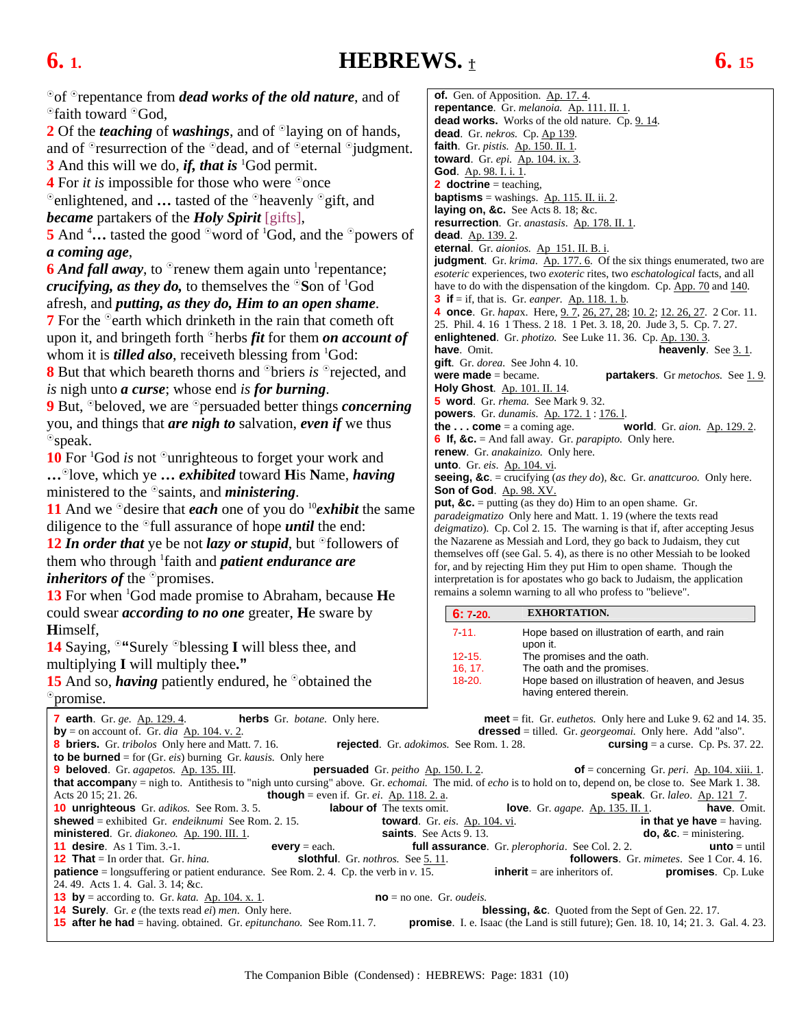# HEBREWS. †

°of °repentance from ***dead works of the old nature***, and of °faith toward °God,

**2** Of the ***teaching*** of ***washings***, and of °laying on of hands, and of °resurrection of the °dead, and of °eternal °judgment.

**3** And this will we do, ***if, that is*** [1]God permit.

**4** For *it is* impossible for those who were °once °enlightened, and **…** tasted of the °heavenly °gift, and ***became*** partakers of the ***Holy Spirit*** [gifts],

**5** And [4]**…** tasted the good °word of °God, and the °powers of ***a coming age***,

**6** ***And fall away***, to °renew them again unto [1]repentance; ***crucifying, as they do,*** to themselves the °**S**on of [1]God afresh, and ***putting, as they do, Him to an open shame***.

**7** For the °earth which drinketh in the rain that cometh oft upon it, and bringeth forth °herbs ***fit*** for them ***on account of*** whom it is ***tilled also***, receiveth blessing from [1]God:

**8** But that which beareth thorns and °briers *is* °rejected, and *is* nigh unto ***a curse***; whose end *is* ***for burning***.

**9** But, °beloved, we are °persuaded better things ***concerning*** you, and things that ***are nigh to*** salvation, ***even if*** we thus °speak.

**10** For [1]God *is* not °unrighteous to forget your work and **…**°love, which ye **…** ***exhibited*** toward **H**is **N**ame, ***having*** ministered to the °saints, and ***ministering***.

**11** And we °desire that ***each*** one of you do [10]***exhibit*** the same diligence to the °full assurance of hope ***until*** the end:

**12** ***In order that*** ye be not ***lazy or stupid***, but °followers of them who through [1]faith and ***patient endurance are inheritors of*** the °promises.

**13** For when [1]God made promise to Abraham, because **H**e could swear ***according to no one*** greater, **H**e sware by **H**imself,

**14** Saying, °**"**Surely °blessing **I** will bless thee, and multiplying **I** will multiply thee.**"**

**15** And so, ***having*** patiently endured, he °obtained the °promise.

---

**of**. Gen. of Apposition. Ap. 17. 4.
**repentance**. Gr. *metanoia.* Ap. 111. II. 1.
**dead works.** Works of the old nature. Cp. 9. 14.
**dead**. Gr. *nekros.* Cp. Ap 139.
**faith**. Gr. *pistis.* Ap. 150. II. 1.
**toward**. Gr. *epi.* Ap. 104. ix. 3.
**God**. Ap. 98. I. i. 1.
**2 doctrine** = teaching,
**baptisms** = washings. Ap. 115. II. ii. 2.
**laying on, &c.** See Acts 8. 18; &c.
**resurrection**. Gr. *anastasis*. Ap. 178. II. 1.
**dead**. Ap. 139. 2.
**eternal**. Gr. *aionios.* Ap 151. II. B. i.
**judgment**. Gr. *krima*. Ap. 177. 6. Of the six things enumerated, two are *esoteric* experiences, two *exoteric* rites, two *eschatological* facts, and all have to do with the dispensation of the kingdom. Cp. App. 70 and 140.
**3 if** = if, that is. Gr. *eanper.* Ap. 118. 1. b.
**4 once**. Gr. *hapax*. Here, 9. 7, 26, 27, 28; 10. 2; 12. 26, 27. 2 Cor. 11. 25. Phil. 4. 16 1 Thess. 2 18. 1 Pet. 3. 18, 20. Jude 3, 5. Cp. 7. 27.
**enlightened**. Gr. *photizo.* See Luke 11. 36. Cp. Ap. 130. 3.
**have**. Omit.
**heavenly**. See 3. 1.
**gift**. Gr. *dorea*. See John 4. 10.
**were made** = became.
**partakers**. Gr *metochos.* See 1. 9.
**Holy Ghost**. Ap. 101. II. 14.
**5 word**. Gr. *rhema*. See Mark 9. 32.
**powers**. Gr. *dunamis.* Ap. 172. 1 : 176. l.
**the . . . come** = a coming age.
**world**. Gr. *aion.* Ap. 129. 2.
**6 If, &c.** = And fall away. Gr. *parapipto.* Only here.
**renew**. Gr. *anakainizo.* Only here.
**unto**. Gr. *eis*. Ap. 104. vi.
**seeing, &c**. = crucifying (*as they do*), &c. Gr. *anattcuroo.* Only here.
**Son of God**. Ap. 98. XV.
**put, &c.** = putting (as they do) Him to an open shame. Gr. *paradeigmatizo* Only here and Matt. 1. 19 (where the texts read *deigmatizo*). Cp. Col 2. 15. The warning is that if, after accepting Jesus the Nazarene as Messiah and Lord, they go back to Judaism, they cut themselves off (see Gal. 5. 4), as there is no other Messiah to be looked for, and by rejecting Him they put Him to open shame. Though the interpretation is for apostates who go back to Judaism, the application remains a solemn warning to all who profess to "believe".

| 6: 7-20. | EXHORTATION. |
|---|---|
| 7-11. | Hope based on illustration of earth, and rain upon it. |
| 12-15. | The promises and the oath. |
| 16, 17. | The oath and the promises. |
| 18-20. | Hope based on illustration of heaven, and Jesus having entered therein. |

---

**7 earth**. Gr. *ge*. Ap. 129. 4.
**herbs** Gr. *botane*. Only here.
**meet** = fit. Gr. *euthetos.* Only here and Luke 9. 62 and 14. 35.
**by** = on account of. Gr. *dia* Ap. 104. v. 2.
**dressed** = tilled. Gr. *georgeomai.* Only here. Add "also".
**8 briers.** Gr. *tribolos* Only here and Matt. 7. 16.
**rejected**. Gr. *adokimos.* See Rom. 1. 28.
**cursing** = a curse. Cp. Ps. 37. 22.
**to be burned** = for (Gr. *eis*) burning Gr. *kausis.* Only here
**9 beloved**. Gr. *agapetos.* Ap. 135. III.
**persuaded** Gr. *peitho* Ap. 150. I. 2.
**of** = concerning Gr. *peri*. Ap. 104. xiii. 1.
**that accompany** = nigh to. Antithesis to "nigh unto cursing" above. Gr. *echomai.* The mid. of *echo* is to hold on to, depend on, be close to. See Mark 1. 38. Acts 20 15; 21. 26.
**though** = even if. Gr. *ei*. Ap. 118. 2. a.
**speak**. Gr. *laleo*. Ap. 121 7.
**10 unrighteous** Gr. *adikos.* See Rom. 3. 5.
**labour of** The texts omit.
**love**. Gr. *agape*. Ap. 135. II. 1.
**have**. Omit.
**shewed** = exhibited Gr. *endeiknumi* See Rom. 2. 15.
**toward**. Gr. *eis*. Ap. 104. vi.
**in that ye have** = having.
**ministered**. Gr. *diakoneo.* Ap. 190. III. 1.
**saints**. See Acts 9. 13.
**do, &c.** = ministering.
**11 desire**. As 1 Tim. 3.-1.
**every** = each.
**full assurance**. Gr. *plerophoria*. See Col. 2. 2.
**unto** = until
**12 That** = In order that. Gr. *hina.*
**slothful**. Gr. *nothros.* See 5. 11.
**followers**. Gr. *mimetes*. See 1 Cor. 4. 16.
**patience** = longsuffering or patient endurance. See Rom. 2. 4. Cp. the verb in *v.* 15.
**inherit** = are inheritors of.
**promises**. Cp. Luke 24. 49. Acts 1. 4. Gal. 3. 14; &c.
**13 by** = according to. Gr. *kata*. Ap. 104. x. 1.
**no** = no one. Gr. *oudeis.*
**14 Surely**. Gr. *e* (the texts read *ei*) *men*. Only here.
**blessing, &c**. Quoted from the Sept of Gen. 22. 17.
**15 after he had** = having. obtained. Gr. *epitunchano.* See Rom.11. 7.
**promise**. I. e. Isaac (the Land is still future); Gen. 18. 10, 14; 21. 3. Gal. 4. 23.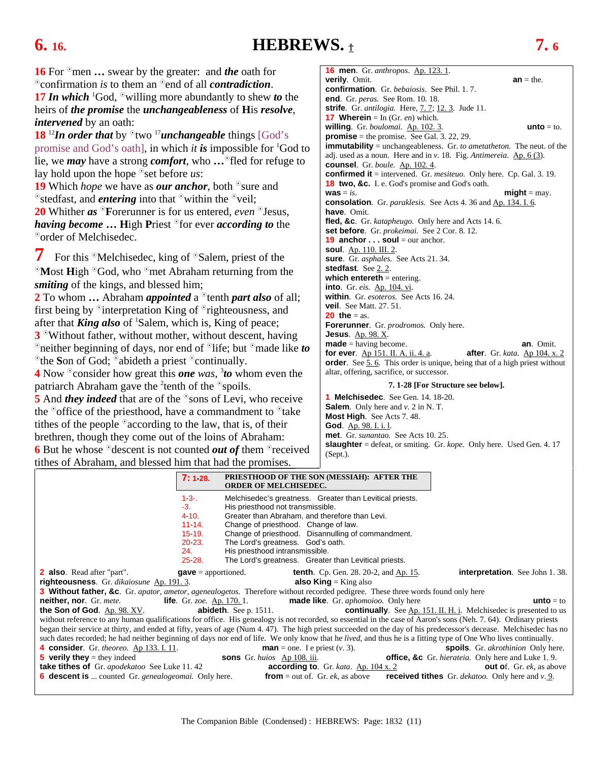# HEBREWS. †

**16** For °men **…** swear by the greater: and ***the*** oath for °confirmation *is* to them an °end of all ***contradiction***.
**17** ***In which*** [1]God, °willing more abundantly to shew ***to*** the heirs of ***the promise*** the ***unchangeableness*** of **H**is ***resolve***, ***intervened*** by an oath:
**18** [12]***In order that*** by °two [17]***unchangeable*** things [God's promise and God's oath], in which *it* ***is*** impossible for [1]God to lie, we ***may*** have a strong ***comfort***, who **…** °fled for refuge to lay hold upon the hope °set before *us*:
**19** Which *hope* we have as ***our anchor***, both °sure and °stedfast, and ***entering*** into that °within the °veil;
**20** Whither ***as*** °**F**orerunner is for us entered, *even* °Jesus, ***having become*** **…** **H**igh **P**riest °for ever ***according to*** the °order of Melchisedec.

**7** For this °Melchisedec, king of °Salem, priest of the °**M**ost **H**igh °God, who °met Abraham returning from the ***smiting*** of the kings, and blessed him;
**2** To whom **…** Abraham ***appointed*** a °tenth ***part also*** of all; first being by °interpretation King of °righteousness, and after that ***King also*** of [1]Salem, which is, King of peace;
**3** °Without father, without mother, without descent, having °neither beginning of days, nor end of °life; but °made like ***to*** °the **S**on of God; °abideth a priest °continually.
**4** Now °consider how great this ***one*** *was*, [3]***to*** whom even the patriarch Abraham gave the [2]tenth of the °spoils.
**5** And ***they indeed*** that are of the °sons of Levi, who receive the °office of the priesthood, have a commandment to °take tithes of the people °according to the law, that is, of their brethren, though they come out of the loins of Abraham:
**6** But he whose °descent is not counted ***out of*** them °received tithes of Abraham, and blessed him that had the promises.

---

**16 men**. Gr. *anthropos*. Ap. 123. 1.
**verily**. Omit. **an** = the.
**confirmation**. Gr. *bebaiosis*. See Phil. 1. 7.
**end**. Gr. *peras*. See Rom. 10. 18.
**strife**. Gr. *antilogia*. Here, 7. 7; 12. 3. Jude 11.
**17 Wherein** = In (Gr. *en*) which.
**willing**. Gr. *boulomai*. Ap. 102. 3. **unto** = to.
**promise** = the promise. See Gal. 3. 22, 29.
**immutability** = unchangeableness. Gr. *to ametatheton*. The neut. of the adj. used as a noun. Here and in *v*. 18. Fig. *Antimereia*. Ap. 6 (3).
**counsel**. Gr. *boule*. Ap. 102. 4.
**confirmed it** = intervened. Gr. *mesiteuo*. Only here. Cp. Gal. 3. 19.
**18 two, &c.** I. e. God's promise and God's oath.
**was** = *is*. **might** = may.
**consolation**. Gr. *paraklesis*. See Acts 4. 36 and Ap. 134. I. 6.
**have**. Omit.
**fled, &c**. Gr. *katapheugo*. Only here and Acts 14. 6.
**set before**. Gr. *prokeimai*. See 2 Cor. 8. 12.
**19 anchor . . . soul** = our anchor.
**soul**. Ap. 110. III. 2.
**sure**. Gr. *asphales*. See Acts 21. 34.
**stedfast**. See 2. 2.
**which entereth** = entering.
**into**. Gr. *eis*. Ap. 104. vi.
**within**. Gr. *esoteros*. See Acts 16. 24.
**veil**. See Matt. 27. 51.
**20 the** = as.
**Forerunner**. Gr. *prodromos*. Only here.
**Jesus**. Ap. 98. X.
**made** = having become. **an**. Omit.
**for ever**. Ap 151. II. A. ii. 4. a. **after**. Gr. *kata*. Ap 104. x. 2
**order**. See 5. 6. This order is unique, being that of a high priest without altar, offering, sacrifice, or successor.

**7. 1-28 [For Structure see below].**

**1 Melchisedec**. See Gen. 14. 18-20.
**Salem**. Only here and *v*. 2 in N. T.
**Most High**. See Acts 7. 48.
**God**. Ap. 98. I. i. l.
**met**. Gr. *sunantao*. See Acts 10. 25.
**slaughter** = defeat, or smiting. Gr. *kope*. Only here. Used Gen. 4. 17 (Sept.).

---

| **7: 1-28.** | **PRIESTHOOD OF THE SON (MESSIAH): AFTER THE ORDER OF MELCHISEDEC.** |
|---|---|
| 1-3-. | Melchisedec's greatness. Greater than Levitical priests. |
| -3. | His priesthood not transmissible. |
| 4-10. | Greater than Abraham, and therefore than Levi. |
| 11-14. | Change of priesthood. Change of law. |
| 15-19. | Change of priesthood. Disannulling of commandment. |
| 20-23. | The Lord's greatness. God's oath. |
| 24. | His priesthood intransmissible. |
| 25-28. | The Lord's greatness. Greater than Levitical priests. |

**2 also**. Read after "part". **gave** = apportioned. **tenth**. Cp. Gen. 28. 20-2, and Ap. 15. **interpretation**. See John 1. 38.
**righteousness**. Gr. *dikaiosune* Ap. 191. 3. **also King** = King also
**3 Without father, &c**. Gr. *apator, ametor, agenealogetos.* Therefore without recorded pedigree. These three words found only here
**neither, nor**. Gr. *mete.* **life**. Gr. *zoe.* Ap. 170. 1. **made like**. Gr. *aphomoioo.* Only here **unto** = to
**the Son of God**. Ap. 98. XV. **abideth**. See p. 1511. **continually**. See Ap. 151. II. H. i. Melchisedec is presented to us without reference to any human qualifications for office. His genealogy is not recorded, so essential in the case of Aaron's sons (Neh. 7. 64). Ordinary priests began their service at thirty, and ended at fifty, years of age (Num 4. 47). The high priest succeeded on the day of his predecessor's decease. Melchisedec has no such dates recorded; he had neither beginning of days nor end of life. We only know that he *lived*, and thus he is a fitting type of One Who lives continually.
**4 consider**. Gr. *theoreo.* Ap 133. I. 11. **man** = one. I e priest (*v*. 3). **spoils**. Gr. *akrothinion* Only here.
**5 verily they** = they indeed **sons** Gr. *huios* Ap 108. iii. **office, &c** Gr. *hierateia.* Only here and Luke 1. 9.
**take tithes of** Gr. *apodekatoo* See Luke 11. 42 **according to**. Gr. *kata*. Ap. 104 x. 2 **out of**. Gr. *ek*, as above
**6 descent is** ... counted Gr. *genealogeomai.* Only here. **from** = out of. Gr. *ek*, as above **received tithes** Gr. *dekatoo.* Only here and *v*. 9.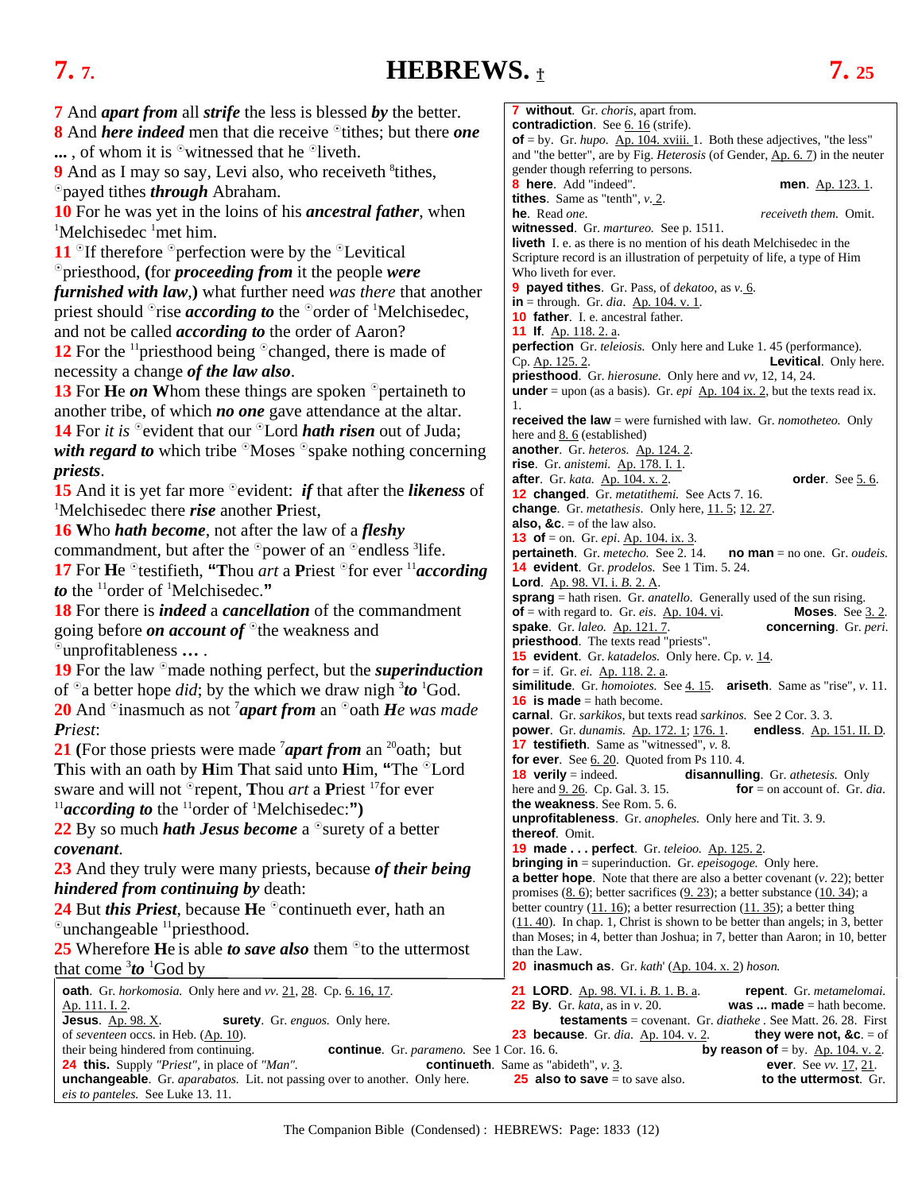# HEBREWS. †

**7** And ***apart from*** all ***strife*** the less is blessed ***by*** the better.
**8** And ***here indeed*** men that die receive ☉tithes; but there ***one ...*** , of whom it is ☉witnessed that he ☉liveth.
**9** And as I may so say, Levi also, who receiveth [8]tithes, ☉payed tithes ***through*** Abraham.
**10** For he was yet in the loins of his ***ancestral father***, when [1]Melchisedec [1]met him.
**11** ☉If therefore ☉perfection were by the ☉Levitical ☉priesthood, **(**for ***proceeding from*** it the people ***were furnished with law***,**)** what further need *was there* that another priest should ☉rise ***according to*** the ☉order of [1]Melchisedec, and not be called ***according to*** the order of Aaron?
**12** For the [11]priesthood being ☉changed, there is made of necessity a change ***of the law also***.
**13** For **H**e ***on*** **W**hom these things are spoken ☉pertaineth to another tribe, of which ***no one*** gave attendance at the altar.
**14** For *it is* ☉evident that our ☉Lord ***hath risen*** out of Juda; ***with regard to*** which tribe ☉Moses ☉spake nothing concerning ***priests***.
**15** And it is yet far more ☉evident: ***if*** that after the ***likeness*** of [1]Melchisedec there ***rise*** another **P**riest,
**16** **W**ho ***hath become***, not after the law of a ***fleshy*** commandment, but after the ☉power of an ☉endless [3]life.
**17** For **H**e ☉testifieth, **"T**hou *art* a **P**riest ☉for ever [11]***according to*** the [11]order of [1]Melchisedec.**"**
**18** For there is ***indeed*** a ***cancellation*** of the commandment going before ***on account of*** ☉the weakness and ☉unprofitableness **...** .
**19** For the law ☉made nothing perfect, but the ***superinduction*** of ☉a better hope *did*; by the which we draw nigh [3]***to*** [1]God.
**20** And ☉inasmuch as not [7]***apart from*** an ☉oath ***He was made Priest***:
**21** **(**For those priests were made [7]***apart from*** an [20]oath; but **T**his with an oath by **H**im **T**hat said unto **H**im, **"**The ☉Lord sware and will not ☉repent, **T**hou *art* a **P**riest [17]for ever [11]***according to*** the [11]order of [1]Melchisedec:**")**
**22** By so much ***hath Jesus become*** a ☉surety of a better ***covenant***.
**23** And they truly were many priests, because ***of their being hindered from continuing by*** death:
**24** But ***this Priest***, because **H**e ☉continueth ever, hath an ☉unchangeable [11]priesthood.
**25** Wherefore **H**e is able ***to save also*** them ☉to the uttermost that come [3]***to*** [1]God by

---

**7 without**. Gr. *choris*, apart from.
**contradiction**. See 6. 16 (strife).
**of** = by. Gr. *hupo*. Ap. 104. xviii. 1. Both these adjectives, "the less" and "the better", are by Fig. *Heterosis* (of Gender, Ap. 6. 7) in the neuter gender though referring to persons.
**8 here**. Add "indeed". **men**. Ap. 123. 1.
**tithes**. Same as "tenth", *v.* 2.
**he**. Read *one*. *receiveth them.* Omit.
**witnessed**. Gr. *martureo*. See p. 1511.
**liveth** I. e. as there is no mention of his death Melchisedec in the Scripture record is an illustration of perpetuity of life, a type of Him Who liveth for ever.
**9 payed tithes**. Gr. Pass, of *dekatoo*, as *v.* 6.
**in** = through. Gr. *dia*. Ap. 104. v. 1.
**10 father**. I. e. ancestral father.
**11 If**. Ap. 118. 2. a.
**perfection** Gr. *teleiosis*. Only here and Luke 1. 45 (performance). Cp. Ap. 125. 2. **Levitical**. Only here.
**priesthood**. Gr. *hierosune*. Only here and *vv*, 12, 14, 24.
**under** = upon (as a basis). Gr. *epi* Ap. 104 ix. 2, but the texts read ix. 1.
**received the law** = were furnished with law. Gr. *nomotheteo*. Only here and 8. 6 (established)
**another**. Gr. *heteros*. Ap. 124. 2.
**rise**. Gr. *anistemi*. Ap. 178. I. 1.
**after**. Gr. *kata*. Ap. 104. x. 2. **order**. See 5. 6.
**12 changed**. Gr. *metatithemi*. See Acts 7. 16.
**change**. Gr. *metathesis*. Only here, 11. 5; 12. 27.
**also, &c.** = of the law also.
**13 of** = on. Gr. *epi*. Ap. 104. ix. 3.
**pertaineth**. Gr. *metecho*. See 2. 14. **no man** = no one. Gr. *oudeis*.
**14 evident**. Gr. *prodelos*. See 1 Tim. 5. 24.
**Lord**. Ap. 98. VI. i. *B.* 2. A.
**sprang** = hath risen. Gr. *anatello*. Generally used of the sun rising.
**of** = with regard to. Gr. *eis*. Ap. 104. vi. **Moses**. See 3. 2.
**spake**. Gr. *laleo*. Ap. 121. 7. **concerning**. Gr. *peri*.
**priesthood**. The texts read "priests".
**15 evident**. Gr. *katadelos*. Only here. Cp. *v.* 14.
**for** = if. Gr. *ei*. Ap. 118. 2. a.
**similitude**. Gr. *homoiotes*. See 4. 15. **ariseth**. Same as "rise", *v.* 11.
**16 is made** = hath become.
**carnal**. Gr. *sarkikos*, but texts read *sarkinos*. See 2 Cor. 3. 3.
**power**. Gr. *dunamis*. Ap. 172. 1; 176. 1. **endless**. Ap. 151. II. D.
**17 testifieth**. Same as "witnessed", *v.* 8.
**for ever**. See 6. 20. Quoted from Ps 110. 4.
**18 verily** = indeed. **disannulling**. Gr. *athetesis*. Only here and 9. 26. Cp. Gal. 3. 15. **for** = on account of. Gr. *dia*.
**the weakness**. See Rom. 5. 6.
**unprofitableness**. Gr. *anopheles*. Only here and Tit. 3. 9.
**thereof**. Omit.
**19 made . . . perfect**. Gr. *teleioo*. Ap. 125. 2.
**bringing in** = superinduction. Gr. *epeisogoge*. Only here.
**a better hope**. Note that there are also a better covenant (*v.* 22); better promises (8. 6); better sacrifices (9. 23); a better substance (10. 34); a better country (11. 16); a better resurrection (11. 35); a better thing (11. 40). In chap. 1, Christ is shown to be better than angels; in 3, better than Moses; in 4, better than Joshua; in 7, better than Aaron; in 10, better than the Law.
**20 inasmuch as**. Gr. *kath'* (Ap. 104. x. 2) *hoson*.
**oath**. Gr. *horkomosia*. Only here and *vv*. 21, 28. Cp. 6. 16, 17.
**21 LORD**. Ap. 98. VI. i. *B.* 1. B. a. **repent**. Gr. *metamelomai*. Ap. 111. I. 2.
**22 By**. Gr. *kata*, as in *v*. 20. **was ... made** = hath become.
**Jesus**. Ap. 98. X. **surety**. Gr. *enguos*. Only here.
**testaments** = covenant. Gr. *diatheke* . See Matt. 26. 28. First of *seventeen* occs. in Heb. (Ap. 10).
**23 because**. Gr. *dia*. Ap. 104. v. 2. **they were not, &c.** = of their being hindered from continuing. **continue**. Gr. *parameno*. See 1 Cor. 16. 6. **by reason of** = by. Ap. 104. v. 2.
**24 this.** Supply *"Priest"*, in place of *"Man"*. **continueth**. Same as "abideth", *v*. 3. **ever**. See *vv*. 17, 21.
**unchangeable**. Gr. *aparabatos*. Lit. not passing over to another. Only here.
**25 also to save** = to save also. **to the uttermost**. Gr. *eis to panteles*. See Luke 13. 11.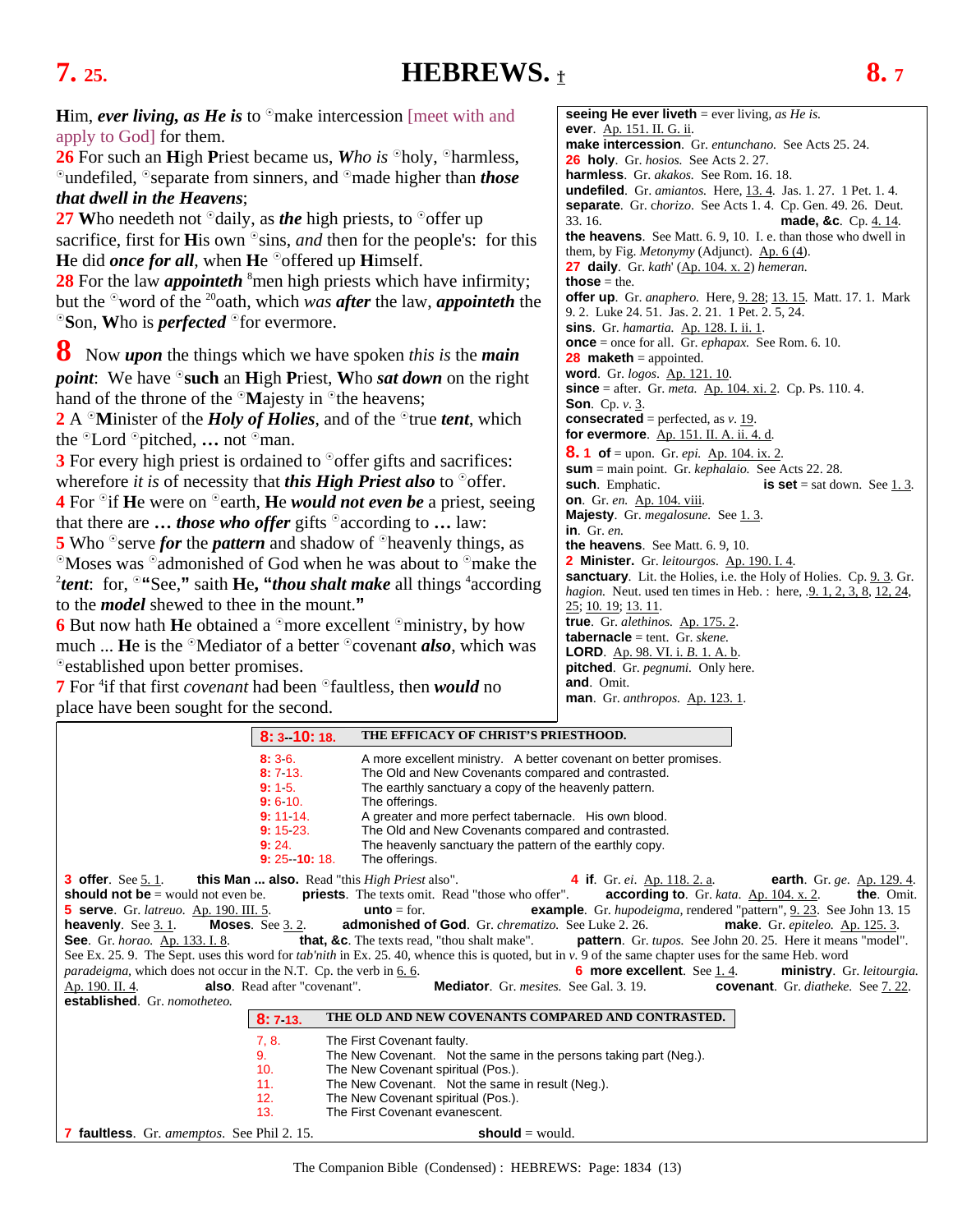# HEBREWS. ‡

**7. 25. — 8. 7**

**H**im, ***ever living, as He is*** to °make intercession [meet with and apply to God] for them.

**26** For such an **H**igh **P**riest became us, *Who is* °holy, °harmless, °undefiled, °separate from sinners, and °made higher than ***those that dwell in the Heavens***;

**27 W**ho needeth not °daily, as ***the*** high priests, to °offer up sacrifice, first for **H**is own °sins, *and* then for the people's: for this **H**e did ***once for all***, when **H**e °offered up **H**imself.

**28** For the law ***appointeth*** [8]men high priests which have infirmity; but the °word of the [20]oath, which *was **after*** the law, ***appointeth*** the °Son, **W**ho is ***perfected*** °for evermore.

**8** Now ***upon*** the things which we have spoken *this is* the ***main point***: We have °**such** an **H**igh **P**riest, **W**ho ***sat down*** on the right hand of the throne of the °**M**ajesty in °the heavens;

**2** A °**M**inister of the ***Holy of Holies***, and of the °true ***tent***, which the °Lord °pitched, **…** not °man.

**3** For every high priest is ordained to °offer gifts and sacrifices: wherefore *it is* of necessity that ***this High Priest also*** to °offer.

**4** For °if **H**e were on °earth, **H**e ***would not even be*** a priest, seeing that there are **…** ***those who offer*** gifts °according to **…** law:

**5** Who °serve ***for*** the ***pattern*** and shadow of °heavenly things, as °Moses was °admonished of God when he was about to °make the [2]***tent***: for, °**"**See,**"** saith **H**e, **"*thou shalt make*** all things [4]according to the ***model*** shewed to thee in the mount.**"**

**6** But now hath **H**e obtained a °more excellent °ministry, by how much **… H**e is the °Mediator of a better °covenant ***also***, which was °established upon better promises.

**7** For [4]if that first *covenant* had been °faultless, then ***would*** no place have been sought for the second.

---

**seeing He ever liveth** = ever living, *as He is.*
**ever**. Ap. 151. II. G. ii.
**make intercession**. Gr. *entunchano.* See Acts 25. 24.
**26 holy**. Gr. *hosios.* See Acts 2. 27.
**harmless**. Gr. *akakos.* See Rom. 16. 18.
**undefiled**. Gr. *amiantos.* Here, 13. 4. Jas. 1. 27. 1 Pet. 1. 4.
**separate**. Gr. *chorizo.* See Acts 1. 4. Cp. Gen. 49. 26. Deut. 33. 16.
**made, &c**. Cp. 4. 14.
**the heavens**. See Matt. 6. 9, 10. I. e. than those who dwell in them, by Fig. *Metonymy* (Adjunct). Ap. 6 (4).
**27 daily**. Gr. *kath'* (Ap. 104. x. 2) *hemeran.*
**those** = the.
**offer up**. Gr. *anaphero.* Here, 9. 28; 13. 15. Matt. 17. 1. Mark 9. 2. Luke 24. 51. Jas. 2. 21. 1 Pet. 2. 5, 24.
**sins**. Gr. *hamartia.* Ap. 128. I. ii. 1.
**once** = once for all. Gr. *ephapax.* See Rom. 6. 10.
**28 maketh** = appointed.
**word**. Gr. *logos.* Ap. 121. 10.
**since** = after. Gr. *meta.* Ap. 104. xi. 2. Cp. Ps. 110. 4.
**Son**. Cp. *v.* 3.
**consecrated** = perfected, as *v.* 19.
**for evermore**. Ap. 151. II. A. ii. 4. d.
**8. 1 of** = upon. Gr. *epi.* Ap. 104. ix. 2.
**sum** = main point. Gr. *kephalaio.* See Acts 22. 28.
**such**. Emphatic.
**is set** = sat down. See 1. 3.
**on**. Gr. *en.* Ap. 104. viii.
**Majesty**. Gr. *megalosune.* See 1. 3.
**in**. Gr. *en.*
**the heavens**. See Matt. 6. 9, 10.
**2 Minister.** Gr. *leitourgos.* Ap. 190. I. 4.
**sanctuary**. Lit. the Holies, i.e. the Holy of Holies. Cp. 9. 3. Gr. *hagion.* Neut. used ten times in Heb. : here, .9. 1, 2, 3, 8, 12, 24, 25; 10. 19; 13. 11.
**true**. Gr. *alethinos.* Ap. 175. 2.
**tabernacle** = tent. Gr. *skene.*
**LORD**. Ap. 98. VI. i. *B.* 1. A. b.
**pitched**. Gr. *pegnumi.* Only here.
**and**. Omit.
**man**. Gr. *anthropos.* Ap. 123. 1.

---

**8: 3--10: 18. THE EFFICACY OF CHRIST'S PRIESTHOOD.**

| | |
|---|---|
| 8: 3-6. | A more excellent ministry. A better covenant on better promises. |
| 8: 7-13. | The Old and New Covenants compared and contrasted. |
| 9: 1-5. | The earthly sanctuary a copy of the heavenly pattern. |
| 9: 6-10. | The offerings. |
| 9: 11-14. | A greater and more perfect tabernacle. His own blood. |
| 9: 15-23. | The Old and New Covenants compared and contrasted. |
| 9: 24. | The heavenly sanctuary the pattern of the earthly copy. |
| 9: 25--10: 18. | The offerings. |

**3 offer**. See 5. 1. **this Man ... also**. Read "this *High Priest* also". **4 if**. Gr. *ei.* Ap. 118. 2. a. **earth**. Gr. *ge.* Ap. 129. 4. **should not be** = would not even be. **priests**. The texts omit. Read "those who offer". **according to**. Gr. *kata.* Ap. 104. x. 2. **the**. Omit. **5 serve**. Gr. *latreuo.* Ap. 190. III. 5. **unto** = for. **example**. Gr. *hupodeigma,* rendered "pattern", 9. 23. See John 13. 15 **heavenly**. See 3. 1. **Moses**. See 3. 2. **admonished of God**. Gr. *chrematizo.* See Luke 2. 26. **make**. Gr. *epiteleo.* Ap. 125. 3. **See**. Gr. *horao.* Ap. 133. I. 8. **that, &c**. The texts read, "thou shalt make". **pattern**. Gr. *tupos.* See John 20. 25. Here it means "model". See Ex. 25. 9. The Sept. uses this word for *tab'nith* in Ex. 25. 40, whence this is quoted, but in *v.* 9 of the same chapter uses for the same Heb. word *paradeigma,* which does not occur in the N.T. Cp. the verb in 6. 6. **6 more excellent**. See 1. 4. **ministry**. Gr. *leitourgia.* Ap. 190. II. 4. **also**. Read after "covenant". **Mediator**. Gr. *mesites.* See Gal. 3. 19. **covenant**. Gr. *diatheke.* See 7. 22. **established**. Gr. *nomotheteo.*

**8: 7-13. THE OLD AND NEW COVENANTS COMPARED AND CONTRASTED.**

| | |
|---|---|
| 7, 8. | The First Covenant faulty. |
| 9. | The New Covenant. Not the same in the persons taking part (Neg.). |
| 10. | The New Covenant spiritual (Pos.). |
| 11. | The New Covenant. Not the same in result (Neg.). |
| 12. | The New Covenant spiritual (Pos.). |
| 13. | The First Covenant evanescent. |

**7 faultless**. Gr. *amemptos.* See Phil 2. 15. **should** = would.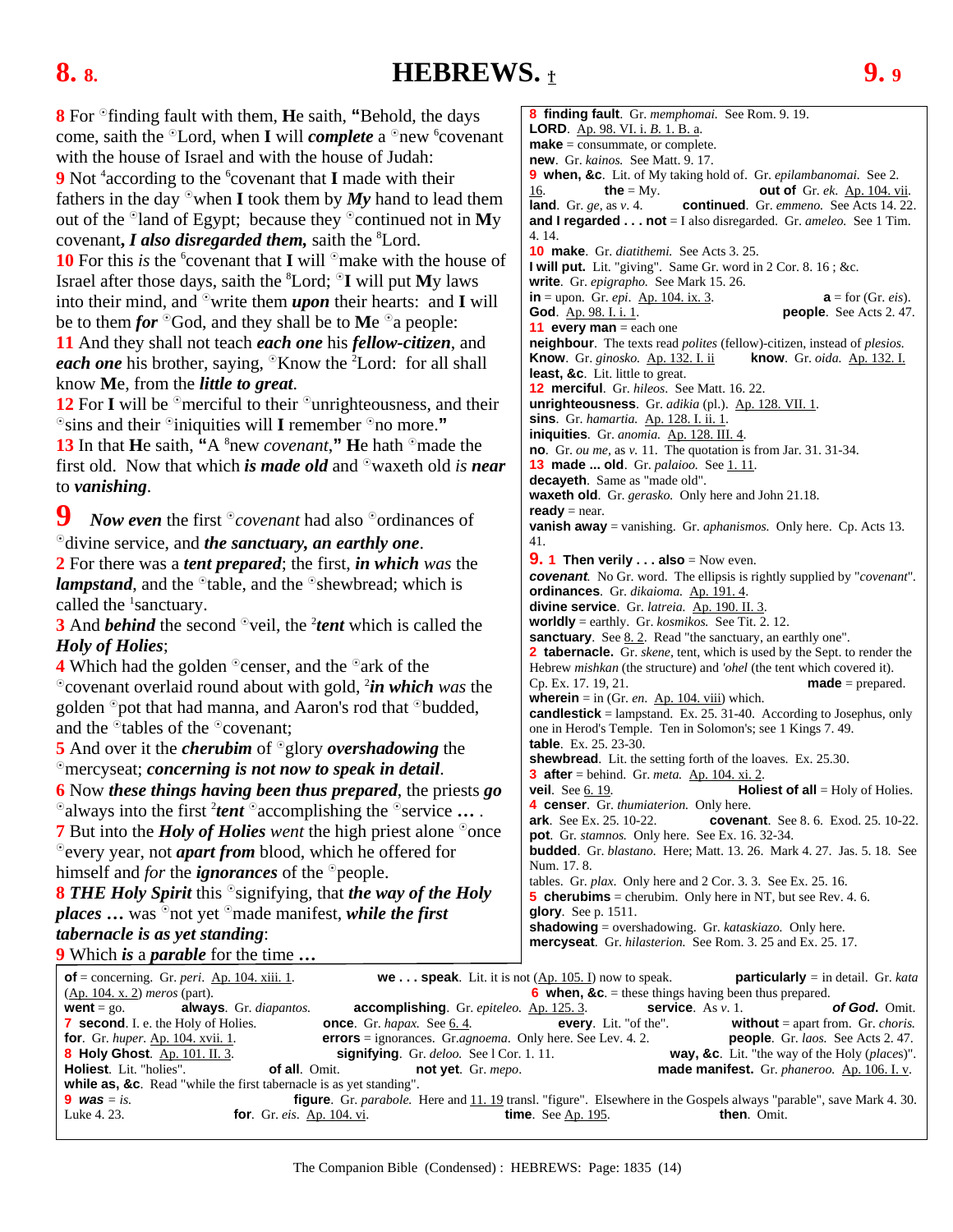**8** For °finding fault with them, **H**e saith, **"**Behold, the days come, saith the °Lord, when **I** will ***complete*** a °new [6]covenant with the house of Israel and with the house of Judah:

**9** Not [4]according to the [6]covenant that **I** made with their fathers in the day °when **I** took them by ***My*** hand to lead them out of the °land of Egypt; because they °continued not in **M**y covenant, ***I also disregarded them,*** saith the [8]Lord.

**10** For this *is* the [6]covenant that **I** will °make with the house of Israel after those days, saith the [8]Lord; °**I** will put **M**y laws into their mind, and °write them ***upon*** their hearts: and **I** will be to them ***for*** °God, and they shall be to **M**e °a people:

**11** And they shall not teach ***each one*** his ***fellow-citizen***, and ***each one*** his brother, saying, °Know the [2]Lord: for all shall know **M**e, from the ***little to great***.

**12** For **I** will be °merciful to their °unrighteousness, and their °sins and their °iniquities will **I** remember °no more.**"**

**13** In that **H**e saith, **"**A [8]new *covenant*,**"** **H**e hath °made the first old. Now that which ***is made old*** and °waxeth old *is* ***near*** to ***vanishing***.

**9** ***Now even*** the first °*covenant* had also °ordinances of °divine service, and ***the sanctuary, an earthly one***.

**2** For there was a ***tent prepared***; the first, ***in which*** *was* the ***lampstand***, and the °table, and the °shewbread; which is called the [1]sanctuary.

**3** And ***behind*** the second °veil, the [2]***tent*** which is called the ***Holy of Holies***;

**4** Which had the golden °censer, and the °ark of the °covenant overlaid round about with gold, [2]***in which*** *was* the golden °pot that had manna, and Aaron's rod that °budded, and the °tables of the °covenant;

**5** And over it the ***cherubim*** of °glory ***overshadowing*** the °mercyseat; ***concerning is not now to speak in detail***.

**6** Now ***these things having been thus prepared***, the priests ***go*** °always into the first [2]***tent*** °accomplishing the °service ***…*** .

**7** But into the ***Holy of Holies*** *went* the high priest alone °once °every year, not ***apart from*** blood, which he offered for himself and *for* the ***ignorances*** of the °people.

**8** ***THE Holy Spirit*** this °signifying, that ***the way of the Holy places …*** was °not yet °made manifest, ***while the first tabernacle is as yet standing***:

**9** Which ***is*** a ***parable*** for the time ***…***

---

**8 finding fault**. Gr. *memphomai.* See Rom. 9. 19.
**LORD**. Ap. 98. VI. i. *B.* 1. B. a.
**make** = consummate, or complete.
**new**. Gr. *kainos.* See Matt. 9. 17.
**9 when, &c**. Lit. of My taking hold of. Gr. *epilambanomai.* See 2. 16. **the** = My. **out of** Gr. *ek.* Ap. 104. vii.
**land**. Gr. *ge,* as *v.* 4. **continued**. Gr. *emmeno.* See Acts 14. 22.
**and I regarded . . . not** = I also disregarded. Gr. *ameleo.* See 1 Tim. 4. 14.
**10 make**. Gr. *diatithemi.* See Acts 3. 25.
**I will put**. Lit. "giving". Same Gr. word in 2 Cor. 8. 16 ; &c.
**write**. Gr. *epigrapho.* See Mark 15. 26.
**in** = upon. Gr. *epi.* Ap. 104. ix. 3. **a** = for (Gr. *eis*).
**God**. Ap. 98. I. i. 1. **people**. See Acts 2. 47.
**11 every man** = each one
**neighbour**. The texts read *polites* (fellow)-citizen, instead of *plesios.*
**Know**. Gr. *ginosko.* Ap. 132. I. ii **know**. Gr. *oida.* Ap. 132. I.
**least, &c**. Lit. little to great.
**12 merciful**. Gr. *hileos.* See Matt. 16. 22.
**unrighteousness**. Gr. *adikia* (pl.). Ap. 128. VII. 1.
**sins**. Gr. *hamartia.* Ap. 128. I. ii. 1.
**iniquities**. Gr. *anomia.* Ap. 128. III. 4.
**no**. Gr. *ou me,* as *v.* 11. The quotation is from Jer. 31. 31-34.
**13 made ... old**. Gr. *palaioo.* See 1. 11.
**decayeth**. Same as "made old".
**waxeth old**. Gr. *gerasko.* Only here and John 21.18.
**ready** = near.
**vanish away** = vanishing. Gr. *aphanismos.* Only here. Cp. Acts 13. 41.
**9. 1 Then verily . . . also** = Now even.
***covenant.*** No Gr. word. The ellipsis is rightly supplied by "*covenant*".
**ordinances**. Gr. *dikaioma.* Ap. 191. 4.
**divine service**. Gr. *latreia.* Ap. 190. II. 3.
**worldly** = earthly. Gr. *kosmikos.* See Tit. 2. 12.
**sanctuary**. See 8. 2. Read "the sanctuary, an earthly one".
**2 tabernacle.** Gr. *skene,* tent, which is used by the Sept. to render the Hebrew *mishkan* (the structure) and *'ohel* (the tent which covered it). Cp. Ex. 17. 19, 21. **made** = prepared.
**wherein** = in (Gr. *en.* Ap. 104. viii) which.
**candlestick** = lampstand. Ex. 25. 31-40. According to Josephus, only one in Herod's Temple. Ten in Solomon's; see 1 Kings 7. 49.
**table**. Ex. 25. 23-30.
**shewbread**. Lit. the setting forth of the loaves. Ex. 25.30.
**3 after** = behind. Gr. *meta.* Ap. 104. xi. 2.
**veil**. See 6. 19. **Holiest of all** = Holy of Holies.
**4 censer**. Gr. *thumiaterion.* Only here.
**ark**. See Ex. 25. 10-22. **covenant**. See 8. 6. Exod. 25. 10-22.
**pot**. Gr. *stamnos.* Only here. See Ex. 16. 32-34.
**budded**. Gr. *blastano.* Here; Matt. 13. 26. Mark 4. 27. Jas. 5. 18. See Num. 17. 8.
tables. Gr. *plax.* Only here and 2 Cor. 3. 3. See Ex. 25. 16.
**5 cherubims** = cherubim. Only here in NT, but see Rev. 4. 6.
**glory**. See p. 1511.
**shadowing** = overshadowing. Gr. *kataskiazo.* Only here.
**mercyseat**. Gr. *hilasterion.* See Rom. 3. 25 and Ex. 25. 17.

**of** = concerning. Gr. *peri.* Ap. 104. xiii. 1. **we . . . speak**. Lit. it is not (Ap. 105. I) now to speak. **particularly** = in detail. Gr. *kata* (Ap. 104. x. 2) *meros* (part).
**6 when, &c**. = these things having been thus prepared.
**went** = go. **always**. Gr. *diapantos.* **accomplishing**. Gr. *epiteleo.* Ap. 125. 3. **service**. As *v.* 1. ***of God.*** Omit.
**7 second**. I. e. the Holy of Holies. **once**. Gr. *hapax.* See 6. 4. **every**. Lit. "of the". **without** = apart from. Gr. *choris.*
**for**. Gr. *huper.* Ap. 104. xvii. 1. **errors** = ignorances. Gr.*agnoema.* Only here. See Lev. 4. 2. **people**. Gr. *laos.* See Acts 2. 47.
**8 Holy Ghost**. Ap. 101. II. 3. **signifying**. Gr. *deloo.* See l Cor. 1. 11. **way, &c**. Lit. "the way of the Holy (*places*)".
**Holiest**. Lit. "holies". **of all**. Omit. **not yet**. Gr. *mepo.* **made manifest.** Gr. *phaneroo.* Ap. 106. I. v.
**while as, &c**. Read "while the first tabernacle is as yet standing".
**9 *was*** = *is.* **figure**. Gr. *parabole.* Here and 11. 19 transl. "figure". Elsewhere in the Gospels always "parable", save Mark 4. 30. Luke 4. 23. **for**. Gr. *eis.* Ap. 104. vi. **time**. See Ap. 195. **then**. Omit.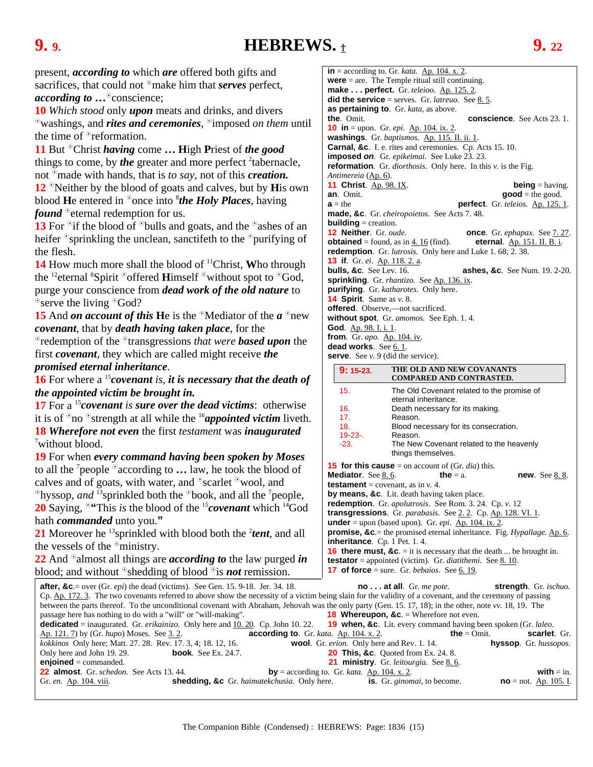# 9. 9. HEBREWS. † 9. 22

present, ***according to*** which ***are*** offered both gifts and sacrifices, that could not °make him that ***serves*** perfect, ***according to …***°conscience;

**10** *Which stood* only ***upon*** meats and drinks, and divers °washings, and ***rites and ceremonies***, °imposed *on them* until the time of °reformation.

**11** But °Christ ***having*** come **…** **H**igh **P**riest of ***the good*** things to come, by ***the*** greater and more perfect [2]tabernacle, not °made with hands, that is *to say*, not of this ***creation.***

**12** °Neither by the blood of goats and calves, but by **H**is own blood **H**e entered in °once into [8]***the Holy Places***, having ***found*** °eternal redemption for us.

**13** For °if the blood of °bulls and goats, and the °ashes of an heifer °sprinkling the unclean, sanctifeth to the °purifying of the flesh.

**14** How much more shall the blood of [11]Christ, **W**ho through the [12]eternal [8]Spirit °offered **H**imself °without spot to °God, purge your conscience from ***dead work of the old nature*** to °serve the living °God?

**15** And ***on account of this*** **H**e is the °Mediator of the ***a*** °new ***covenant***, that by ***death having taken place***, for the °redemption of the °transgressions *that were* ***based upon*** the first ***covenant***, they which are called might receive ***the promised eternal inheritance***.

**16** For where a [15]***covenant*** *is*, ***it is necessary that the death of the appointed victim be brought in.***

**17** For a [15]***covenant*** *is* ***sure over the dead victims***: otherwise it is of °no °strength at all while the [16]***appointed victim*** liveth.

**18** ***Wherefore not even*** the first *testament* was ***inaugurated*** [7]without blood.

**19** For when ***every command having been spoken by Moses*** to all the [7]people °according to **…** law, he took the blood of calves and of goats, with water, and °scarlet °wool, and °hyssop, *and* [13]sprinkled both the °book, and all the [7]people,

**20** Saying, °**"**This *is* the blood of the [15]***covenant*** which [14]God hath ***commanded*** unto you.**"**

**21** Moreover he [13]sprinkled with blood both the [2]***tent***, and all the vessels of the °ministry.

**22** And °almost all things are ***according to*** the law purged ***in*** blood; and without °shedding of blood °is ***not*** remission.

---

**in** = according to. Gr. *kata*. Ap. 104. x. 2.
**were** = are. The Temple ritual still continuing.
**make . . . perfect.** Gr. *teleioo*. Ap. 125. 2.
**did the service** = serves. Gr. *latreuo*. See 8. 5.
**as pertaining to**. Gr. *kata*, as above.
**the**. Omit. **conscience**. See Acts 23. 1.
**10 in** = upon. Gr. *epi*. Ap. 104. ix. 2.
**washings**. Gr. *baptismos*. Ap. 115. II. ii. 1.
**Carnal, &c**. I. e. rites and ceremonies. Cp. Acts 15. 10.
**imposed *on***. Gr. *epikeimai*. See Luke 23. 23.
**reformation**. Gr. *diorthosis*. Only here. In this *v.* is the Fig. *Antimereia* (Ap. 6).
**11 Christ**. Ap. 98. IX. **being** = having.
**an**. Omit. **good** = the good.
**a** = the **perfect**. Gr. *teleios*. Ap. 125. 1.
**made, &c**. Gr. *cheiropoietos*. See Acts 7. 48.
**building** = creation.
**12 Neither**. Gr. *oude*. **once**. Gr. *ephapax*. See 7. 27.
**obtained** = found, as in 4. 16 (find). **eternal**. Ap. 151. II. B. i.
**redemption**. Gr. *lutrosis*. Only here and Luke 1. 68; 2. 38.
**13 if**. Gr. *ei*. Ap. 118. 2. a.
**bulls, &c**. See Lev. 16. **ashes, &c**. See Num. 19. 2-20.
**sprinkling**. Gr. *rhantizo*. See Ap. 136. ix.
**purifying**. Gr. *katharotes*. Only here.
**14 Spirit**. Same as *v.* 8.
**offered**. Observe,—not sacrificed.
**without spot**. Gr. *amomos*. See Eph. 1. 4.
**God**. Ap. 98. I. i. 1.
**from**. Gr. *apo*. Ap. 104. iv.
**dead works**. See 6. 1.
**serve**. See *v.* 9 (did the service).

| **9: 15-23.** | **THE OLD AND NEW COVANANTS COMPARED AND CONTRASTED.** |
|---|---|
| 15. | The Old Covenant related to the promise of eternal inheritance. |
| 16. | Death necessary for its making. |
| 17. | Reason. |
| 18. | Blood necessary for its consecration. |
| 19-23-. | Reason. |
| -23. | The New Covenant related to the heavenly things themselves. |

**15 for this cause** = on account of (Gr. *dia*) this.
**Mediator**. See 8. 6. **the** = a. **new**. See 8. 8.
**testament** = covenant, as in *v.* 4.
**by means, &c**. Lit. death having taken place.
**redemption**. Gr. *apolutrosis*. See Rom. 3. 24. Cp. *v.* 12
**transgressions**. Gr. *parabasis*. See 2. 2. Cp. Ap. 128. VI. 1.
**under** = upon (based upon). Gr. *epi*. Ap. 104. ix. 2.
**promise, &c**.= the promised eternal inheritance. Fig. *Hypallage*. Ap. 6.
**inheritance**. Cp. 1 Pet. 1. 4.
**16 there must, &c**. = it is necessary that the death ... be brought in.
**testator** = appointed (victim). Gr. *diatithemi*. See 8. 10.
**17 of force** = sure. Gr. *bebaios*. See 6. 19.
**after, &c**.= over (Gr. *epi*) the dead (victims). See Gen. 15. 9-18. Jer. 34. 18. **no . . . at all**. Gr. *me pote*. **strength**. Gr. *ischuo*. Cp. Ap. 172. 3. The two covenants referred to above show the necessity of a victim being slain for the validity of a covenant, and the ceremony of passing between the parts thereof. To the unconditional covenant with Abraham, Jehovah was the only party (Gen. 15. 17, 18); in the other, note *vv.* 18, 19. The passage here has nothing to do with a "will" or "will-making".
**18 Whereupon, &c**. = Wherefore not even.
**dedicated** = inaugurated. Gr. *erikainizo*. Only here and 10. 20. Cp. John 10. 22.
**19 when, &c**. Lit. every command having been spoken (Gr. *laleo*. Ap. 121. 7) by (Gr. *hupo*) Moses. See 3. 2. **according to**. Gr. *kata*. Ap. 104. x. 2. **the** = Omit. **scarlet**. Gr. *kokkinos* Only here; Matt. 27. 28. Rev. 17. 3, 4; 18. 12, 16. **wool**. Gr. *erion*. Only here and Rev. 1. 14. **hyssop**. Gr. *hussopos*. Only here and John 19. 29. **book**. See Ex. 24.7.
**20 This, &c**. Quoted from Ex. 24. 8.
**enjoined** = commanded.
**21 ministry**. Gr. *leitourgia*. See 8. 6.
**22 almost**. Gr. *schedon*. See Acts 13. 44. **by** = according to. Gr. *kata*. Ap. 104. x. 2. **with** = in. Gr. *en*. Ap. 104. viii. **shedding, &c** Gr. *haimatekchusia*. Only here. **is**. Gr. *ginomai*, to become. **no** = not. Ap. 105. I.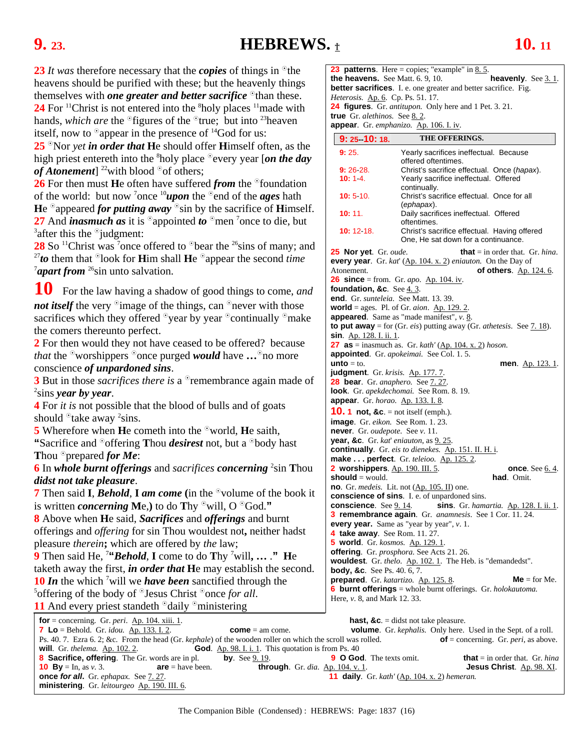# 9. 23. HEBREWS. † 10. 11

**23** *It was* therefore necessary that the ***copies*** of things in ☉the heavens should be purified with these; but the heavenly things themselves with ***one greater and better sacrifice*** ☉than these.
**24** For [11]Christ is not entered into the [8]holy places [11]made with hands, *which are* the ☉figures of the ☉true; but into [23]heaven itself, now to ☉appear in the presence of [14]God for us:
**25** ☉Nor *yet* ***in order that*** **H**e should offer **H**imself often, as the high priest entereth into the [8]holy place ☉every year [***on the day of Atonement***] [22]with blood ☉of others;
**26** For then must **H**e often have suffered ***from*** the ☉foundation of the world: but now [7]once [10]***upon*** the ☉end of the ***ages*** hath **H**e ☉appeared ***for putting away*** ☉sin by the sacrifice of **H**imself.
**27** And ***inasmuch as*** it is ☉appointed ***to*** ☉men [7]once to die, but [3]after this the ☉judgment:
**28** So [11]Christ was [7]once offered to ☉bear the [26]sins of many; and [27]***to*** them that ☉look for **H**im shall **H**e ☉appear the second *time* [7]***apart from*** [26]sin unto salvation.

**10** For the law having a shadow of good things to come, ***and not itself*** the very ☉image of the things, can ☉never with those sacrifices which they offered ☉year by year ☉continually ☉make the comers thereunto perfect.
**2** For then would they not have ceased to be offered? because *that* the ☉worshippers ☉once purged ***would*** have **…**☉no more conscience ***of unpardoned sins***.
**3** But in those *sacrifices there is* a ☉remembrance again made of [2]sins ***year by year***.
**4** For *it is* not possible that the blood of bulls and of goats should ☉take away [2]sins.
**5** Wherefore when **H**e cometh into the ☉world, **H**e saith, **"**Sacrifice and ☉offering **T**hou ***desirest*** not, but a ☉body hast **T**hou ☉prepared ***for Me***:
**6** In ***whole burnt offerings*** and *sacrifices* ***concerning*** [2]sin **T**hou ***didst not take pleasure***.
**7** Then said **I**, ***Behold***, **I** ***am come*** **(**in the ☉volume of the book it is written ***concerning*** **M**e,**)** to do **T**hy ☉will, O ☉God.**"**
**8** Above when **H**e said, ***Sacrifices*** and ***offerings*** and burnt offerings and *offering* for sin Thou wouldest not**,** neither hadst pleasure *therein***;** which are offered by *the* law;
**9** Then said He, [7]**"*Behold*, I** come to do **T**hy [7]will, **… ."** **H**e taketh away the first, ***in order that*** **H**e may establish the second.
**10** ***In*** the which [7]will we ***have been*** sanctified through the [5]offering of the body of ☉Jesus Christ ☉once *for all*.
**11** And every priest standeth ☉daily ☉ministering

---

**23 patterns**. Here = copies; "example" in 8. 5.
**the heavens.** See Matt. 6. 9, 10. **heavenly**. See 3. 1.
**better sacrifices**. I. e. one greater and better sacrifice. Fig. *Heterosis*. Ap. 6. Cp. Ps. 51. 17.
**24 figures**. Gr. *antitupon.* Only here and 1 Pet. 3. 21.
**true** Gr. *alethinos.* See 8. 2.
**appear**. Gr. *emphanizo.* Ap. 106. I. iv.

**9: 25--10: 18. THE OFFERINGS.**

| | |
|---|---|
| 9: 25. | Yearly sacrifices ineffectual. Because offered oftentimes. |
| 9: 26-28. | Christ's sacrifice effectual. Once (*hapax*). |
| 10: 1-4. | Yearly sacrifice ineffectual. Offered continually. |
| 10: 5-10. | Christ's sacrifice effectual. Once for all (*ephapax*). |
| 10: 11. | Daily sacrifices ineffectual. Offered oftentimes. |
| 10: 12-18. | Christ's sacrifice effectual. Having offered One, He sat down for a continuance. |

**25 Nor yet**. Gr. *oude.* **that** = in order that. Gr. *hina*.
**every year**. Gr. *kat'* (Ap. 104. x. 2) *eniauton.* On the Day of Atonement. **of others**. Ap. 124. 6.
**26 since** = from. Gr. *apo*. Ap. 104. iv.
**foundation, &c**. See 4. 3.
**end**. Gr. *sunteleia.* See Matt. 13. 39.
**world** = ages. Pl. of Gr. *aion*. Ap. 129. 2.
**appeared**. Same as "made manifest", *v.* 8.
**to put away** = for (Gr. *eis*) putting away (Gr. *athetesis*. See 7. 18).
**sin**. Ap. 128. I. ii. 1.
**27 as** = inasmuch as. Gr. *kath'* (Ap. 104. x. 2) *hoson.*
**appointed**. Gr. *apokeimai.* See Col. 1. 5.
**unto** = to. **men**. Ap. 123. 1.
**judgment**. Gr. *krisis.* Ap. 177. 7.
**28 bear**. Gr. *anaphero.* See 7. 27.
**look**. Gr. *apekdechomai.* See Rom. 8. 19.
**appear**. Gr. *horao.* Ap. 133. I. 8.
**10. 1 not, &c**. = not itself (emph.).
**image**. Gr. *eikon.* See Rom. 1. 23.
**never**. Gr. *oudepote.* See *v.* 11.
**year, &c**. Gr. *kat' eniauton*, as 9. 25.
**continually**. Gr. *eis to dienekes.* Ap. 151. II. H. i.
**make . . . perfect**. Gr. *teleioo.* Ap. 125. 2.
**2 worshippers**. Ap. 190. III. 5. **once**. See 6. 4.
**should** = would. **had**. Omit.
**no**. Gr. *medeis.* Lit. not (Ap. 105. II) one.
**conscience of sins**. I. e. of unpardoned sins.
**conscience**. See 9. 14. **sins**. Gr. *hamartia.* Ap. 128. I. ii. 1.
**3 remembrance again**. Gr. *anamnesis.* See 1 Cor. 11. 24.
**every year.** Same as "year by year", *v.* 1.
**4 take away**. See Rom. 11. 27.
**5 world**. Gr. *kosmos.* Ap. 129. 1.
**offering**. Gr. *prosphora.* See Acts 21. 26.
**wouldest**. Gr. *thelo.* Ap. 102. 1. The Heb. is "demandedst".
**body, &c**. See Ps. 40. 6, 7.
**prepared**. Gr. *katartizo.* Ap. 125. 8. **Me** = for Me.
**6 burnt offerings** = whole burnt offerings. Gr. *holokautoma.* Here, *v.* 8, and Mark 12. 33.
**for** = concerning. Gr. *peri.* Ap. 104. xiii. 1. **hast, &c**. = didst not take pleasure.
**7 Lo** = Behold. Gr. *idou.* Ap. 133. I. 2. **come** = am come. **volume**. Gr. *kephalis.* Only here. Used in the Sept. of a roll. Ps. 40. 7. Ezra 6. 2; &c. From the head (Gr. *kephale*) of the wooden roller on which the scroll was rolled. **of** = concerning. Gr. *peri*, as above.
**will**. Gr. *thelema.* Ap. 102. 2. **God**. Ap. 98. I. i. 1. This quotation is from Ps. 40
**8 Sacrifice, offering**. The Gr. words are in pl. **by**. See 9. 19. **9 O God**. The texts omit. **that** = in order that. Gr. *hina*
**10 By** = In, as *v.* 3. **are** = have been. **through**. Gr. *dia.* Ap. 104. v. 1. **Jesus Christ**. Ap. 98. XI.
**once *for all***. Gr. *ephapax.* See 7. 27. **11 daily**. Gr. *kath'* (Ap. 104. x. 2) *hemeran.*
**ministering**. Gr. *leitourgeo* Ap. 190. III. 6.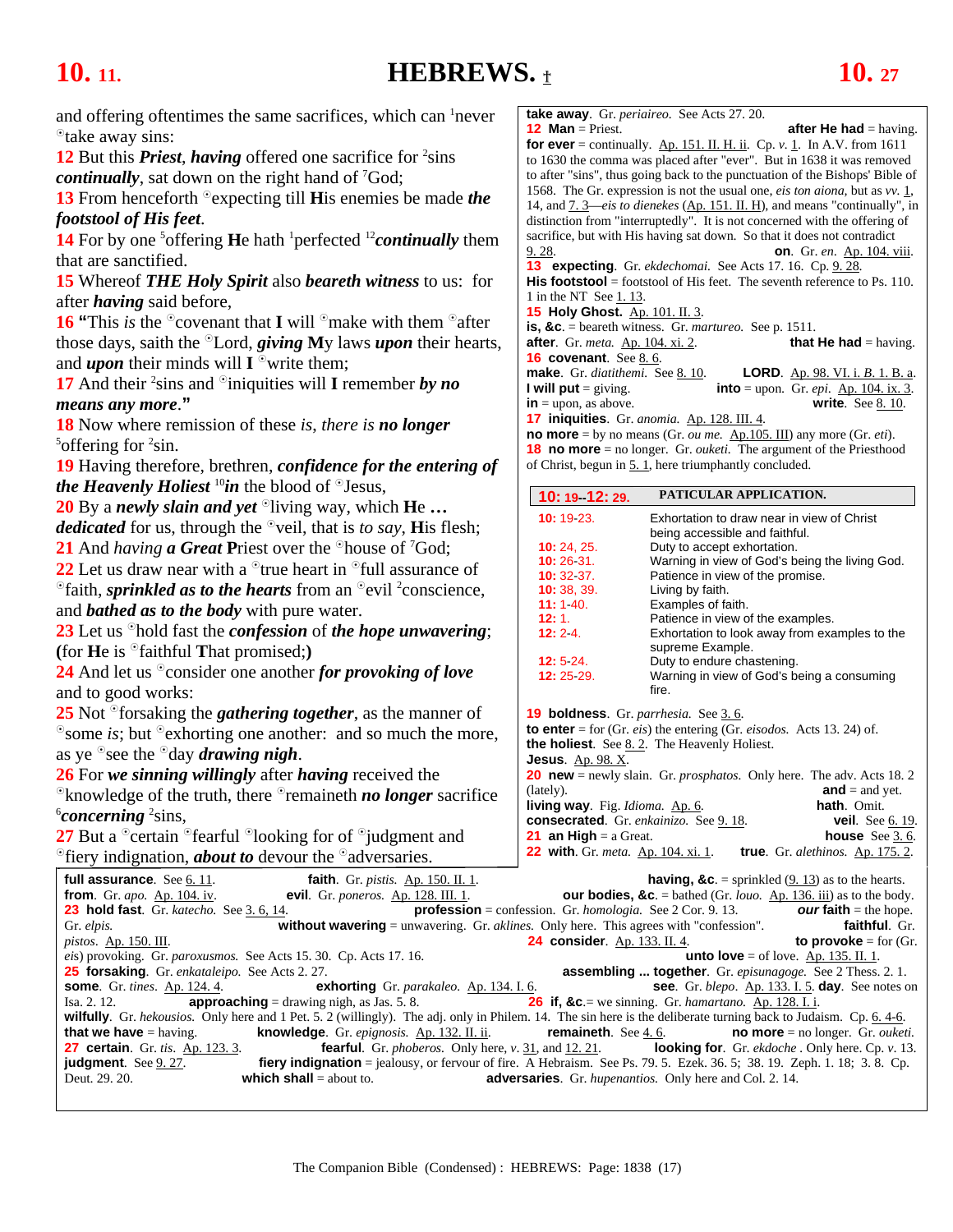# 10. 11. HEBREWS. 10. 27

and offering oftentimes the same sacrifices, which can [1]never ☉take away sins:

12 But this ***Priest***, ***having*** offered one sacrifice for [2]sins ***continually***, sat down on the right hand of [7]God;

13 From henceforth ☉expecting till **H**is enemies be made ***the footstool of His feet***.

14 For by one [5]offering **H**e hath [1]perfected [12]***continually*** them that are sanctified.

15 Whereof ***THE Holy Spirit*** also ***beareth witness*** to us: for after ***having*** said before,

16 **"**This *is* the ☉covenant that **I** will ☉make with them ☉after those days, saith the ☉Lord, ***giving*** **M**y laws ***upon*** their hearts, and ***upon*** their minds will **I** ☉write them;

17 And their [2]sins and ☉iniquities will **I** remember ***by no means any more***.**"**

18 Now where remission of these *is, there is* ***no longer*** [5]offering for [2]sin.

19 Having therefore, brethren, ***confidence for the entering of the Heavenly Holiest*** [10]***in*** the blood of ☉Jesus,

20 By a ***newly slain and yet*** ☉living way, which **H**e **…** ***dedicated*** for us, through the ☉veil, that is *to say*, **H**is flesh;

21 And *having* ***a Great*** **P**riest over the ☉house of [7]God;

22 Let us draw near with a ☉true heart in ☉full assurance of ☉faith, ***sprinkled as to the hearts*** from an ☉evil [2]conscience, and ***bathed as to the body*** with pure water.

23 Let us ☉hold fast the ***confession*** of ***the hope unwavering***; **(**for **H**e is ☉faithful **T**hat promised;**)**

24 And let us ☉consider one another ***for provoking of love*** and to good works:

25 Not ☉forsaking the ***gathering together***, as the manner of ☉some *is*; but ☉exhorting one another: and so much the more, as ye ☉see the ☉day ***drawing nigh***.

26 For ***we sinning willingly*** after ***having*** received the ☉knowledge of the truth, there ☉remaineth ***no longer*** sacrifice [6]***concerning*** [2]sins,

27 But a ☉certain ☉fearful ☉looking for of ☉judgment and ☉fiery indignation, ***about to*** devour the ☉adversaries.

---

**take away**. Gr. *periaireo*. See Acts 27. 20.

**12 Man** = Priest. **after He had** = having. **for ever** = continually. Ap. 151. II. H. ii. Cp. *v.* 1. In A.V. from 1611 to 1630 the comma was placed after "ever". But in 1638 it was removed to after "sins", thus going back to the punctuation of the Bishops' Bible of 1568. The Gr. expression is not the usual one, *eis ton aiona*, but as *vv.* 1, 14, and 7. 3—*eis to dienekes* (Ap. 151. II. H), and means "continually", in distinction from "interruptedly". It is not concerned with the offering of sacrifice, but with His having sat down. So that it does not contradict 9. 28. **on**. Gr. *en*. Ap. 104. viii.

**13 expecting**. Gr. *ekdechomai*. See Acts 17. 16. Cp. 9. 28. **His footstool** = footstool of His feet. The seventh reference to Ps. 110. 1 in the NT See 1. 13.

**15 Holy Ghost.** Ap. 101. II. 3. **is, &c**. = beareth witness. Gr. *martureo*. See p. 1511. **after**. Gr. *meta*. Ap. 104. xi. 2. **that He had** = having.

**16 covenant**. See 8. 6. **make**. Gr. *diatithemi*. See 8. 10. **LORD**. Ap. 98. VI. i. *B*. 1. B. a. **I will put** = giving. **into** = upon. Gr. *epi*. Ap. 104. ix. 3. **in** = upon, as above. **write**. See 8. 10.

**17 iniquities**. Gr. *anomia*. Ap. 128. III. 4. **no more** = by no means (Gr. *ou me*. Ap.105. III) any more (Gr. *eti*).

**18 no more** = no longer. Gr. *ouketi*. The argument of the Priesthood of Christ, begun in 5. 1, here triumphantly concluded.

| **10: 19--12: 29.** | **PATICULAR APPLICATION.** |
|---|---|
| **10:** 19-23. | Exhortation to draw near in view of Christ being accessible and faithful. |
| **10:** 24, 25. | Duty to accept exhortation. |
| **10:** 26-31. | Warning in view of God's being the living God. |
| **10:** 32-37. | Patience in view of the promise. |
| **10:** 38, 39. | Living by faith. |
| **11:** 1-40. | Examples of faith. |
| **12:** 1. | Patience in view of the examples. |
| **12:** 2-4. | Exhortation to look away from examples to the supreme Example. |
| **12:** 5-24. | Duty to endure chastening. |
| **12:** 25-29. | Warning in view of God's being a consuming fire. |

**19 boldness**. Gr. *parrhesia*. See 3. 6. **to enter** = for (Gr. *eis*) the entering (Gr. *eisodos*. Acts 13. 24) of. **the holiest**. See 8. 2. The Heavenly Holiest. **Jesus**. Ap. 98. X.

**20 new** = newly slain. Gr. *prosphatos*. Only here. The adv. Acts 18. 2 (lately). **and** = and yet. **living way**. Fig. *Idioma*. Ap. 6. **hath**. Omit. **consecrated**. Gr. *enkainizo*. See 9. 18. **veil**. See 6. 19.

**21 an High** = a Great. **house** See 3. 6.

**22 with**. Gr. *meta*. Ap. 104. xi. 1. **true**. Gr. *alethinos*. Ap. 175. 2. **full assurance**. See 6. 11. **faith**. Gr. *pistis*. Ap. 150. II. 1. **having, &c**. = sprinkled (9. 13) as to the hearts. **from**. Gr. *apo*. Ap. 104. iv. **evil**. Gr. *poneros*. Ap. 128. III. 1. **our bodies, &c**. = bathed (Gr. *louo*. Ap. 136. iii) as to the body.

**23 hold fast**. Gr. *katecho*. See 3. 6, 14. **profession** = confession. Gr. *homologia*. See 2 Cor. 9. 13. ***our*** **faith** = the hope. Gr. *elpis*. **without wavering** = unwavering. Gr. *aklines*. Only here. This agrees with "confession". **faithful**. Gr. *pistos*. Ap. 150. III.

**24 consider**. Ap. 133. II. 4. **to provoke** = for (Gr. *eis*) provoking. Gr. *paroxusmos*. See Acts 15. 30. Cp. Acts 17. 16. **unto love** = of love. Ap. 135. II. 1.

**25 forsaking**. Gr. *enkataleipo*. See Acts 2. 27. **assembling ... together**. Gr. *episunagoge*. See 2 Thess. 2. 1. **some**. Gr. *tines*. Ap. 124. 4. **exhorting** Gr. *parakaleo*. Ap. 134. I. 6. **see**. Gr. *blepo*. Ap. 133. I. 5. **day**. See notes on Isa. 2. 12. **approaching** = drawing nigh, as Jas. 5. 8.

**26 if, &c.**= we sinning. Gr. *hamartano*. Ap. 128. I. i. **wilfully**. Gr. *hekousios*. Only here and 1 Pet. 5. 2 (willingly). The adj. only in Philem. 14. The sin here is the deliberate turning back to Judaism. Cp. 6. 4-6. **that we have** = having. **knowledge**. Gr. *epignosis*. Ap. 132. II. ii. **remaineth**. See 4. 6. **no more** = no longer. Gr. *ouketi*.

**27 certain**. Gr. *tis*. Ap. 123. 3. **fearful**. Gr. *phoberos*. Only here, *v*. 31, and 12. 21. **looking for**. Gr. *ekdoche* . Only here. Cp. *v*. 13. **judgment**. See 9. 27. **fiery indignation** = jealousy, or fervour of fire. A Hebraism. See Ps. 79. 5. Ezek. 36. 5; 38. 19. Zeph. 1. 18; 3. 8. Cp. Deut. 29. 20. **which shall** = about to. **adversaries**. Gr. *hupenantios*. Only here and Col. 2. 14.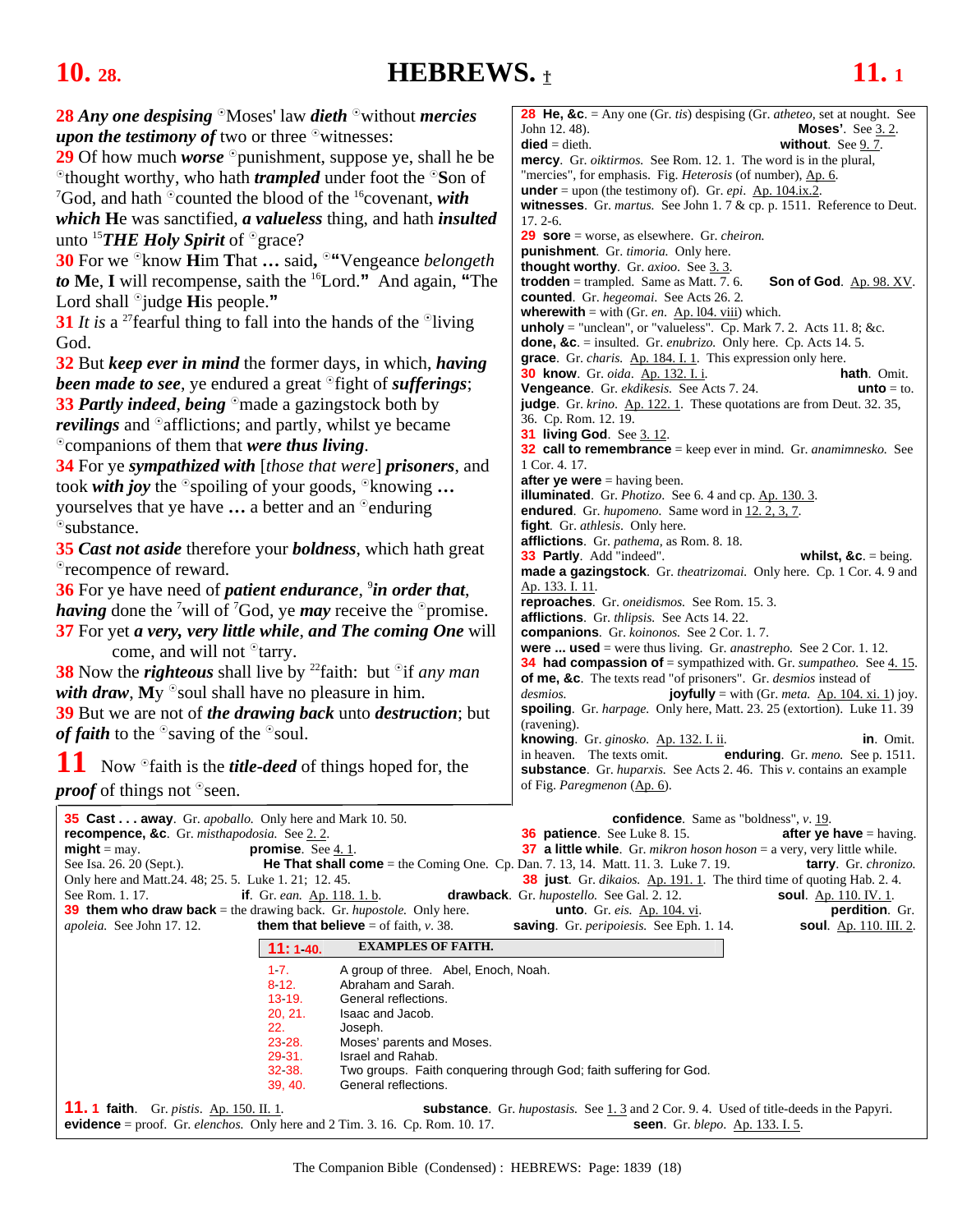**10. 28.** **HEBREWS.** † **11. 1**

**28** ***Any one despising*** °Moses' law ***dieth*** °without ***mercies upon the testimony of*** two or three °witnesses:
**29** Of how much ***worse*** °punishment, suppose ye, shall he be °thought worthy, who hath ***trampled*** under foot the °Son of [7]God, and hath °counted the blood of the [16]covenant, ***with which*** **H**e was sanctified, ***a valueless*** thing, and hath ***insulted*** unto [15]***THE Holy Spirit*** of °grace?
**30** For we °know **H**im **T**hat **…** said, °**"**Vengeance *belongeth to* **M**e, **I** will recompense, saith the [16]Lord.**"** And again, **"**The Lord shall °judge **H**is people.**"**
**31** *It is* a [27]fearful thing to fall into the hands of the °living God.
**32** But ***keep ever in mind*** the former days, in which, ***having been made to see***, ye endured a great °fight of ***sufferings***;
**33** ***Partly indeed***, ***being*** °made a gazingstock both by ***revilings*** and °afflictions; and partly, whilst ye became °companions of them that ***were thus living***.
**34** For ye ***sympathized with*** [*those that were*] ***prisoners***, and took ***with joy*** the °spoiling of your goods, °knowing **…** yourselves that ye have **…** a better and an °enduring °substance.
**35** ***Cast not aside*** therefore your ***boldness***, which hath great °recompence of reward.
**36** For ye have need of ***patient endurance***, [9]***in order that***, ***having*** done the [7]will of [7]God, ye ***may*** receive the °promise.
**37** For yet ***a very, very little while***, ***and The coming One*** will come, and will not °tarry.
**38** Now the ***righteous*** shall live by [22]faith: but °if *any man* ***with draw***, **M**y °soul shall have no pleasure in him.
**39** But we are not of ***the drawing back*** unto ***destruction***; but ***of faith*** to the °saving of the °soul.

**11** Now °faith is the ***title-deed*** of things hoped for, the ***proof*** of things not °seen.

---

**28 He, &c**. = Any one (Gr. *tis*) despising (Gr. *atheteo*, set at nought. See John 12. 48). **Moses'**. See 3. 2.
**died** = dieth. **without**. See 9. 7.
**mercy**. Gr. *oiktirmos.* See Rom. 12. 1. The word is in the plural, "mercies", for emphasis. Fig. *Heterosis* (of number), Ap. 6.
**under** = upon (the testimony of). Gr. *epi*. Ap. 104.ix.2.
**witnesses**. Gr. *martus.* See John 1. 7 & cp. p. 1511. Reference to Deut. 17. 2-6.
**29 sore** = worse, as elsewhere. Gr. *cheiron.*
**punishment**. Gr. *timoria.* Only here.
**thought worthy**. Gr. *axioo*. See 3. 3.
**trodden** = trampled. Same as Matt. 7. 6. **Son of God**. Ap. 98. XV.
**counted**. Gr. *hegeomai*. See Acts 26. 2.
**wherewith** = with (Gr. *en*. Ap. 104. viii) which.
**unholy** = "unclean", or "valueless". Cp. Mark 7. 2. Acts 11. 8; &c.
**done, &c**. = insulted. Gr. *enubrizo.* Only here. Cp. Acts 14. 5.
**grace**. Gr. *charis.* Ap. 184. I. 1. This expression only here.
**30 know**. Gr. *oida*. Ap. 132. I. i. **hath**. Omit.
**Vengeance**. Gr. *ekdikesis.* See Acts 7. 24. **unto** = to.
**judge**. Gr. *krino*. Ap. 122. 1. These quotations are from Deut. 32. 35, 36. Cp. Rom. 12. 19.
**31 living God**. See 3. 12.
**32 call to remembrance** = keep ever in mind. Gr. *anamimnesko.* See 1 Cor. 4. 17.
**after ye were** = having been.
**illuminated**. Gr. *Photizo*. See 6. 4 and cp. Ap. 130. 3.
**endured**. Gr. *hupomeno.* Same word in 12. 2, 3, 7.
**fight**. Gr. *athlesis.* Only here.
**afflictions**. Gr. *pathema*, as Rom. 8. 18.
**33 Partly**. Add "indeed". **whilst, &c**. = being.
**made a gazingstock**. Gr. *theatrizomai.* Only here. Cp. 1 Cor. 4. 9 and Ap. 133. I. 11.
**reproaches**. Gr. *oneidismos.* See Rom. 15. 3.
**afflictions**. Gr. *thlipsis.* See Acts 14. 22.
**companions**. Gr. *koinonos.* See 2 Cor. 1. 7.
**were ... used** = were thus living. Gr. *anastrepho.* See 2 Cor. 1. 12.
**34 had compassion of** = sympathized with. Gr. *sumpatheo.* See 4. 15.
**of me, &c**. The texts read "of prisoners". Gr. *desmios* instead of *desmois.* **joyfully** = with (Gr. *meta.* Ap. 104. xi. 1) joy.
**spoiling**. Gr. *harpage.* Only here, Matt. 23. 25 (extortion). Luke 11. 39 (ravening).
**knowing**. Gr. *ginosko.* Ap. 132. I. ii. **in**. Omit.
in heaven. The texts omit. **enduring**. Gr. *meno.* See p. 1511.
**substance**. Gr. *huparxis.* See Acts 2. 46. This *v.* contains an example of Fig. *Paregmenon* (Ap. 6).

**35 Cast . . . away**. Gr. *apoballo.* Only here and Mark 10. 50. **confidence**. Same as "boldness", *v.* 19.
**recompence, &c**. Gr. *misthapodosia.* See 2. 2. **36 patience**. See Luke 8. 15. **after ye have** = having.
**might** = may. **promise**. See 4. 1. **37 a little while**. Gr. *mikron hoson hoson* = a very, very little while.
See Isa. 26. 20 (Sept.). **He That shall come** = the Coming One. Cp. Dan. 7. 13, 14. Matt. 11. 3. Luke 7. 19. **tarry**. Gr. *chronizo.*
Only here and Matt.24. 48; 25. 5. Luke 1. 21; 12. 45. **38 just**. Gr. *dikaios.* Ap. 191. 1. The third time of quoting Hab. 2. 4.
See Rom. 1. 17. **if**. Gr. *ean.* Ap. 118. 1. b. **drawback**. Gr. *hupostello.* See Gal. 2. 12. **soul**. Ap. 110. IV. 1.
**39 them who draw back** = the drawing back. Gr. *hupostole.* Only here. **unto**. Gr. *eis.* Ap. 104. vi. **perdition**. Gr. *apoleia.* See John 17. 12. **them that believe** = of faith, *v.* 38. **saving**. Gr. *peripoiesis.* See Eph. 1. 14. **soul**. Ap. 110. III. 2.

**11: 1-40. EXAMPLES OF FAITH.**

| | |
|---|---|
| 1-7. | A group of three. Abel, Enoch, Noah. |
| 8-12. | Abraham and Sarah. |
| 13-19. | General reflections. |
| 20, 21. | Isaac and Jacob. |
| 22. | Joseph. |
| 23-28. | Moses' parents and Moses. |
| 29-31. | Israel and Rahab. |
| 32-38. | Two groups. Faith conquering through God; faith suffering for God. |
| 39, 40. | General reflections. |

**11. 1 faith**. Gr. *pistis.* Ap. 150. II. 1. **substance**. Gr. *hupostasis.* See 1. 3 and 2 Cor. 9. 4. Used of title-deeds in the Papyri.
**evidence** = proof. Gr. *elenchos.* Only here and 2 Tim. 3. 16. Cp. Rom. 10. 17. **seen**. Gr. *blepo.* Ap. 133. I. 5.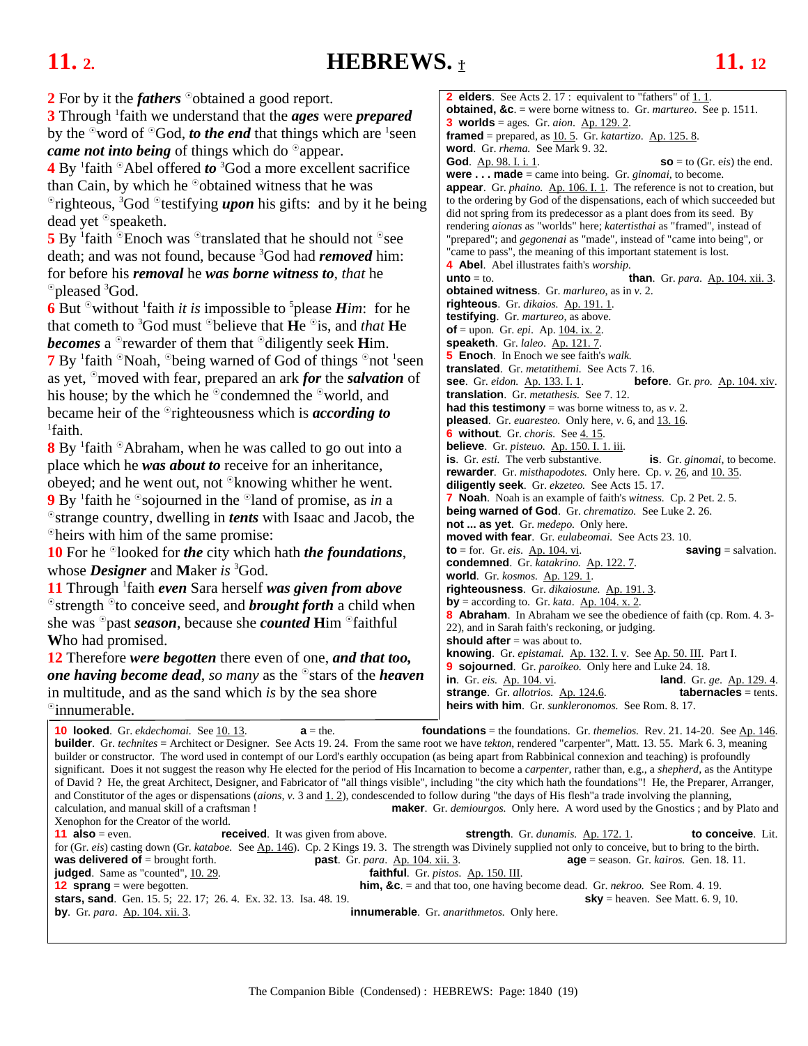**2** For by it the ***fathers*** °obtained a good report.
**3** Through [1]faith we understand that the ***ages*** were ***prepared*** by the °word of °God, ***to the end*** that things which are [1]seen ***came not into being*** of things which do °appear.
**4** By [1]faith °Abel offered ***to*** [3]God a more excellent sacrifice than Cain, by which he °obtained witness that he was °righteous, [3]God °testifying ***upon*** his gifts: and by it he being dead yet °speaketh.
**5** By [1]faith °Enoch was °translated that he should not °see death; and was not found, because [3]God had ***removed*** him: for before his ***removal*** he ***was borne witness to***, *that* he °pleased [3]God.
**6** But °without [1]faith *it is* impossible to [5]please ***Him***: for he that cometh to [3]God must °believe that **H**e °is, and *that* **H**e ***becomes*** a °rewarder of them that °diligently seek **H**im.
**7** By [1]faith °Noah, °being warned of God of things °not [1]seen as yet, °moved with fear, prepared an ark ***for*** the ***salvation*** of his house; by the which he °condemned the °world, and became heir of the °righteousness which is ***according to*** [1]faith.
**8** By [1]faith °Abraham, when he was called to go out into a place which he ***was about to*** receive for an inheritance, obeyed; and he went out, not °knowing whither he went.
**9** By [1]faith he °sojourned in the °land of promise, as *in* a °strange country, dwelling in ***tents*** with Isaac and Jacob, the °heirs with him of the same promise:
**10** For he °looked for ***the*** city which hath ***the foundations***, whose ***Designer*** and **M**aker *is* [3]God.
**11** Through [1]faith ***even*** Sara herself ***was given from above*** °strength °to conceive seed, and ***brought forth*** a child when she was °past ***season***, because she ***counted*** **H**im °faithful **W**ho had promised.
**12** Therefore ***were begotten*** there even of one, ***and that too, one having become dead***, *so many* as the °stars of the ***heaven*** in multitude, and as the sand which *is* by the sea shore °innumerable.

**2 elders**. See Acts 2. 17 : equivalent to "fathers" of 1. 1.
**obtained, &c**. = were borne witness to. Gr. *martureo*. See p. 1511.
**3 worlds** = ages. Gr. *aion*. Ap. 129. 2.
**framed** = prepared, as 10. 5. Gr. *katartizo*. Ap. 125. 8.
**word**. Gr. *rhema*. See Mark 9. 32.
**God**. Ap. 98. I. i. 1.
**so** = to (Gr. *eis*) the end.
**were . . . made** = came into being. Gr. *ginomai*, to become.
**appear**. Gr. *phaino*. Ap. 106. I. 1. The reference is not to creation, but to the ordering by God of the dispensations, each of which succeeded but did not spring from its predecessor as a plant does from its seed. By rendering *aionas* as "worlds" here; *katertisthai* as "framed", instead of "prepared"; and *gegonenai* as "made", instead of "came into being", or "came to pass", the meaning of this important statement is lost.
**4 Abel**. Abel illustrates faith's *worship*.
**unto** = to.
**than**. Gr. *para*. Ap. 104. xii. 3.
**obtained witness**. Gr. *marlureo*, as in *v*. 2.
**righteous**. Gr. *dikaios*. Ap. 191. 1.
**testifying**. Gr. *martureo*, as above.
**of** = upon. Gr. *epi*. Ap. 104. ix. 2.
**speaketh**. Gr. *laleo*. Ap. 121. 7.
**5 Enoch**. In Enoch we see faith's *walk.*
**translated**. Gr. *metatithemi*. See Acts 7. 16.
**see**. Gr. *eidon*. Ap. 133. I. 1.
**before**. Gr. *pro*. Ap. 104. xiv.
**translation**. Gr. *metathesis*. See 7. 12.
**had this testimony** = was borne witness to, as *v*. 2.
**pleased**. Gr. *euaresteo*. Only here, *v*. 6, and 13. 16.
**6 without**. Gr. *choris*. See 4. 15.
**believe**. Gr. *pisteuo*. Ap. 150. I. 1. iii.
**is**. Gr. *esti*. The verb substantive.
**is**. Gr. *ginomai*, to become.
**rewarder**. Gr. *misthapodotes*. Only here. Cp. *v*. 26, and 10. 35.
**diligently seek**. Gr. *ekzeteo*. See Acts 15. 17.
**7 Noah**. Noah is an example of faith's *witness*. Cp. 2 Pet. 2. 5.
**being warned of God**. Gr. *chrematizo*. See Luke 2. 26.
**not ... as yet**. Gr. *medepo*. Only here.
**moved with fear**. Gr. *eulabeomai*. See Acts 23. 10.
**to** = for. Gr. *eis*. Ap. 104. vi.
**saving** = salvation.
**condemned**. Gr. *katakrino*. Ap. 122. 7.
**world**. Gr. *kosmos*. Ap. 129. 1.
**righteousness**. Gr. *dikaiosune*. Ap. 191. 3.
**by** = according to. Gr. *kata*. Ap. 104. x. 2.
**8 Abraham**. In Abraham we see the obedience of faith (cp. Rom. 4. 3-22), and in Sarah faith's reckoning, or judging.
**should after** = was about to.
**knowing**. Gr. *epistamai*. Ap. 132. I. v. See Ap. 50. III. Part I.
**9 sojourned**. Gr. *paroikeo*. Only here and Luke 24. 18.
**in**. Gr. *eis*. Ap. 104. vi.
**land**. Gr. *ge*. Ap. 129. 4.
**strange**. Gr. *allotrios*. Ap. 124.6.
**tabernacles** = tents.
**heirs with him**. Gr. *sunkleronomos*. See Rom. 8. 17.

**10 looked**. Gr. *ekdechomai*. See 10. 13.
**a** = the.
**foundations** = the foundations. Gr. *themelios*. Rev. 21. 14-20. See Ap. 146.
**builder**. Gr. *technites* = Architect or Designer. See Acts 19. 24. From the same root we have *tekton*, rendered "carpenter", Matt. 13. 55. Mark 6. 3, meaning builder or constructor. The word used in contempt of our Lord's earthly occupation (as being apart from Rabbinical connexion and teaching) is profoundly significant. Does it not suggest the reason why He elected for the period of His Incarnation to become a *carpenter*, rather than, e.g., a *shepherd*, as the Antitype of David ? He, the great Architect, Designer, and Fabricator of "all things visible", including "the city which hath the foundations"! He, the Preparer, Arranger, and Constitutor of the ages or dispensations (*aions*, *v*. 3 and 1. 2), condescended to follow during "the days of His flesh"a trade involving the planning, calculation, and manual skill of a craftsman !
**maker**. Gr. *demiourgos*. Only here. A word used by the Gnostics ; and by Plato and Xenophon for the Creator of the world.
**11 also** = even.
**received**. It was given from above.
**strength**. Gr. *dunamis*. Ap. 172. 1.
**to conceive**. Lit. for (Gr. *eis*) casting down (Gr. *kataboe*. See Ap. 146). Cp. 2 Kings 19. 3. The strength was Divinely supplied not only to conceive, but to bring to the birth.
**was delivered of** = brought forth.
**past**. Gr. *para*. Ap. 104. xii. 3.
**age** = season. Gr. *kairos*. Gen. 18. 11.
**judged**. Same as "counted", 10. 29.
**faithful**. Gr. *pistos*. Ap. 150. III.
**12 sprang** = were begotten.
**him, &c**. = and that too, one having become dead. Gr. *nekroo*. See Rom. 4. 19.
**stars, sand**. Gen. 15. 5; 22. 17; 26. 4. Ex. 32. 13. Isa. 48. 19.
**sky** = heaven. See Matt. 6. 9, 10.
**by**. Gr. *para*. Ap. 104. xii. 3.
**innumerable**. Gr. *anarithmetos*. Only here.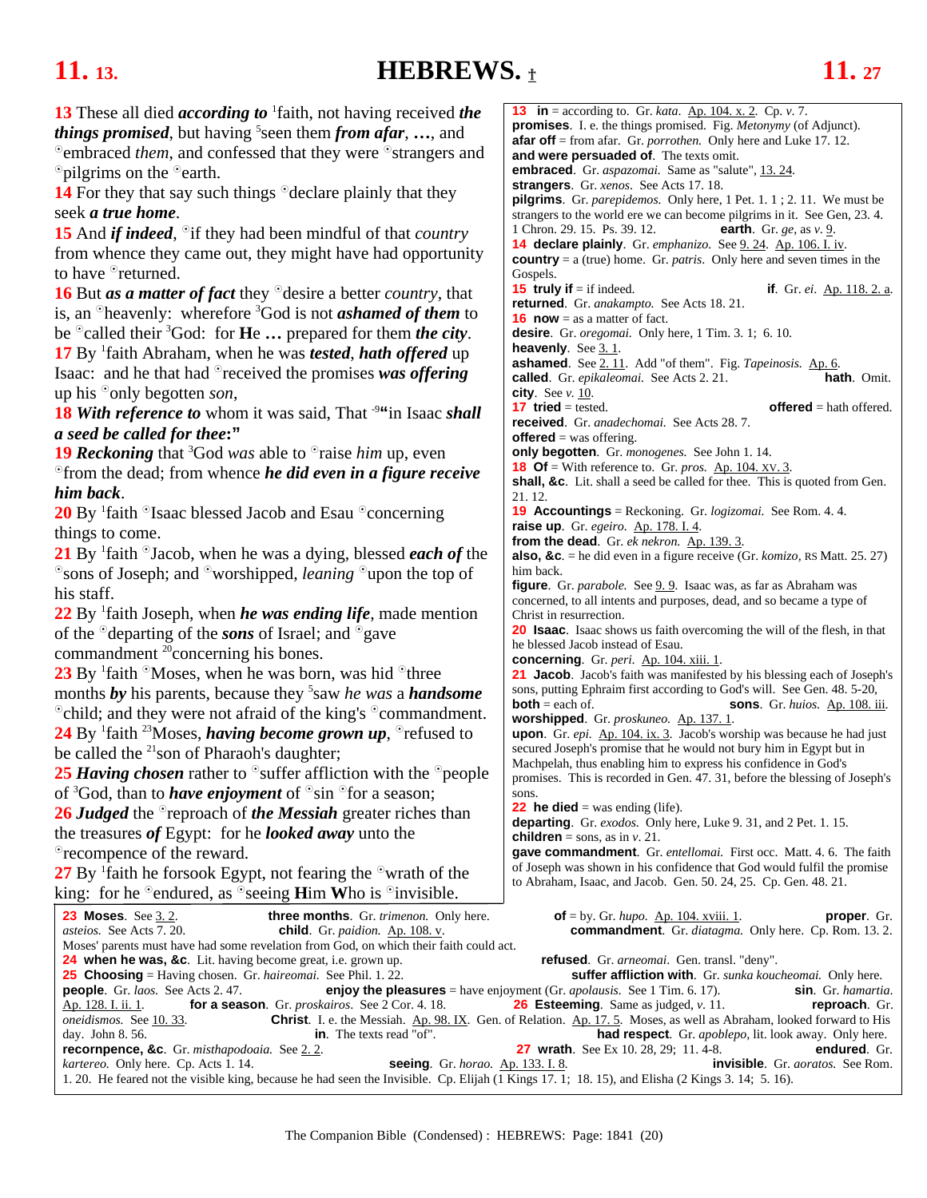13 These all died ***according to*** [1]faith, not having received ***the things promised***, but having [5]seen them ***from afar***, ***…***, and ⊙embraced *them*, and confessed that they were ⊙strangers and ⊙pilgrims on the ⊙earth.

14 For they that say such things ⊙declare plainly that they seek ***a true home***.

15 And ***if indeed***, ⊙if they had been mindful of that *country* from whence they came out, they might have had opportunity to have ⊙returned.

16 But ***as a matter of fact*** they ⊙desire a better *country*, that is, an ⊙heavenly: wherefore [3]God is not ***ashamed of them*** to be ⊙called their [3]God: for **H**e ***…*** prepared for them ***the city***.

17 By [1]faith Abraham, when he was ***tested***, ***hath offered*** up Isaac: and he that had ⊙received the promises ***was offering*** up his ⊙only begotten *son*,

18 ***With reference to*** whom it was said, That [-9]**"**in Isaac ***shall a seed be called for thee*:"**

19 ***Reckoning*** that [3]God *was* able to ⊙raise *him* up, even ⊙from the dead; from whence ***he did even in a figure receive him back***.

20 By [1]faith ⊙Isaac blessed Jacob and Esau ⊙concerning things to come.

21 By [1]faith ⊙Jacob, when he was a dying, blessed ***each of*** the ⊙sons of Joseph; and ⊙worshipped, *leaning* ⊙upon the top of his staff.

22 By [1]faith Joseph, when ***he was ending life***, made mention of the ⊙departing of the ***sons*** of Israel; and ⊙gave commandment [20]concerning his bones.

23 By [1]faith ⊙Moses, when he was born, was hid ⊙three months ***by*** his parents, because they [5]saw *he was* a ***handsome*** ⊙child; and they were not afraid of the king's ⊙commandment.

24 By [1]faith [23]Moses, ***having become grown up***, ⊙refused to be called the [21]son of Pharaoh's daughter;

25 ***Having chosen*** rather to ⊙suffer affliction with the ⊙people of [3]God, than to ***have enjoyment*** of ⊙sin ⊙for a season;

26 ***Judged*** the ⊙reproach of ***the Messiah*** greater riches than the treasures ***of*** Egypt: for he ***looked away*** unto the ⊙recompence of the reward.

27 By [1]faith he forsook Egypt, not fearing the ⊙wrath of the king: for he ⊙endured, as ⊙seeing **H**im **W**ho is ⊙invisible.

---

**13 in** = according to. Gr. *kata*. Ap. 104. x. 2. Cp. *v.* 7.
**promises**. I. e. the things promised. Fig. *Metonymy* (of Adjunct).
**afar off** = from afar. Gr. *porrothen*. Only here and Luke 17. 12.
**and were persuaded of**. The texts omit.
**embraced**. Gr. *aspazomai*. Same as "salute", 13. 24.
**strangers**. Gr. *xenos*. See Acts 17. 18.
**pilgrims**. Gr. *parepidemos*. Only here, 1 Pet. 1. 1 ; 2. 11. We must be strangers to the world ere we can become pilgrims in it. See Gen, 23. 4. 1 Chron. 29. 15. Ps. 39. 12.
**earth**. Gr. *ge*, as *v.* 9.
**14 declare plainly**. Gr. *emphanizo*. See 9. 24. Ap. 106. I. iv.
**country** = a (true) home. Gr. *patris*. Only here and seven times in the Gospels.
**15 truly if** = if indeed.
**if**. Gr. *ei*. Ap. 118. 2. a.
**returned**. Gr. *anakampto*. See Acts 18. 21.
**16 now** = as a matter of fact.
**desire**. Gr. *oregomai*. Only here, 1 Tim. 3. 1; 6. 10.
**heavenly**. See 3. 1.
**ashamed**. See 2. 11. Add "of them". Fig. *Tapeinosis*. Ap. 6.
**called**. Gr. *epikaleomai*. See Acts 2. 21.
**hath**. Omit.
**city**. See *v.* 10.
**17 tried** = tested.
**offered** = hath offered.
**received**. Gr. *anadechomai*. See Acts 28. 7.
**offered** = was offering.
**only begotten**. Gr. *monogenes*. See John 1. 14.
**18 Of** = With reference to. Gr. *pros*. Ap. 104. xv. 3.
**shall, &c**. Lit. shall a seed be called for thee. This is quoted from Gen. 21. 12.
**19 Accountings** = Reckoning. Gr. *logizomai*. See Rom. 4. 4.
**raise up**. Gr. *egeiro*. Ap. 178. I. 4.
**from the dead**. Gr. *ek nekron*. Ap. 139. 3.
**also, &c**. = he did even in a figure receive (Gr. *komizo*, RS Matt. 25. 27) him back.
**figure**. Gr. *parabole*. See 9. 9. Isaac was, as far as Abraham was concerned, to all intents and purposes, dead, and so became a type of Christ in resurrection.
**20 Isaac**. Isaac shows us faith overcoming the will of the flesh, in that he blessed Jacob instead of Esau.
**concerning**. Gr. *peri*. Ap. 104. xiii. 1.
**21 Jacob**. Jacob's faith was manifested by his blessing each of Joseph's sons, putting Ephraim first according to God's will. See Gen. 48. 5-20,
**both** = each of.
**sons**. Gr. *huios*. Ap. 108. iii.
**worshipped**. Gr. *proskuneo*. Ap. 137. 1.
**upon**. Gr. *epi*. Ap. 104. ix. 3. Jacob's worship was because he had just secured Joseph's promise that he would not bury him in Egypt but in Machpelah, thus enabling him to express his confidence in God's promises. This is recorded in Gen. 47. 31, before the blessing of Joseph's sons.
**22 he died** = was ending (life).
**departing**. Gr. *exodos*. Only here, Luke 9. 31, and 2 Pet. 1. 15.
**children** = sons, as in *v.* 21.
**gave commandment**. Gr. *entellomai*. First occ. Matt. 4. 6. The faith of Joseph was shown in his confidence that God would fulfil the promise to Abraham, Isaac, and Jacob. Gen. 50. 24, 25. Cp. Gen. 48. 21.

---

**23 Moses**. See 3. 2.
**three months**. Gr. *trimenon*. Only here.
**of** = by. Gr. *hupo*. Ap. 104. xviii. 1.
**proper**. Gr. *asteios*. See Acts 7. 20.
**child**. Gr. *paidion*. Ap. 108. v.
**commandment**. Gr. *diatagma*. Only here. Cp. Rom. 13. 2.
Moses' parents must have had some revelation from God, on which their faith could act.
**24 when he was, &c**. Lit. having become great, i.e. grown up.
**refused**. Gr. *arneomai*. Gen. transl. "deny".
**25 Choosing** = Having chosen. Gr. *haireomai*. See Phil. 1. 22.
**suffer affliction with**. Gr. *sunka koucheomai*. Only here.
**people**. Gr. *laos*. See Acts 2. 47.
**enjoy the pleasures** = have enjoyment (Gr. *apolausis*. See 1 Tim. 6. 17).
**sin**. Gr. *hamartia*. Ap. 128. I. ii. 1.
**for a season**. Gr. *proskairos*. See 2 Cor. 4. 18.
**26 Esteeming**. Same as judged, *v.* 11.
**reproach**. Gr. *oneidismos*. See 10. 33.
**Christ**. I. e. the Messiah. Ap. 98. IX. Gen. of Relation. Ap. 17. 5. Moses, as well as Abraham, looked forward to His day. John 8. 56.
**in**. The texts read "of".
**had respect**. Gr. *apoblepo*, lit. look away. Only here.
**recornpence, &c**. Gr. *misthapodoaia*. See 2. 2.
**27 wrath**. See Ex 10. 28, 29; 11. 4-8.
**endured**. Gr. *kartereo*. Only here. Cp. Acts 1. 14.
**seeing**. Gr. *horao*. Ap. 133. I. 8.
**invisible**. Gr. *aoratos*. See Rom. 1. 20. He feared not the visible king, because he had seen the Invisible. Cp. Elijah (1 Kings 17. 1; 18. 15), and Elisha (2 Kings 3. 14; 5. 16).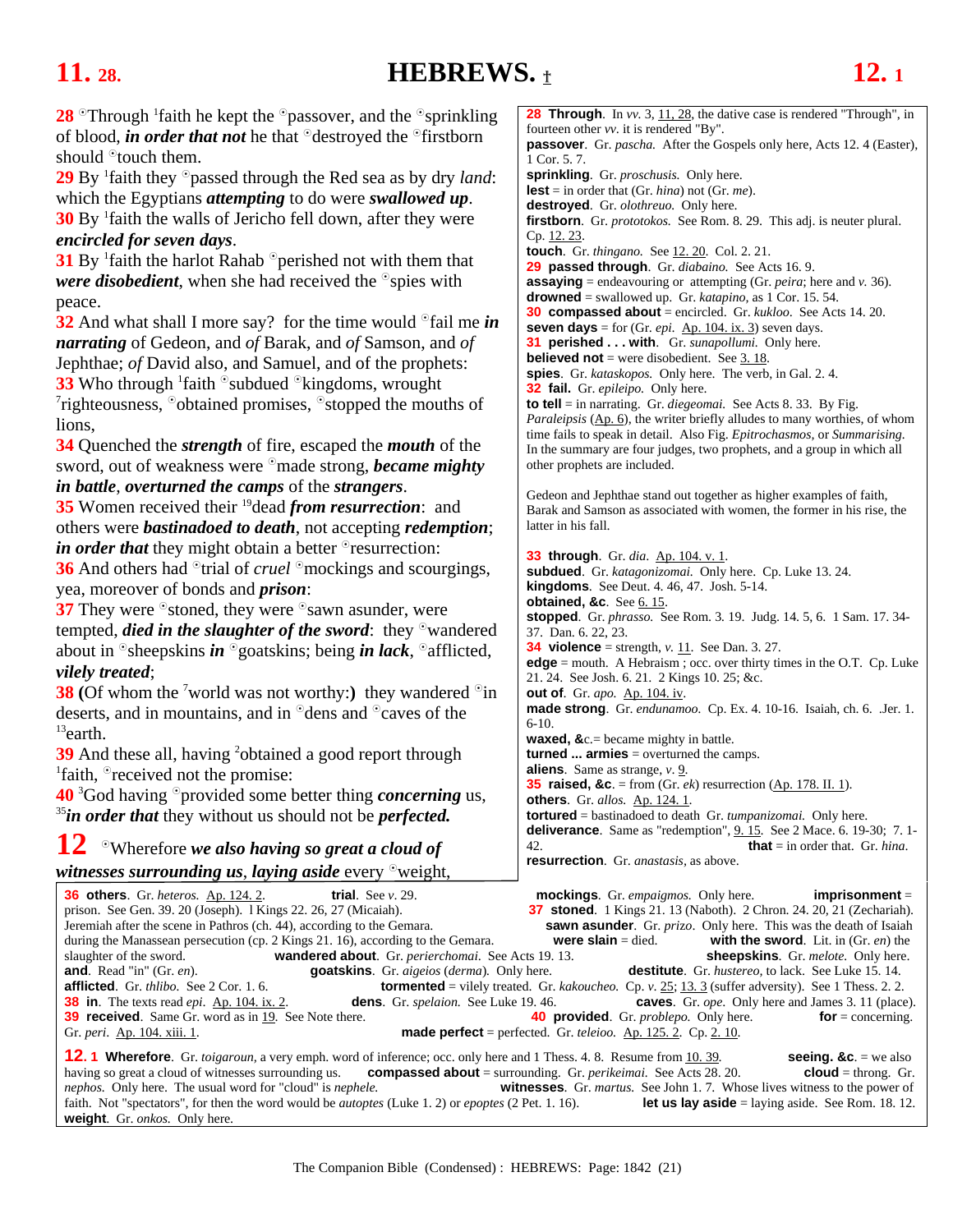**28** ☉Through [1]faith he kept the ☉passover, and the ☉sprinkling of blood, ***in order that not*** he that ☉destroyed the ☉firstborn should ☉touch them.
**29** By [1]faith they ☉passed through the Red sea as by dry *land*: which the Egyptians ***attempting*** to do were ***swallowed up***.
**30** By [1]faith the walls of Jericho fell down, after they were ***encircled for seven days***.
**31** By [1]faith the harlot Rahab ☉perished not with them that ***were disobedient***, when she had received the ☉spies with peace.
**32** And what shall I more say? for the time would ☉fail me ***in narrating*** of Gedeon, and *of* Barak, and *of* Samson, and *of* Jephthae; *of* David also, and Samuel, and of the prophets:
**33** Who through [1]faith ☉subdued ☉kingdoms, wrought [7]righteousness, ☉obtained promises, ☉stopped the mouths of lions,
**34** Quenched the ***strength*** of fire, escaped the ***mouth*** of the sword, out of weakness were ☉made strong, ***became mighty in battle***, ***overturned the camps*** of the ***strangers***.
**35** Women received their [19]dead ***from resurrection***: and others were ***bastinadoed to death***, not accepting ***redemption***; ***in order that*** they might obtain a better ☉resurrection:
**36** And others had ☉trial of *cruel* ☉mockings and scourgings, yea, moreover of bonds and ***prison***:
**37** They were ☉stoned, they were ☉sawn asunder, were tempted, ***died in the slaughter of the sword***: they ☉wandered about in ☉sheepskins ***in*** ☉goatskins; being ***in lack***, ☉afflicted, ***vilely treated***;
**38** (Of whom the [7]world was not worthy:) they wandered ☉in deserts, and in mountains, and in ☉dens and ☉caves of the [13]earth.
**39** And these all, having [2]obtained a good report through [1]faith, ☉received not the promise:
**40** [3]God having ☉provided some better thing ***concerning*** us, [35]***in order that*** they without us should not be ***perfected.***

# 12

☉Wherefore ***we also having so great a cloud of witnesses surrounding us***, ***laying aside*** every ☉weight,

---

**28 Through**. In *vv.* 3, 11, 28, the dative case is rendered "Through", in fourteen other *vv.* it is rendered "By".
**passover**. Gr. *pascha.* After the Gospels only here, Acts 12. 4 (Easter), 1 Cor. 5. 7.
**sprinkling**. Gr. *proschusis.* Only here.
**lest** = in order that (Gr. *hina*) not (Gr. *me*).
**destroyed**. Gr. *olothreuo.* Only here.
**firstborn**. Gr. *prototokos.* See Rom. 8. 29. This adj. is neuter plural. Cp. 12. 23.
**touch**. Gr. *thingano.* See 12. 20. Col. 2. 21.
**29 passed through**. Gr. *diabaino.* See Acts 16. 9.
**assaying** = endeavouring or attempting (Gr. *peira*; here and *v.* 36).
**drowned** = swallowed up. Gr. *katapino,* as 1 Cor. 15. 54.
**30 compassed about** = encircled. Gr. *kukloo.* See Acts 14. 20.
**seven days** = for (Gr. *epi.* Ap. 104. ix. 3) seven days.
**31 perished . . . with**. Gr. *sunapollumi.* Only here.
**believed not** = were disobedient. See 3. 18.
**spies**. Gr. *kataskopos.* Only here. The verb, in Gal. 2. 4.
**32 fail**. Gr. *epileipo.* Only here.
**to tell** = in narrating. Gr. *diegeomai.* See Acts 8. 33. By Fig. *Paraleipsis* (Ap. 6), the writer briefly alludes to many worthies, of whom time fails to speak in detail. Also Fig. *Epitrochasmos,* or *Summarising.* In the summary are four judges, two prophets, and a group in which all other prophets are included.

Gedeon and Jephthae stand out together as higher examples of faith, Barak and Samson as associated with women, the former in his rise, the latter in his fall.

**33 through**. Gr. *dia.* Ap. 104. v. 1.
**subdued**. Gr. *katagonizomai.* Only here. Cp. Luke 13. 24.
**kingdoms**. See Deut. 4. 46, 47. Josh. 5-14.
**obtained, &c**. See 6. 15.
**stopped**. Gr. *phrasso.* See Rom. 3. 19. Judg. 14. 5, 6. 1 Sam. 17. 34-37. Dan. 6. 22, 23.
**34 violence** = strength, *v.* 11. See Dan. 3. 27.
**edge** = mouth. A Hebraism ; occ. over thirty times in the O.T. Cp. Luke 21. 24. See Josh. 6. 21. 2 Kings 10. 25; &c.
**out of**. Gr. *apo.* Ap. 104. iv.
**made strong**. Gr. *endunamoo.* Cp. Ex. 4. 10-16. Isaiah, ch. 6. .Jer. 1. 6-10.
**waxed, &c.**= became mighty in battle.
**turned ... armies** = overturned the camps.
**aliens**. Same as strange, *v.* 9.
**35 raised, &c**. = from (Gr. *ek*) resurrection (Ap. 178. II. 1).
**others**. Gr. *allos.* Ap. 124. 1.
**tortured** = bastinadoed to death Gr. *tumpanizomai.* Only here.
**deliverance**. Same as "redemption", 9. 15. See 2 Macc. 6. 19-30; 7. 1-42.
**that** = in order that. Gr. *hina*.
**resurrection**. Gr. *anastasis,* as above.

**36 others**. Gr. *heteros.* Ap. 124. 2.
**trial**. See *v.* 29.
**mockings**. Gr. *empaigmos.* Only here.
**imprisonment** = prison. See Gen. 39. 20 (Joseph). 1 Kings 22. 26, 27 (Micaiah).
**37 stoned**. 1 Kings 21. 13 (Naboth). 2 Chron. 24. 20, 21 (Zechariah). Jeremiah after the scene in Pathros (ch. 44), according to the Gemara.
**sawn asunder**. Gr. *prizo.* Only here. This was the death of Isaiah during the Manassean persecution (cp. 2 Kings 21. 16), according to the Gemara.
**were slain** = died.
**with the sword**. Lit. in (Gr. *en*) the slaughter of the sword.
**wandered about**. Gr. *perierchomai.* See Acts 19. 13.
**sheepskins**. Gr. *melote.* Only here.
**and**. Read "in" (Gr. *en*).
**goatskins**. Gr. *aigeios* (*derma*). Only here.
**destitute**. Gr. *hustereo,* to lack. See Luke 15. 14.
**afflicted**. Gr. *thlibo.* See 2 Cor. 1. 6.
**tormented** = vilely treated. Gr. *kakoucheo.* Cp. *v.* 25; 13. 3 (suffer adversity). See 1 Thess. 2. 2.
**38 in**. The texts read *epi*. Ap. 104. ix. 2.
**dens**. Gr. *spelaion.* See Luke 19. 46.
**caves**. Gr. *ope.* Only here and James 3. 11 (place).
**39 received**. Same Gr. word as in 19. See Note there.
**40 provided**. Gr. *problepo.* Only here.
**for** = concerning. Gr. *peri*. Ap. 104. xiii. 1.
**made perfect** = perfected. Gr. *teleioo.* Ap. 125. 2. Cp. 2. 10.

**12. 1 Wherefore**. Gr. *toigaroun,* a very emph. word of inference; occ. only here and 1 Thess. 4. 8. Resume from 10. 39.
**seeing. &c**. = we also having so great a cloud of witnesses surrounding us.
**compassed about** = surrounding. Gr. *perikeimai.* See Acts 28. 20.
**cloud** = throng. Gr. *nephos.* Only here. The usual word for "cloud" is *nephele.*
**witnesses**. Gr. *martus.* See John 1. 7. Whose lives witness to the power of faith. Not "spectators", for then the word would be *autoptes* (Luke 1. 2) or *epoptes* (2 Pet. 1. 16).
**let us lay aside** = laying aside. See Rom. 18. 12.
**weight**. Gr. *onkos.* Only here.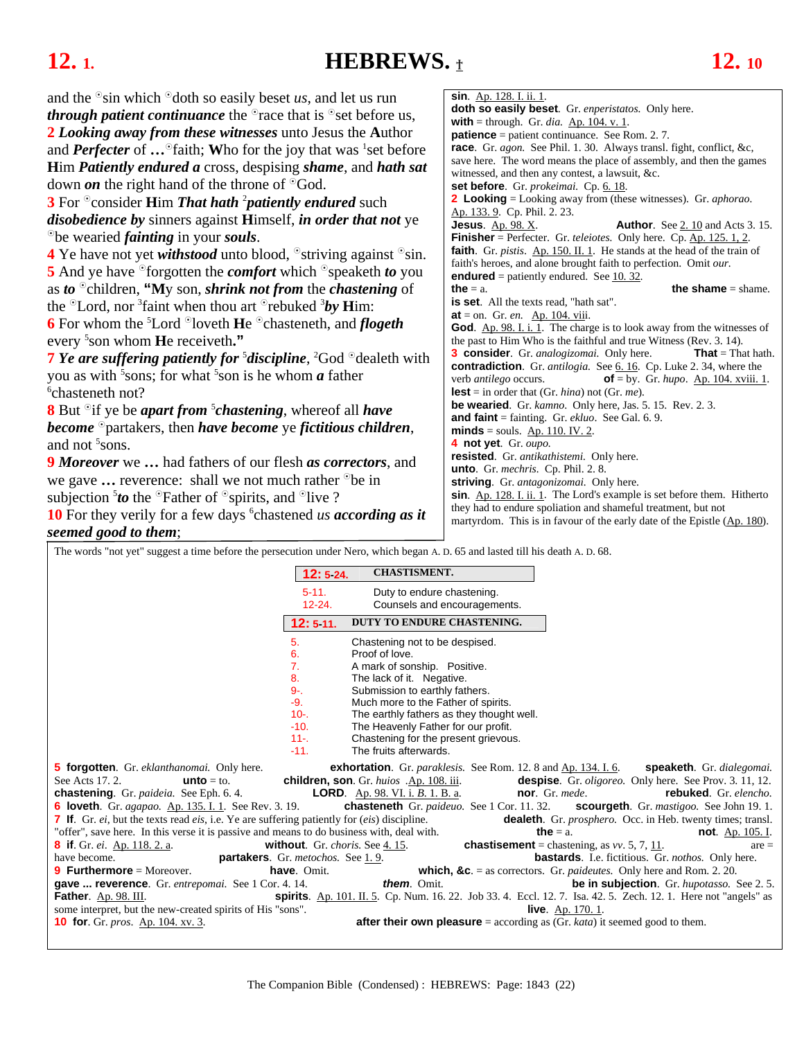and the °sin which °doth so easily beset *us*, and let us run ***through patient continuance*** the °race that is °set before us,
**2** ***Looking away from these witnesses*** unto Jesus the **A**uthor and ***Perfecter*** of ***...*** °faith; **W**ho for the joy that was [1]set before **H**im ***Patiently endured a*** cross, despising ***shame***, and ***hath sat*** down ***on*** the right hand of the throne of °God.
**3** For °consider **H**im ***That hath*** [2]***patiently endured*** such ***disobedience by*** sinners against **H**imself, ***in order that not*** ye °be wearied ***fainting*** in your ***souls***.
**4** Ye have not yet ***withstood*** unto blood, °striving against °sin.
**5** And ye have °forgotten the ***comfort*** which °speaketh ***to*** you as ***to*** °children, **"M**y son, ***shrink not from*** the ***chastening*** of the °Lord, nor [3]faint when thou art °rebuked [3]***by*** **H**im:
**6** For whom the [5]Lord °loveth **H**e °chasteneth, and ***flogeth*** every [5]son whom **H**e receiveth.**"**
**7** ***Ye are suffering patiently for*** [5]***discipline***, [2]God °dealeth with you as with [5]sons; for what [5]son is he whom ***a*** father [6]chasteneth not?
**8** But °if ye be ***apart from*** [5]***chastening***, whereof all ***have become*** °partakers, then ***have become*** ye ***fictitious children***, and not [5]sons.
**9** ***Moreover*** we ***...*** had fathers of our flesh ***as correctors***, and we gave ***...*** reverence: shall we not much rather °be in subjection [5]***to*** the °Father of °spirits, and °live ?
**10** For they verily for a few days [6]chastened *us* ***according as it seemed good to them***;

**sin**. Ap. 128. I. ii. 1.
**doth so easily beset**. Gr. *enperistatos*. Only here.
**with** = through. Gr. *dia*. Ap. 104. v. 1.
**patience** = patient continuance. See Rom. 2. 7.
**race**. Gr. *agon*. See Phil. 1. 30. Always transl. fight, conflict, &c, save here. The word means the place of assembly, and then the games witnessed, and then any contest, a lawsuit, &c.
**set before**. Gr. *prokeimai*. Cp. 6. 18.
**2 Looking** = Looking away from (these witnesses). Gr. *aphorao*. Ap. 133. 9. Cp. Phil. 2. 23.
**Jesus**. Ap. 98. X. **Author**. See 2. 10 and Acts 3. 15.
**Finisher** = Perfecter. Gr. *teleiotes*. Only here. Cp. Ap. 125. 1, 2.
**faith**. Gr. *pistis*. Ap. 150. II. 1. He stands at the head of the train of faith's heroes, and alone brought faith to perfection. Omit *our*.
**endured** = patiently endured. See 10. 32.
**the** = a. **the shame** = shame.
**is set**. All the texts read, "hath sat".
**at** = on. Gr. *en*. Ap. 104. viii.
**God**. Ap. 98. I. i. 1. The charge is to look away from the witnesses of the past to Him Who is the faithful and true Witness (Rev. 3. 14).
**3 consider**. Gr. *analogizomai*. Only here. **That** = That hath.
**contradiction**. Gr. *antilogia*. See 6. 16. Cp. Luke 2. 34, where the verb *antilego* occurs. **of** = by. Gr. *hupo*. Ap. 104. xviii. 1.
**lest** = in order that (Gr. *hina*) not (Gr. *me*).
**be wearied**. Gr. *kamno*. Only here, Jas. 5. 15. Rev. 2. 3.
**and faint** = fainting. Gr. *ekluo*. See Gal. 6. 9.
**minds** = souls. Ap. 110. IV. 2.
**4 not yet**. Gr. *oupo*.
**resisted**. Gr. *antikathistemi*. Only here.
**unto**. Gr. *mechris*. Cp. Phil. 2. 8.
**striving**. Gr. *antagonizomai*. Only here.
**sin**. Ap. 128. I. ii. 1. The Lord's example is set before them. Hitherto they had to endure spoliation and shameful treatment, but not martyrdom. This is in favour of the early date of the Epistle (Ap. 180). The words "not yet" suggest a time before the persecution under Nero, which began A. D. 65 and lasted till his death A. D. 68.

| | |
|---|---|
| **12: 5-24.** | **CHASTISMENT.** |
| 5-11. | Duty to endure chastening. |
| 12-24. | Counsels and encouragements. |

| | |
|---|---|
| **12: 5-11.** | **DUTY TO ENDURE CHASTENING.** |
| 5. | Chastening not to be despised. |
| 6. | Proof of love. |
| 7. | A mark of sonship. Positive. |
| 8. | The lack of it. Negative. |
| 9-. | Submission to earthly fathers. |
| -9. | Much more to the Father of spirits. |
| 10-. | The earthly fathers as they thought well. |
| -10. | The Heavenly Father for our profit. |
| 11-. | Chastening for the present grievous. |
| -11. | The fruits afterwards. |

**5 forgotten**. Gr. *eklanthanomai*. Only here. **exhortation**. Gr. *paraklesis*. See Rom. 12. 8 and Ap. 134. I. 6. **speaketh**. Gr. *dialegomai*. See Acts 17. 2. **unto** = to. **children, son**. Gr. *huios* .Ap. 108. iii. **despise**. Gr. *oligoreo*. Only here. See Prov. 3. 11, 12. **chastening**. Gr. *paideia*. See Eph. 6. 4. **LORD**. Ap. 98. VI. i. B. 1. B. a. **nor**. Gr. *mede*. **rebuked**. Gr. *elencho*.
**6 loveth**. Gr. *agapao*. Ap. 135. I. 1. See Rev. 3. 19. **chasteneth** Gr. *paideuo*. See 1 Cor. 11. 32. **scourgeth**. Gr. *mastigoo*. See John 19. 1.
**7 If**. Gr. *ei*, but the texts read *eis*, i.e. Ye are suffering patiently for (*eis*) discipline. **dealeth**. Gr. *prosphero*. Occ. in Heb. twenty times; transl. "offer", save here. In this verse it is passive and means to do business with, deal with. **the** = a. **not**. Ap. 105. I.
**8 if**. Gr. *ei*. Ap. 118. 2. a. **without**. Gr. *choris*. See 4. 15. **chastisement** = chastening, as *vv*. 5, 7, 11. **are** = have become. **partakers**. Gr. *metochos*. See 1. 9. **bastards**. I.e. fictitious. Gr. *nothos*. Only here.
**9 Furthermore** = Moreover. **have**. Omit. **which, &c**. = as correctors. Gr. *paideutes*. Only here and Rom. 2. 20.
**gave ... reverence**. Gr. *entrepomai*. See 1 Cor. 4. 14. ***them***. Omit. **be in subjection**. Gr. *hupotasso*. See 2. 5.
**Father**. Ap. 98. III. **spirits**. Ap. 101. II. 5. Cp. Num. 16. 22. Job 33. 4. Eccl. 12. 7. Isa. 42. 5. Zech. 12. 1. Here not "angels" as some interpret, but the new-created spirits of His "sons". **live**. Ap. 170. 1.
**10 for**. Gr. *pros*. Ap. 104. xv. 3. **after their own pleasure** = according as (Gr. *kata*) it seemed good to them.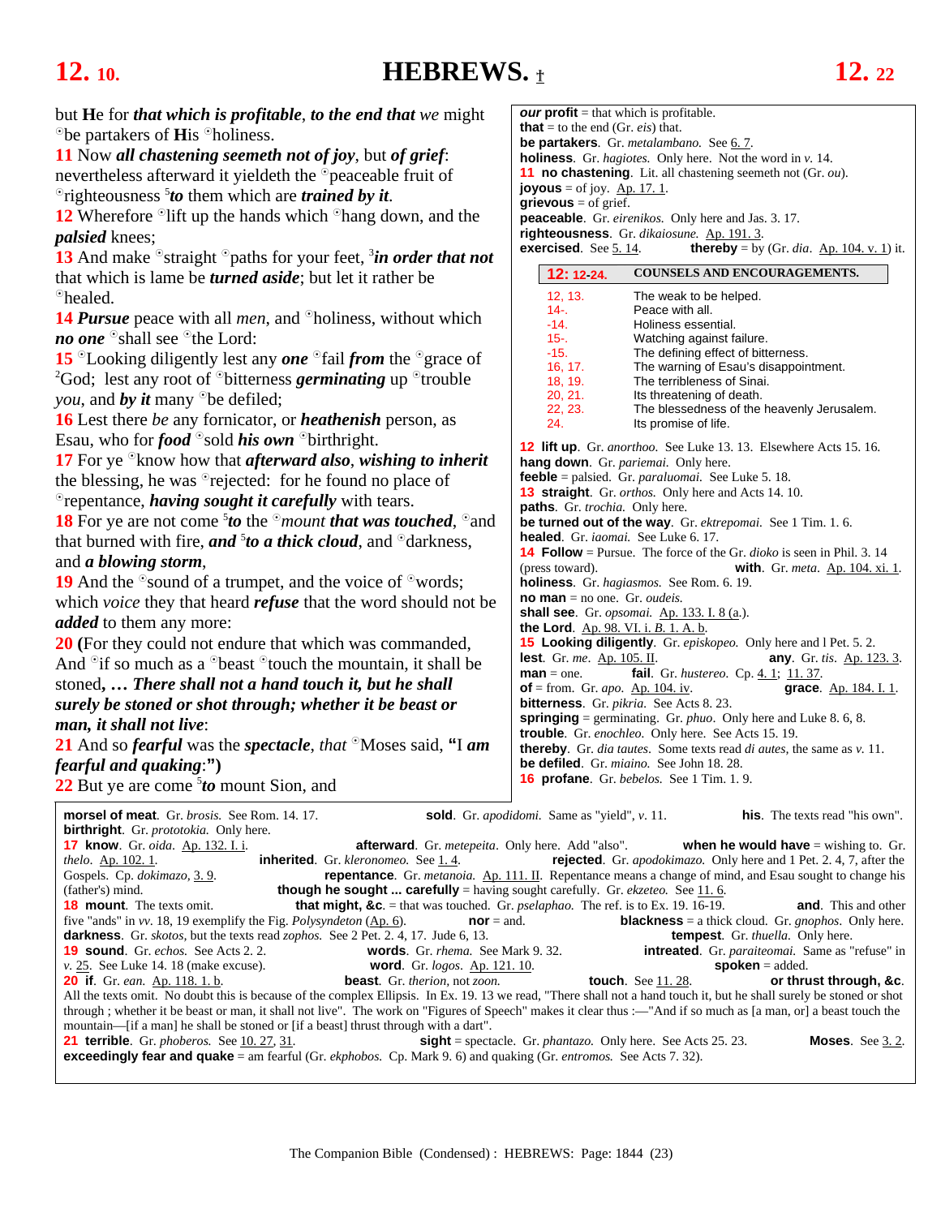# HEBREWS.

**12. 10.** — **12. 22**

but **H**e for ***that which is profitable***, ***to the end that*** *we* might ◦be partakers of **H**is ◦holiness.

**11** Now ***all chastening seemeth not of joy***, but ***of grief***: nevertheless afterward it yieldeth the ◦peaceable fruit of ◦righteousness [5]***to*** them which are ***trained by it***.

**12** Wherefore ◦lift up the hands which ◦hang down, and the ***palsied*** knees;

**13** And make ◦straight ◦paths for your feet, [3]***in order that not*** that which is lame be ***turned aside***; but let it rather be ◦healed.

**14** ***Pursue*** peace with all *men*, and ◦holiness, without which ***no one*** ◦shall see ◦the Lord:

**15** ◦Looking diligently lest any ***one*** ◦fail ***from*** the ◦grace of [2]God; lest any root of ◦bitterness ***germinating*** up ◦trouble *you*, and ***by it*** many ◦be defiled;

**16** Lest there *be* any fornicator, or ***heathenish*** person, as Esau, who for ***food*** ◦sold ***his own*** ◦birthright.

**17** For ye ◦know how that ***afterward also***, ***wishing to inherit*** the blessing, he was ◦rejected: for he found no place of ◦repentance, ***having sought it carefully*** with tears.

**18** For ye are not come [5]***to*** the ◦*mount* ***that was touched***, ◦and that burned with fire, ***and*** [5]***to a thick cloud***, and ◦darkness, and ***a blowing storm***,

**19** And the ◦sound of a trumpet, and the voice of ◦words; which *voice* they that heard ***refuse*** that the word should not be ***added*** to them any more:

**20** **(**For they could not endure that which was commanded, And ◦if so much as a ◦beast ◦touch the mountain, it shall be stoned, ***… There shall not a hand touch it, but he shall surely be stoned or shot through; whether it be beast or man, it shall not live***:

**21** And so ***fearful*** was the ***spectacle***, *that* ◦Moses said, **"**I ***am fearful and quaking***:**")**

**22** But ye are come [5]***to*** mount Sion, and

---

***our* profit** = that which is profitable.
**that** = to the end (Gr. *eis*) that.
**be partakers**. Gr. *metalambano*. See 6. 7.
**holiness**. Gr. *hagiotes*. Only here. Not the word in *v*. 14.
**11 no chastening**. Lit. all chastening seemeth not (Gr. *ou*).
**joyous** = of joy. Ap. 17. 1.
**grievous** = of grief.
**peaceable**. Gr. *eirenikos*. Only here and Jas. 3. 17.
**righteousness**. Gr. *dikaiosune*. Ap. 191. 3.
**exercised**. See 5. 14. **thereby** = by (Gr. *dia*. Ap. 104. v. 1) it.

| **12: 12-24.** | **COUNSELS AND ENCOURAGEMENTS.** |
|---|---|
| 12, 13. | The weak to be helped. |
| 14-. | Peace with all. |
| -14. | Holiness essential. |
| 15-. | Watching against failure. |
| -15. | The defining effect of bitterness. |
| 16, 17. | The warning of Esau's disappointment. |
| 18, 19. | The terribleness of Sinai. |
| 20, 21. | Its threatening of death. |
| 22, 23. | The blessedness of the heavenly Jerusalem. |
| 24. | Its promise of life. |

**12 lift up**. Gr. *anorthoo*. See Luke 13. 13. Elsewhere Acts 15. 16.
**hang down**. Gr. *pariemai*. Only here.
**feeble** = palsied. Gr. *paraluomai*. See Luke 5. 18.
**13 straight**. Gr. *orthos*. Only here and Acts 14. 10.
**paths**. Gr. *trochia*. Only here.
**be turned out of the way**. Gr. *ektrepomai*. See 1 Tim. 1. 6.
**healed**. Gr. *iaomai*. See Luke 6. 17.
**14 Follow** = Pursue. The force of the Gr. *dioko* is seen in Phil. 3. 14 (press toward). **with**. Gr. *meta*. Ap. 104. xi. 1.
**holiness**. Gr. *hagiasmos*. See Rom. 6. 19.
**no man** = no one. Gr. *oudeis*.
**shall see**. Gr. *opsomai*. Ap. 133. I. 8 (a.).
**the Lord**. Ap. 98. VI. i. *B*. 1. A. b.
**15 Looking diligently**. Gr. *episkopeo*. Only here and l Pet. 5. 2.
**lest**. Gr. *me*. Ap. 105. II. **any**. Gr. *tis*. Ap. 123. 3.
**man** = one. **fail**. Gr. *hustereo*. Cp. 4. 1; 11. 37.
**of** = from. Gr. *apo*. Ap. 104. iv. **grace**. Ap. 184. I. 1.
**bitterness**. Gr. *pikria*. See Acts 8. 23.
**springing** = germinating. Gr. *phuo*. Only here and Luke 8. 6, 8.
**trouble**. Gr. *enochleo*. Only here. See Acts 15. 19.
**thereby**. Gr. *dia tautes*. Some texts read *di autes*, the same as *v*. 11.
**be defiled**. Gr. *miaino*. See John 18. 28.
**16 profane**. Gr. *bebelos*. See 1 Tim. 1. 9.

---

**morsel of meat**. Gr. *brosis*. See Rom. 14. 17. **sold**. Gr. *apodidomi*. Same as "yield", *v*. 11. **his**. The texts read "his own". **birthright**. Gr. *prototokia*. Only here.
**17 know**. Gr. *oida*. Ap. 132. I. i. **afterward**. Gr. *metepeita*. Only here. Add "also". **when he would have** = wishing to. Gr. *thelo*. Ap. 102. 1. **inherited**. Gr. *kleronomeo*. See 1. 4. **rejected**. Gr. *apodokimazo*. Only here and 1 Pet. 2. 4, 7, after the Gospels. Cp. *dokimazo*, 3. 9. **repentance**. Gr. *metanoia*. Ap. 111. II. Repentance means a change of mind, and Esau sought to change his (father's) mind. **though he sought ... carefully** = having sought carefully. Gr. *ekzeteo*. See 11. 6.
**18 mount**. The texts omit. **that might, &c.** = that was touched. Gr. *pselaphao*. The ref. is to Ex. 19. 16-19. **and**. This and other five "ands" in *vv*. 18, 19 exemplify the Fig. *Polysyndeton* (Ap. 6). **nor** = and. **blackness** = a thick cloud. Gr. *gnophos*. Only here. **darkness**. Gr. *skotos*, but the texts read *zophos*. See 2 Pet. 2. 4, 17. Jude 6, 13. **tempest**. Gr. *thuella*. Only here.
**19 sound**. Gr. *echos*. See Acts 2. 2. **words**. Gr. *rhema*. See Mark 9. 32. **intreated**. Gr. *paraiteomai*. Same as "refuse" in *v*. 25. See Luke 14. 18 (make excuse). **word**. Gr. *logos*. Ap. 121. 10. **spoken** = added.
**20 if**. Gr. *ean*. Ap. 118. 1. b. **beast**. Gr. *therion*, not *zoon*. **touch**. See 11. 28. **or thrust through, &c.** All the texts omit. No doubt this is because of the complex Ellipsis. In Ex. 19. 13 we read, "There shall not a hand touch it, but he shall surely be stoned or shot through ; whether it be beast or man, it shall not live". The work on "Figures of Speech" makes it clear thus :—"And if so much as [a man, or] a beast touch the mountain—[if a man] he shall be stoned or [if a beast] thrust through with a dart".
**21 terrible**. Gr. *phoberos*. See 10. 27, 31. **sight** = spectacle. Gr. *phantazo*. Only here. See Acts 25. 23. **Moses**. See 3. 2. **exceedingly fear and quake** = am fearful (Gr. *ekphobos*. Cp. Mark 9. 6) and quaking (Gr. *entromos*. See Acts 7. 32).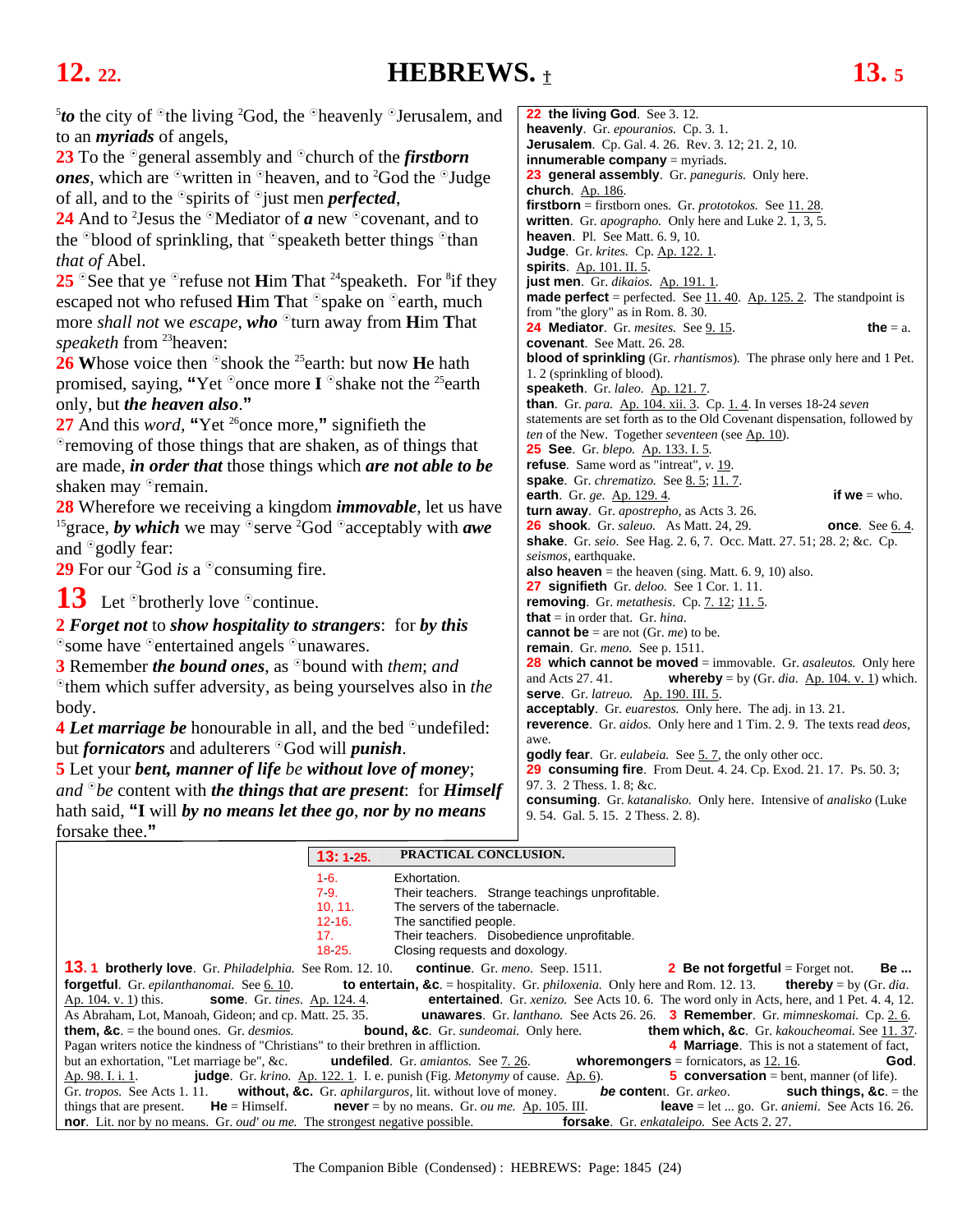[5]***to*** the city of °the living [2]God, the °heavenly °Jerusalem, and to an ***myriads*** of angels,
23 To the °general assembly and °church of the ***firstborn ones***, which are °written in °heaven, and to [2]God the °Judge of all, and to the °spirits of °just men ***perfected***,
24 And to [2]Jesus the °Mediator of ***a*** new °covenant, and to the °blood of sprinkling, that °speaketh better things °than *that of* Abel.
25 °See that ye °refuse not **H**im **T**hat [24]speaketh. For [8]if they escaped not who refused **H**im **T**hat °spake on °earth, much more *shall not* we *escape*, ***who*** °turn away from **H**im **T**hat *speaketh* from [23]heaven:
26 **W**hose voice then °shook the [25]earth: but now **H**e hath promised, saying, **"**Yet °once more **I** °shake not the [25]earth only, but ***the heaven also*****."**
27 And this *word*, **"**Yet [26]once more,**"** signifieth the °removing of those things that are shaken, as of things that are made, ***in order that*** those things which ***are not able to be*** shaken may °remain.
28 Wherefore we receiving a kingdom ***immovable***, let us have [15]grace, ***by which*** we may °serve [2]God °acceptably with ***awe*** and °godly fear:
29 For our [2]God *is* a °consuming fire.

**13** Let °brotherly love °continue.
2 ***Forget not*** to ***show hospitality to strangers***: for ***by this*** °some have °entertained angels °unawares.
3 Remember ***the bound ones***, as °bound with *them*; *and* °them which suffer adversity, as being yourselves also in *the* body.
4 ***Let marriage be*** honourable in all, and the bed °undefiled: but ***fornicators*** and adulterers °God will ***punish***.
5 Let your ***bent, manner of life*** *be* ***without love of money***; *and* °*be* content with ***the things that are present***: for ***Himself*** hath said, **"I** will ***by no means let thee go***, ***nor by no means*** forsake thee.**"**

---

**22 the living God**. See 3. 12.
**heavenly**. Gr. *epouranios.* Cp. 3. 1.
**Jerusalem**. Cp. Gal. 4. 26. Rev. 3. 12; 21. 2, 10.
**innumerable company** = myriads.
**23 general assembly**. Gr. *paneguris.* Only here.
**church**. Ap. 186.
**firstborn** = firstborn ones. Gr. *prototokos.* See 11. 28.
**written**. Gr. *apographo.* Only here and Luke 2. 1, 3, 5.
**heaven**. Pl. See Matt. 6. 9, 10.
**Judge**. Gr. *krites.* Cp. Ap. 122. 1.
**spirits**. Ap. 101. II. 5.
**just men**. Gr. *dikaios.* Ap. 191. 1.
**made perfect** = perfected. See 11. 40. Ap. 125. 2. The standpoint is from "the glory" as in Rom. 8. 30.
**24 Mediator**. Gr. *mesites.* See 9. 15. **the** = a.
**covenant**. See Matt. 26. 28.
**blood of sprinkling** (Gr. *rhantismos*). The phrase only here and 1 Pet. 1. 2 (sprinkling of blood).
**speaketh**. Gr. *laleo.* Ap. 121. 7.
**than**. Gr. *para.* Ap. 104. xii. 3. Cp. 1. 4. In verses 18-24 *seven* statements are set forth as to the Old Covenant dispensation, followed by *ten* of the New. Together *seventeen* (see Ap. 10).
**25 See**. Gr. *blepo.* Ap. 133. I. 5.
**refuse**. Same word as "intreat", *v.* 19.
**spake**. Gr. *chrematizo.* See 8. 5; 11. 7.
**earth**. Gr. *ge.* Ap. 129. 4. **if we** = who.
**turn away**. Gr. *apostrepho,* as Acts 3. 26.
**26 shook**. Gr. *saleuo.* As Matt. 24, 29. **once**. See 6. 4.
**shake**. Gr. *seio.* See Hag. 2. 6, 7. Occ. Matt. 27. 51; 28. 2; &c. Cp. *seismos,* earthquake.
**also heaven** = the heaven (sing. Matt. 6. 9, 10) also.
**27 signifieth** Gr. *deloo.* See 1 Cor. 1. 11.
**removing**. Gr. *metathesis.* Cp. 7. 12; 11. 5.
**that** = in order that. Gr. *hina.*
**cannot be** = are not (Gr. *me*) to be.
**remain**. Gr. *meno.* See p. 1511.
**28 which cannot be moved** = immovable. Gr. *asaleutos.* Only here and Acts 27. 41. **whereby** = by (Gr. *dia.* Ap. 104. v. 1) which.
**serve**. Gr. *latreuo.* Ap. 190. III. 5.
**acceptably**. Gr. *euarestos.* Only here. The adj. in 13. 21.
**reverence**. Gr. *aidos.* Only here and 1 Tim. 2. 9. The texts read *deos,* awe.
**godly fear**. Gr. *eulabeia.* See 5. 7, the only other occ.
**29 consuming fire**. From Deut. 4. 24. Cp. Exod. 21. 17. Ps. 50. 3; 97. 3. 2 Thess. 1. 8; &c.
**consuming**. Gr. *katanalisko.* Only here. Intensive of *analisko* (Luke 9. 54. Gal. 5. 15. 2 Thess. 2. 8).

---

**13: 1-25. PRACTICAL CONCLUSION.**

| | |
|---|---|
| 1-6. | Exhortation. |
| 7-9. | Their teachers. Strange teachings unprofitable. |
| 10, 11. | The servers of the tabernacle. |
| 12-16. | The sanctified people. |
| 17. | Their teachers. Disobedience unprofitable. |
| 18-25. | Closing requests and doxology. |

**13. 1 brotherly love**. Gr. *Philadelphia.* See Rom. 12. 10. **continue**. Gr. *meno.* Seep. 1511. **2 Be not forgetful** = Forget not. **Be ... forgetful**. Gr. *epilanthanomai.* See 6. 10. **to entertain, &c.** = hospitality. Gr. *philoxenia.* Only here and Rom. 12. 13. **thereby** = by (Gr. *dia.* Ap. 104. v. 1) this. **some**. Gr. *tines.* Ap. 124. 4. **entertained**. Gr. *xenizo.* See Acts 10. 6. The word only in Acts, here, and 1 Pet. 4. 4, 12. As Abraham, Lot, Manoah, Gideon; and cp. Matt. 25. 35. **unawares**. Gr. *lanthano.* See Acts 26. 26. **3 Remember**. Gr. *mimneskomai.* Cp. 2. 6. **them, &c.** = the bound ones. Gr. *desmios.* **bound, &c.** Gr. *sundeomai.* Only here. **them which, &c.** Gr. *kakoucheomai.* See 11. 37. Pagan writers notice the kindness of "Christians" to their brethren in affliction. **4 Marriage**. This is not a statement of fact, but an exhortation, "Let marriage be", &c. **undefiled**. Gr. *amiantos.* See 7. 26. **whoremongers** = fornicators, as 12. 16. **God**. Ap. 98. I. i. 1. **judge**. Gr. *krino.* Ap. 122. 1. I. e. punish (Fig. *Metonymy* of cause. Ap. 6). **5 conversation** = bent, manner (of life). Gr. *tropos.* See Acts 1. 11. **without, &c.** Gr. *aphilarguros,* lit. without love of money. ***be*** **content**. Gr. *arkeo.* **such things, &c.** = the things that are present. **He** = Himself. **never** = by no means. Gr. *ou me.* Ap. 105. III. **leave** = let ... go. Gr. *aniemi.* See Acts 16. 26. **nor**. Lit. nor by no means. Gr. *oud' ou me.* The strongest negative possible. **forsake**. Gr. *enkataleipo.* See Acts 2. 27.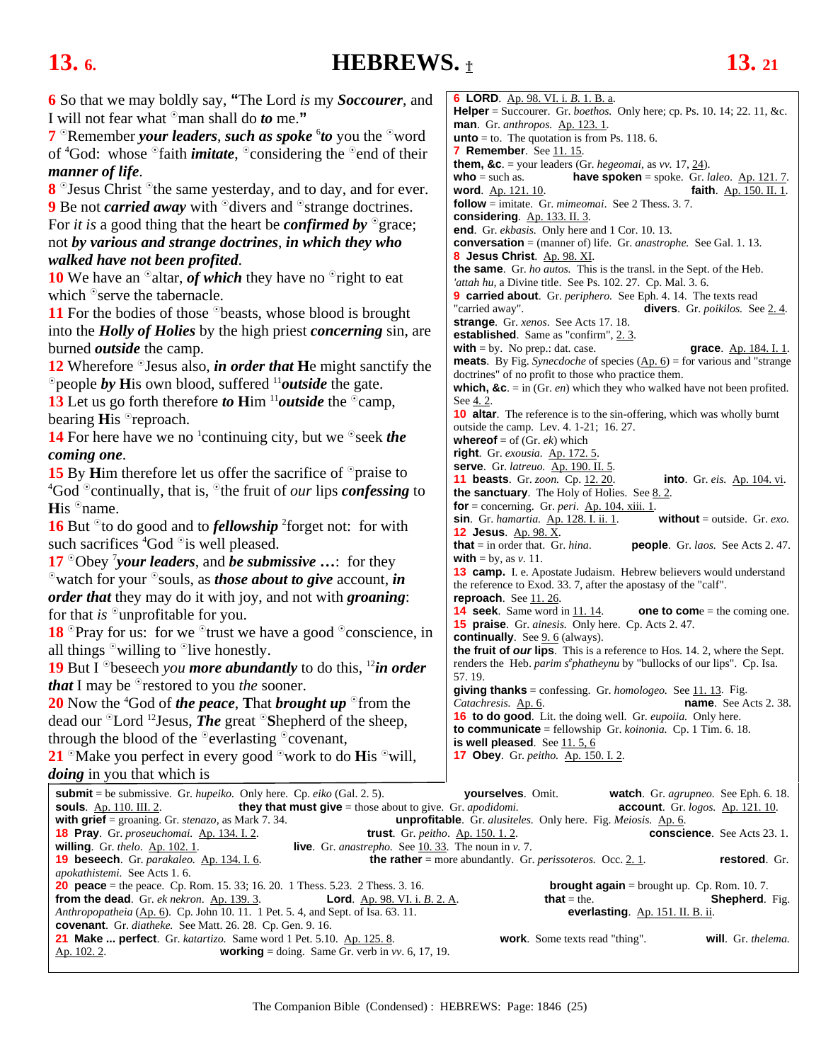# HEBREWS.

**6** So that we may boldly say, **"**The Lord *is* my ***Soccourer***, and I will not fear what ⊙man shall do ***to*** me.**"**

**7** ⊙Remember ***your leaders***, ***such as spoke*** [6]***to*** you the ⊙word of [4]God: whose ⊙faith ***imitate***, ⊙considering the ⊙end of their ***manner of life***.

**8** ⊙Jesus Christ ⊙the same yesterday, and to day, and for ever.

**9** Be not ***carried away*** with ⊙divers and ⊙strange doctrines. For *it is* a good thing that the heart be ***confirmed by*** ⊙grace; not ***by various and strange doctrines***, ***in which they who walked have not been profited***.

**10** We have an ⊙altar, ***of which*** they have no ⊙right to eat which ⊙serve the tabernacle.

**11** For the bodies of those ⊙beasts, whose blood is brought into the ***Holly of Holies*** by the high priest ***concerning*** sin, are burned ***outside*** the camp.

**12** Wherefore ⊙Jesus also, ***in order that*** **H**e might sanctify the ⊙people ***by*** **H**is own blood, suffered [11]***outside*** the gate.

**13** Let us go forth therefore ***to*** **H**im [11]***outside*** the ⊙camp, bearing **H**is ⊙reproach.

**14** For here have we no [1]continuing city, but we ⊙seek ***the coming one***.

**15** By **H**im therefore let us offer the sacrifice of ⊙praise to [4]God ⊙continually, that is, ⊙the fruit of *our* lips ***confessing*** to **H**is ⊙name.

**16** But ⊙to do good and to ***fellowship*** [2]forget not: for with such sacrifices [4]God ⊙is well pleased.

**17** ⊙Obey [7]***your leaders***, and ***be submissive …***: for they ⊙watch for your ⊙souls, as ***those about to give*** account, ***in order that*** they may do it with joy, and not with ***groaning***: for that *is* ⊙unprofitable for you.

**18** ⊙Pray for us: for we ⊙trust we have a good ⊙conscience, in all things ⊙willing to ⊙live honestly.

**19** But I ⊙beseech *you* ***more abundantly*** to do this, [12]***in order that*** I may be ⊙restored to you *the* sooner.

**20** Now the [4]God of ***the peace***, **T**hat ***brought up*** ⊙from the dead our ⊙Lord [12]Jesus, ***The*** great ⊙Shepherd of the sheep, through the blood of the ⊙everlasting ⊙covenant,

**21** ⊙Make you perfect in every good ⊙work to do **H**is ⊙will, ***doing*** in you that which is

---

**6 LORD**. Ap. 98. VI. i. *B*. 1. B. a.
**Helper** = Succourer. Gr. *boethos.* Only here; cp. Ps. 10. 14; 22. 11, &c.
**man**. Gr. *anthropos*. Ap. 123. 1.
**unto** = to. The quotation is from Ps. 118. 6.
**7 Remember**. See 11. 15.
**them, &c**. = your leaders (Gr. *hegeomai*, as *vv*. 17, 24).
**who** = such as. **have spoken** = spoke. Gr. *laleo*. Ap. 121. 7.
**word**. Ap. 121. 10. **faith**. Ap. 150. II. 1.
**follow** = imitate. Gr. *mimeomai*. See 2 Thess. 3. 7.
**considering**. Ap. 133. II. 3.
**end**. Gr. *ekbasis*. Only here and 1 Cor. 10. 13.
**conversation** = (manner of) life. Gr. *anastrophe.* See Gal. 1. 13.
**8 Jesus Christ**. Ap. 98. XI.
**the same**. Gr. *ho autos.* This is the transl. in the Sept. of the Heb. *'attah hu*, a Divine title. See Ps. 102. 27. Cp. Mal. 3. 6.
**9 carried about**. Gr. *periphero.* See Eph. 4. 14. The texts read "carried away". **divers**. Gr. *poikilos.* See 2. 4.
**strange**. Gr. *xenos*. See Acts 17. 18.
**established**. Same as "confirm", 2. 3.
**with** = by. No prep.: dat. case. **grace**. Ap. 184. I. 1.
**meats**. By Fig. *Synecdoche* of species (Ap. 6) = for various and "strange doctrines" of no profit to those who practice them.
**which, &c**. = in (Gr. *en*) which they who walked have not been profited. See 4. 2.
**10 altar**. The reference is to the sin-offering, which was wholly burnt outside the camp. Lev. 4. 1-21; 16. 27.
**whereof** = of (Gr. *ek*) which
**right**. Gr. *exousia*. Ap. 172. 5.
**serve**. Gr. *latreuo*. Ap. 190. II. 5.
**11 beasts**. Gr. *zoon.* Cp. 12. 20. **into**. Gr. *eis*. Ap. 104. vi.
**the sanctuary**. The Holy of Holies. See 8. 2.
**for** = concerning. Gr. *peri*. Ap. 104. xiii. 1.
**sin**. Gr. *hamartia.* Ap. 128. I. ii. 1. **without** = outside. Gr. *exo.*
**12 Jesus**. Ap. 98. X.
**that** = in order that. Gr. *hina*. **people**. Gr. *laos.* See Acts 2. 47.
**with** = by, as *v*. 11.
**13 camp**. I. e. Apostate Judaism. Hebrew believers would understand the reference to Exod. 33. 7, after the apostasy of the "calf".
**reproach**. See 11. 26.
**14 seek**. Same word in 11. 14. **one to come** = the coming one.
**15 praise**. Gr. *ainesis.* Only here. Cp. Acts 2. 47.
**continually**. See 9. 6 (always).
**the fruit of *our* lips**. This is a reference to Hos. 14. 2, where the Sept. renders the Heb. *parim s*[e]*phatheynu* by "bullocks of our lips". Cp. Isa. 57. 19.
**giving thanks** = confessing. Gr. *homologeo.* See 11. 13. Fig. *Catachresis.* Ap. 6. **name**. See Acts 2. 38.
**16 to do good**. Lit. the doing well. Gr. *eupoiia.* Only here.
**to communicate** = fellowship Gr. *koinonia.* Cp. 1 Tim. 6. 18.
**is well pleased**. See 11. 5, 6
**17 Obey**. Gr. *peitho.* Ap. 150. I. 2.

**submit** = be submissive. Gr. *hupeiko*. Only here. Cp. *eiko* (Gal. 2. 5). **yourselves**. Omit. **watch**. Gr. *agrupneo*. See Eph. 6. 18.
**souls**. Ap. 110. III. 2. **they that must give** = those about to give. Gr. *apodidomi.* **account**. Gr. *logos.* Ap. 121. 10.
**with grief** = groaning. Gr. *stenazo*, as Mark 7. 34. **unprofitable**. Gr. *alusiteles.* Only here. Fig. *Meiosis.* Ap. 6.
**18 Pray**. Gr. *proseuchomai.* Ap. 134. I. 2. **trust**. Gr. *peitho*. Ap. 150. 1. 2. **conscience**. See Acts 23. 1.
**willing**. Gr. *thelo*. Ap. 102. 1. **live**. Gr. *anastrepho.* See 10. 33. The noun in *v*. 7.
**19 beseech**. Gr. *parakaleo.* Ap. 134. I. 6. **the rather** = more abundantly. Gr. *perissoteros.* Occ. 2. 1. **restored**. Gr. *apokathistemi*. See Acts 1. 6.
**20 peace** = the peace. Cp. Rom. 15. 33; 16. 20. 1 Thess. 5.23. 2 Thess. 3. 16. **brought again** = brought up. Cp. Rom. 10. 7.
**from the dead**. Gr. *ek nekron*. Ap. 139. 3. **Lord**. Ap. 98. VI. i. *B*. 2. A. **that** = the. **Shepherd**. Fig. *Anthropopatheia* (Ap. 6). Cp. John 10. 11. 1 Pet. 5. 4, and Sept. of Isa. 63. 11. **everlasting**. Ap. 151. II. B. ii.
**covenant**. Gr. *diatheke.* See Matt. 26. 28. Cp. Gen. 9. 16.
**21 Make ... perfect**. Gr. *katartizo.* Same word 1 Pet. 5.10. Ap. 125. 8. **work**. Some texts read "thing". **will**. Gr. *thelema.* Ap. 102. 2. **working** = doing. Same Gr. verb in *vv*. 6, 17, 19.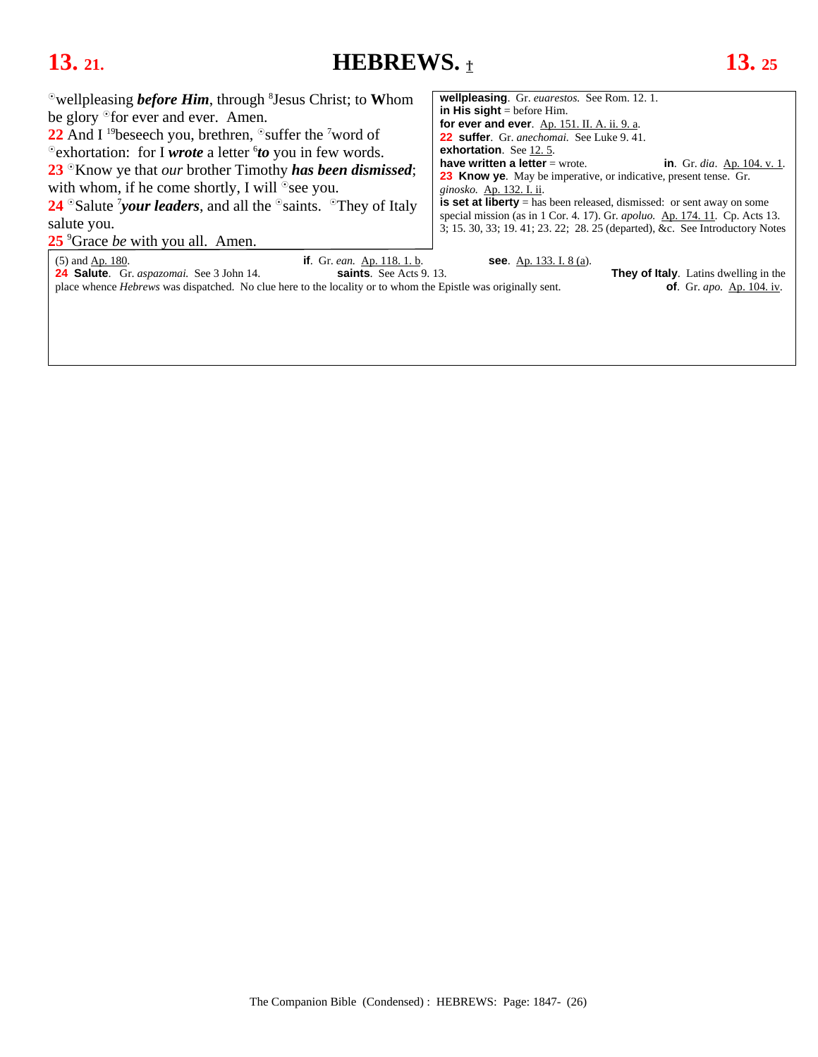⊙wellpleasing ***before Him***, through [8]Jesus Christ; to **W**hom be glory ⊙for ever and ever. Amen.

**22** And I [19]beseech you, brethren, ⊙suffer the [7]word of ⊙exhortation: for I ***wrote*** a letter [6]***to*** you in few words.

**23** ⊙Know ye that *our* brother Timothy ***has been dismissed***; with whom, if he come shortly, I will ⊙see you.

**24** ⊙Salute [7]***your leaders***, and all the ⊙saints. ⊙They of Italy salute you.

**25** [9]Grace *be* with you all. Amen.

---

**wellpleasing**. Gr. *euarestos.* See Rom. 12. 1.
**in His sight** = before Him.
**for ever and ever**. Ap. 151. II. A. ii. 9. a.
**22 suffer**. Gr. *anechomai.* See Luke 9. 41.
**exhortation**. See 12. 5.
**have written a letter** = wrote.
**in**. Gr. *dia*. Ap. 104. v. 1.
**23 Know ye**. May be imperative, or indicative, present tense. Gr. *ginosko.* Ap. 132. I. ii.
**is set at liberty** = has been released, dismissed: or sent away on some special mission (as in 1 Cor. 4. 17). Gr. *apoluo.* Ap. 174. 11. Cp. Acts 13. 3; 15. 30, 33; 19. 41; 23. 22; 28. 25 (departed), &c. See Introductory Notes (5) and Ap. 180.
**if**. Gr. *ean.* Ap. 118. 1. b.
**see**. Ap. 133. I. 8 (a).
**24 Salute**. Gr. *aspazomai.* See 3 John 14.
**saints**. See Acts 9. 13.
**They of Italy**. Latins dwelling in the place whence *Hebrews* was dispatched. No clue here to the locality or to whom the Epistle was originally sent.
**of**. Gr. *apo.* Ap. 104. iv.